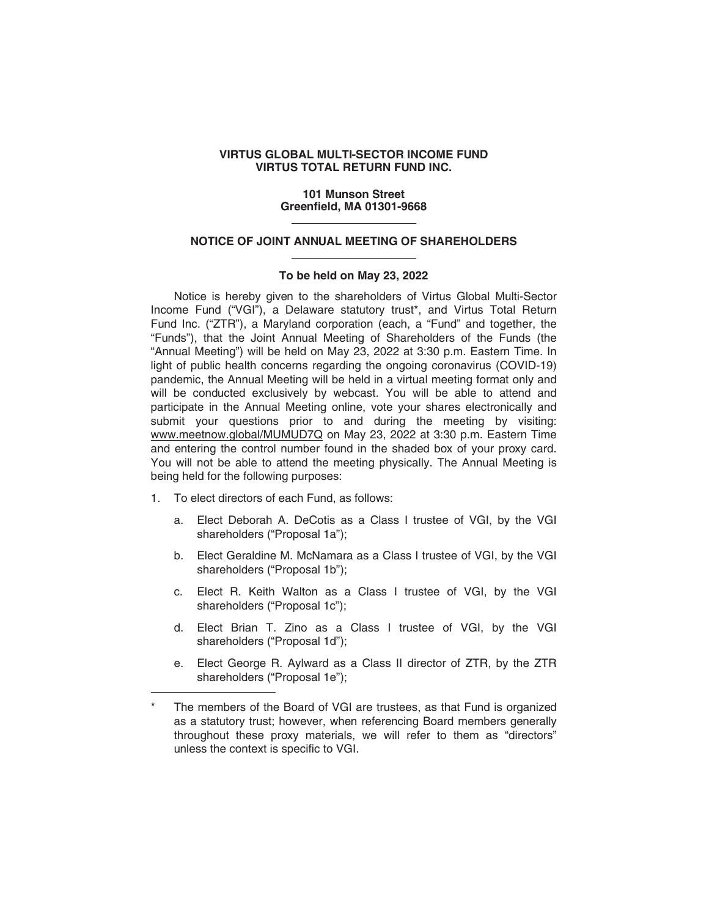**VIRTUS GLOBAL MULTI-SECTOR INCOME FUND**
**VIRTUS TOTAL RETURN FUND INC.**

**101 Munson Street**
**Greenfield, MA 01301-9668**

---

## NOTICE OF JOINT ANNUAL MEETING OF SHAREHOLDERS

---

**To be held on May 23, 2022**

Notice is hereby given to the shareholders of Virtus Global Multi-Sector Income Fund ("VGI"), a Delaware statutory trust*, and Virtus Total Return Fund Inc. ("ZTR"), a Maryland corporation (each, a "Fund" and together, the "Funds"), that the Joint Annual Meeting of Shareholders of the Funds (the "Annual Meeting") will be held on May 23, 2022 at 3:30 p.m. Eastern Time. In light of public health concerns regarding the ongoing coronavirus (COVID-19) pandemic, the Annual Meeting will be held in a virtual meeting format only and will be conducted exclusively by webcast. You will be able to attend and participate in the Annual Meeting online, vote your shares electronically and submit your questions prior to and during the meeting by visiting: www.meetnow.global/MUMUD7Q on May 23, 2022 at 3:30 p.m. Eastern Time and entering the control number found in the shaded box of your proxy card. You will not be able to attend the meeting physically. The Annual Meeting is being held for the following purposes:

1. To elect directors of each Fund, as follows:
   a. Elect Deborah A. DeCotis as a Class I trustee of VGI, by the VGI shareholders ("Proposal 1a");
   b. Elect Geraldine M. McNamara as a Class I trustee of VGI, by the VGI shareholders ("Proposal 1b");
   c. Elect R. Keith Walton as a Class I trustee of VGI, by the VGI shareholders ("Proposal 1c");
   d. Elect Brian T. Zino as a Class I trustee of VGI, by the VGI shareholders ("Proposal 1d");
   e. Elect George R. Aylward as a Class II director of ZTR, by the ZTR shareholders ("Proposal 1e");

---

\* The members of the Board of VGI are trustees, as that Fund is organized as a statutory trust; however, when referencing Board members generally throughout these proxy materials, we will refer to them as "directors" unless the context is specific to VGI.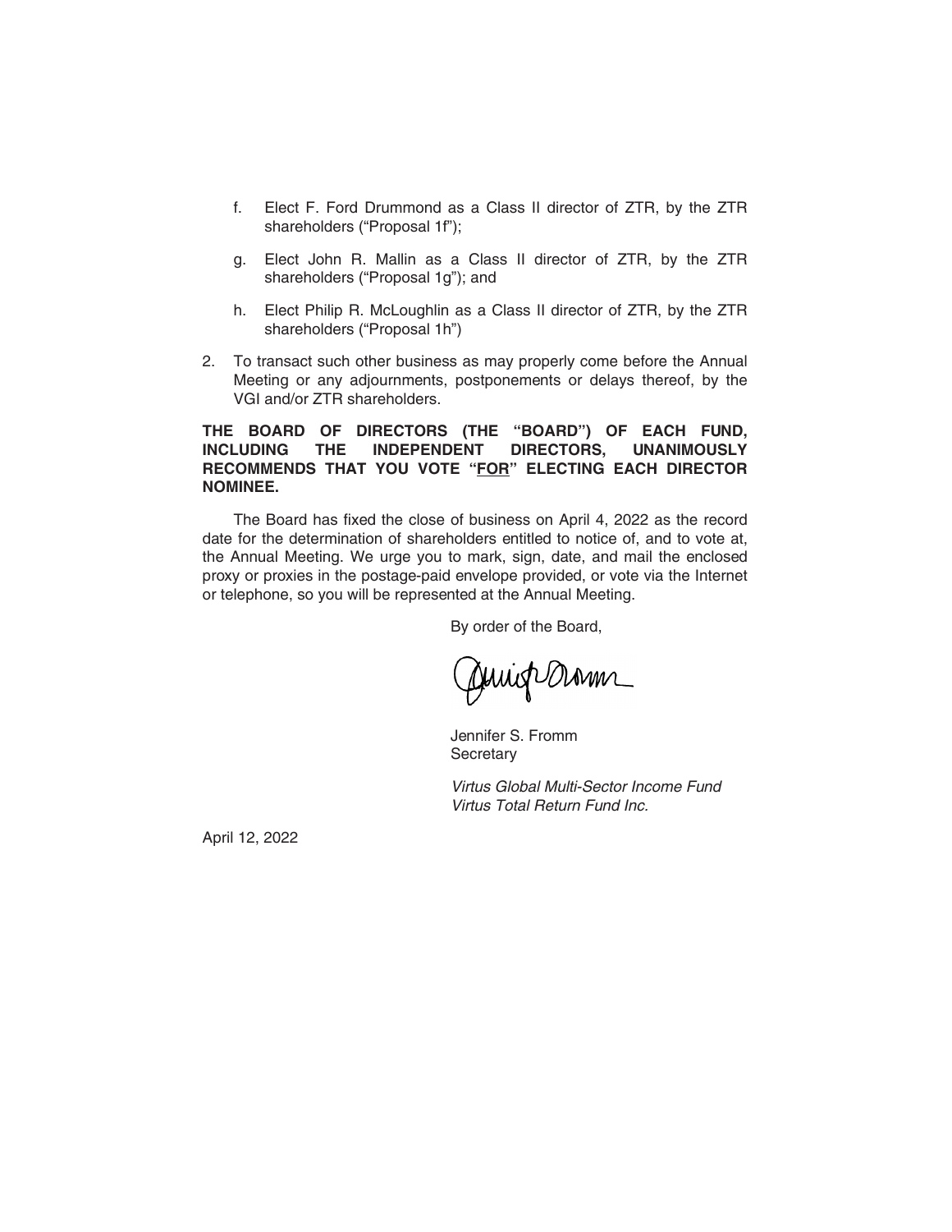f. Elect F. Ford Drummond as a Class II director of ZTR, by the ZTR shareholders ("Proposal 1f");

   g. Elect John R. Mallin as a Class II director of ZTR, by the ZTR shareholders ("Proposal 1g"); and

   h. Elect Philip R. McLoughlin as a Class II director of ZTR, by the ZTR shareholders ("Proposal 1h")

2. To transact such other business as may properly come before the Annual Meeting or any adjournments, postponements or delays thereof, by the VGI and/or ZTR shareholders.

**THE BOARD OF DIRECTORS (THE "BOARD") OF EACH FUND, INCLUDING THE INDEPENDENT DIRECTORS, UNANIMOUSLY RECOMMENDS THAT YOU VOTE "FOR" ELECTING EACH DIRECTOR NOMINEE.**

The Board has fixed the close of business on April 4, 2022 as the record date for the determination of shareholders entitled to notice of, and to vote at, the Annual Meeting. We urge you to mark, sign, date, and mail the enclosed proxy or proxies in the postage-paid envelope provided, or vote via the Internet or telephone, so you will be represented at the Annual Meeting.

By order of the Board,

Jennifer S. Fromm
Secretary

*Virtus Global Multi-Sector Income Fund*
*Virtus Total Return Fund Inc.*

April 12, 2022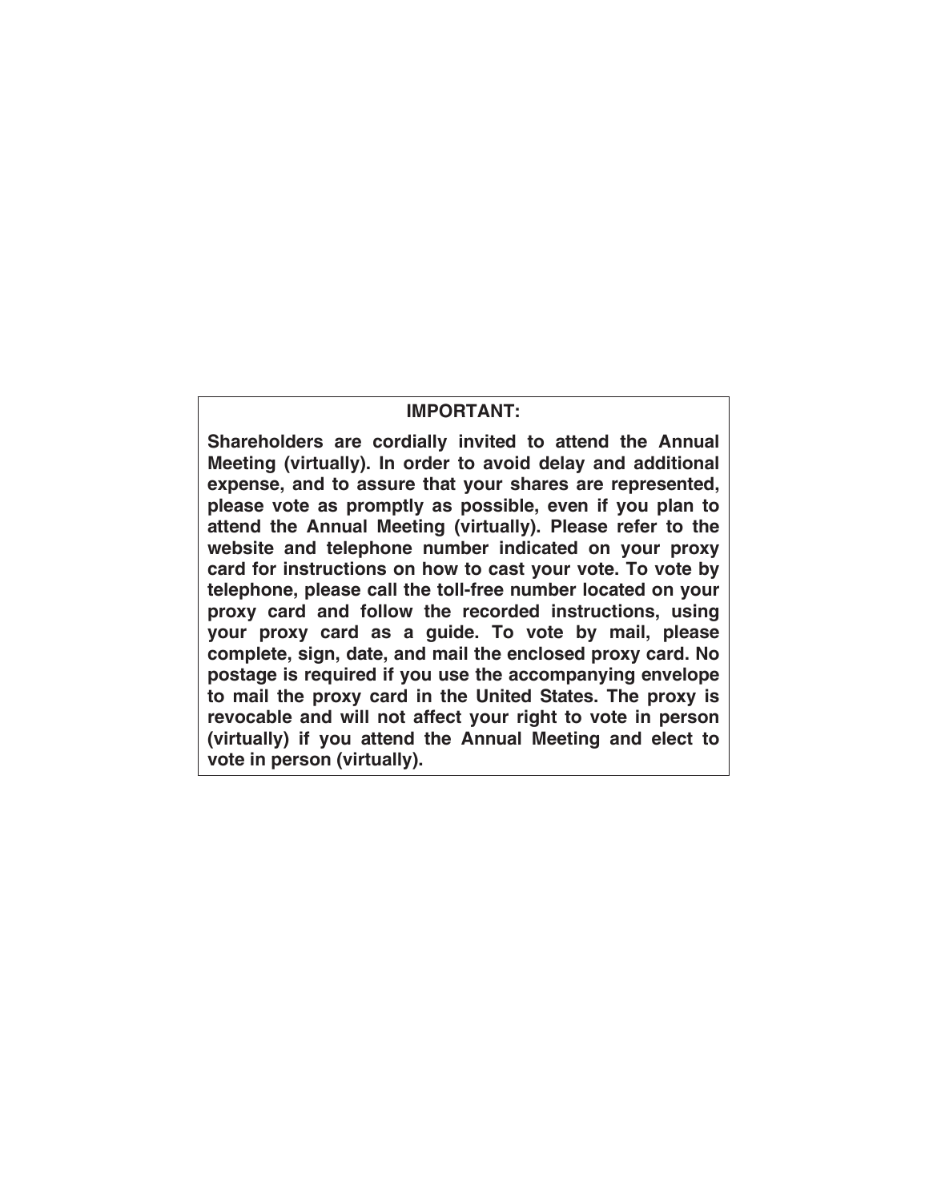**IMPORTANT:**

**Shareholders are cordially invited to attend the Annual Meeting (virtually). In order to avoid delay and additional expense, and to assure that your shares are represented, please vote as promptly as possible, even if you plan to attend the Annual Meeting (virtually). Please refer to the website and telephone number indicated on your proxy card for instructions on how to cast your vote. To vote by telephone, please call the toll-free number located on your proxy card and follow the recorded instructions, using your proxy card as a guide. To vote by mail, please complete, sign, date, and mail the enclosed proxy card. No postage is required if you use the accompanying envelope to mail the proxy card in the United States. The proxy is revocable and will not affect your right to vote in person (virtually) if you attend the Annual Meeting and elect to vote in person (virtually).**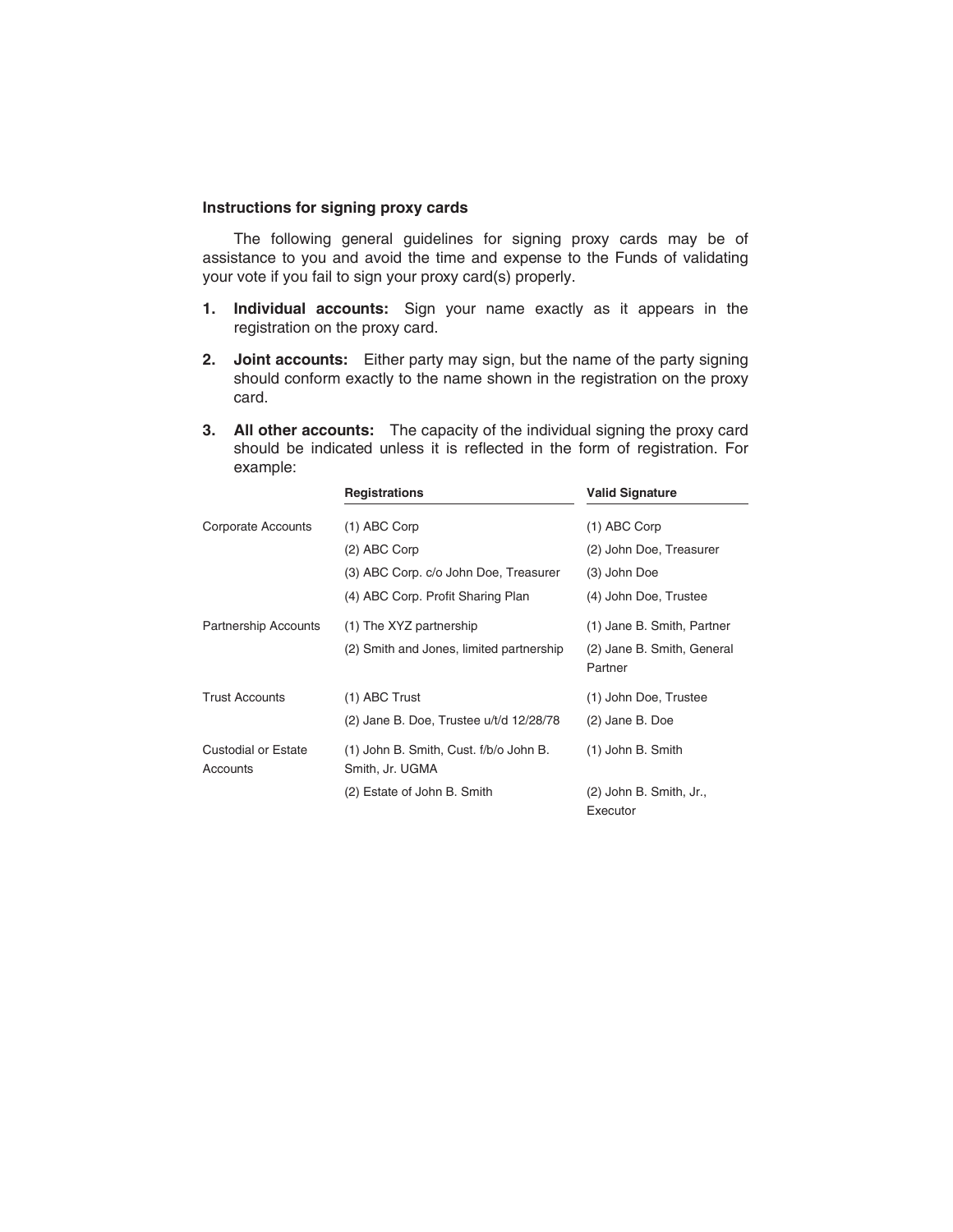**Instructions for signing proxy cards**

The following general guidelines for signing proxy cards may be of assistance to you and avoid the time and expense to the Funds of validating your vote if you fail to sign your proxy card(s) properly.

1. **Individual accounts:** Sign your name exactly as it appears in the registration on the proxy card.

2. **Joint accounts:** Either party may sign, but the name of the party signing should conform exactly to the name shown in the registration on the proxy card.

3. **All other accounts:** The capacity of the individual signing the proxy card should be indicated unless it is reflected in the form of registration. For example:

| | Registrations | Valid Signature |
|---|---|---|
| Corporate Accounts | (1) ABC Corp | (1) ABC Corp |
| | (2) ABC Corp | (2) John Doe, Treasurer |
| | (3) ABC Corp. c/o John Doe, Treasurer | (3) John Doe |
| | (4) ABC Corp. Profit Sharing Plan | (4) John Doe, Trustee |
| Partnership Accounts | (1) The XYZ partnership | (1) Jane B. Smith, Partner |
| | (2) Smith and Jones, limited partnership | (2) Jane B. Smith, General Partner |
| Trust Accounts | (1) ABC Trust | (1) John Doe, Trustee |
| | (2) Jane B. Doe, Trustee u/t/d 12/28/78 | (2) Jane B. Doe |
| Custodial or Estate Accounts | (1) John B. Smith, Cust. f/b/o John B. Smith, Jr. UGMA | (1) John B. Smith |
| | (2) Estate of John B. Smith | (2) John B. Smith, Jr., Executor |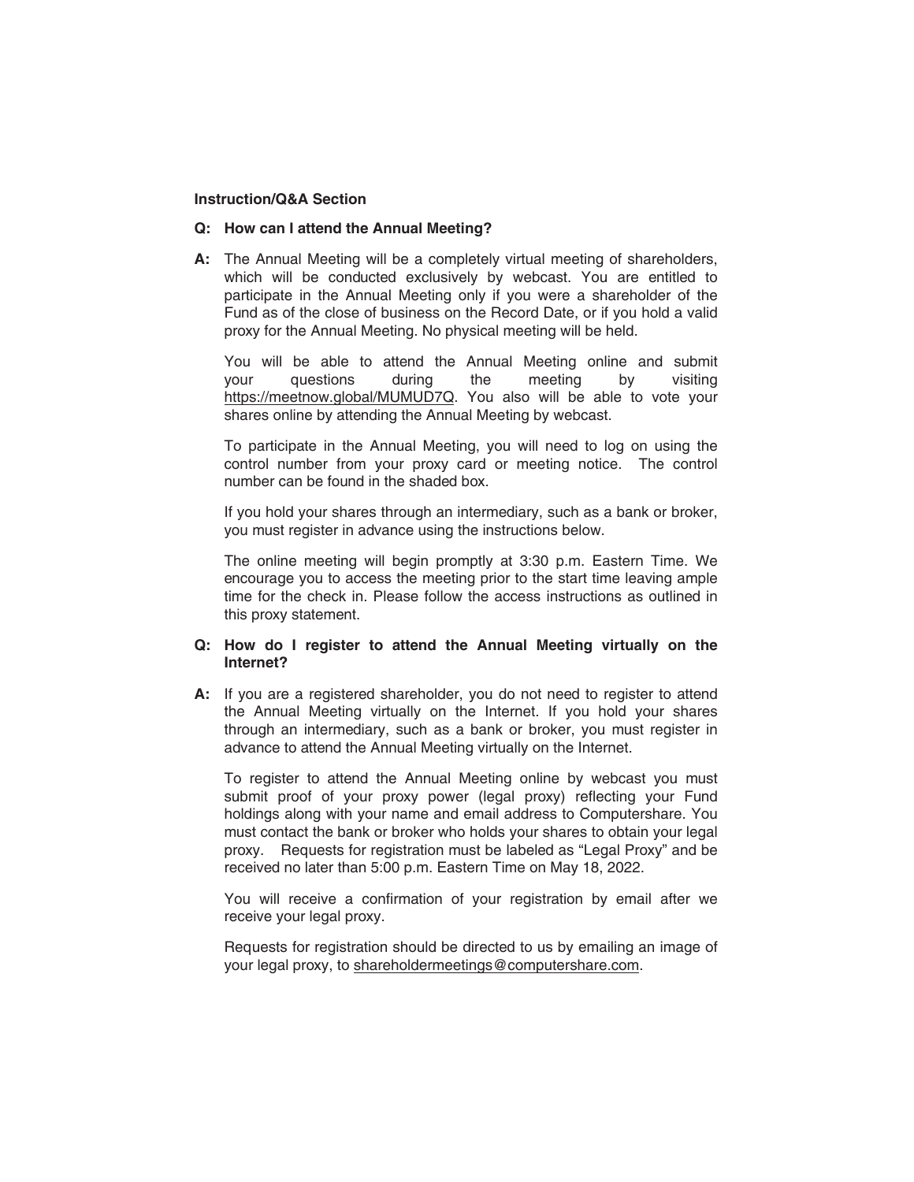**Instruction/Q&A Section**

**Q: How can I attend the Annual Meeting?**

**A:** The Annual Meeting will be a completely virtual meeting of shareholders, which will be conducted exclusively by webcast. You are entitled to participate in the Annual Meeting only if you were a shareholder of the Fund as of the close of business on the Record Date, or if you hold a valid proxy for the Annual Meeting. No physical meeting will be held.

You will be able to attend the Annual Meeting online and submit your questions during the meeting by visiting https://meetnow.global/MUMUD7Q. You also will be able to vote your shares online by attending the Annual Meeting by webcast.

To participate in the Annual Meeting, you will need to log on using the control number from your proxy card or meeting notice. The control number can be found in the shaded box.

If you hold your shares through an intermediary, such as a bank or broker, you must register in advance using the instructions below.

The online meeting will begin promptly at 3:30 p.m. Eastern Time. We encourage you to access the meeting prior to the start time leaving ample time for the check in. Please follow the access instructions as outlined in this proxy statement.

**Q: How do I register to attend the Annual Meeting virtually on the Internet?**

**A:** If you are a registered shareholder, you do not need to register to attend the Annual Meeting virtually on the Internet. If you hold your shares through an intermediary, such as a bank or broker, you must register in advance to attend the Annual Meeting virtually on the Internet.

To register to attend the Annual Meeting online by webcast you must submit proof of your proxy power (legal proxy) reflecting your Fund holdings along with your name and email address to Computershare. You must contact the bank or broker who holds your shares to obtain your legal proxy. Requests for registration must be labeled as "Legal Proxy" and be received no later than 5:00 p.m. Eastern Time on May 18, 2022.

You will receive a confirmation of your registration by email after we receive your legal proxy.

Requests for registration should be directed to us by emailing an image of your legal proxy, to shareholdermeetings@computershare.com.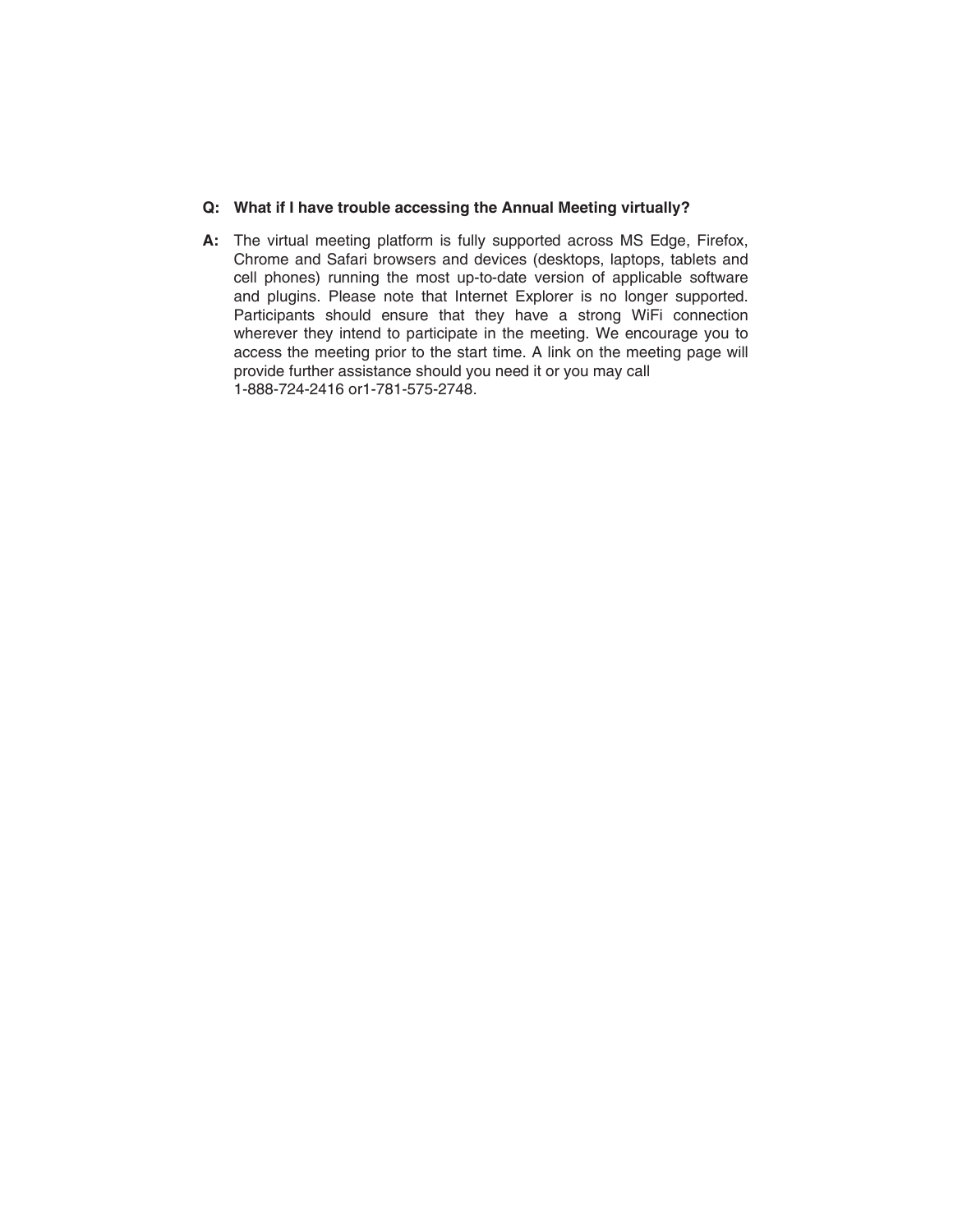**Q: What if I have trouble accessing the Annual Meeting virtually?**

**A:** The virtual meeting platform is fully supported across MS Edge, Firefox, Chrome and Safari browsers and devices (desktops, laptops, tablets and cell phones) running the most up-to-date version of applicable software and plugins. Please note that Internet Explorer is no longer supported. Participants should ensure that they have a strong WiFi connection wherever they intend to participate in the meeting. We encourage you to access the meeting prior to the start time. A link on the meeting page will provide further assistance should you need it or you may call 1-888-724-2416 or1-781-575-2748.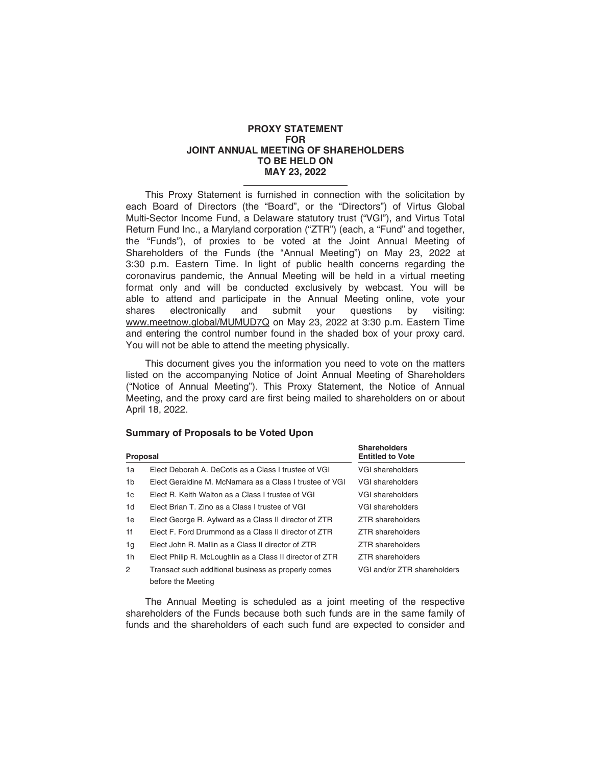# PROXY STATEMENT
# FOR
# JOINT ANNUAL MEETING OF SHAREHOLDERS
# TO BE HELD ON
# MAY 23, 2022

---

This Proxy Statement is furnished in connection with the solicitation by each Board of Directors (the "Board", or the "Directors") of Virtus Global Multi-Sector Income Fund, a Delaware statutory trust ("VGI"), and Virtus Total Return Fund Inc., a Maryland corporation ("ZTR") (each, a "Fund" and together, the "Funds"), of proxies to be voted at the Joint Annual Meeting of Shareholders of the Funds (the "Annual Meeting") on May 23, 2022 at 3:30 p.m. Eastern Time. In light of public health concerns regarding the coronavirus pandemic, the Annual Meeting will be held in a virtual meeting format only and will be conducted exclusively by webcast. You will be able to attend and participate in the Annual Meeting online, vote your shares electronically and submit your questions by visiting: www.meetnow.global/MUMUD7Q on May 23, 2022 at 3:30 p.m. Eastern Time and entering the control number found in the shaded box of your proxy card. You will not be able to attend the meeting physically.

This document gives you the information you need to vote on the matters listed on the accompanying Notice of Joint Annual Meeting of Shareholders ("Notice of Annual Meeting"). This Proxy Statement, the Notice of Annual Meeting, and the proxy card are first being mailed to shareholders on or about April 18, 2022.

### Summary of Proposals to be Voted Upon

| Proposal | | Shareholders Entitled to Vote |
|---|---|---|
| 1a | Elect Deborah A. DeCotis as a Class I trustee of VGI | VGI shareholders |
| 1b | Elect Geraldine M. McNamara as a Class I trustee of VGI | VGI shareholders |
| 1c | Elect R. Keith Walton as a Class I trustee of VGI | VGI shareholders |
| 1d | Elect Brian T. Zino as a Class I trustee of VGI | VGI shareholders |
| 1e | Elect George R. Aylward as a Class II director of ZTR | ZTR shareholders |
| 1f | Elect F. Ford Drummond as a Class II director of ZTR | ZTR shareholders |
| 1g | Elect John R. Mallin as a Class II director of ZTR | ZTR shareholders |
| 1h | Elect Philip R. McLoughlin as a Class II director of ZTR | ZTR shareholders |
| 2 | Transact such additional business as properly comes before the Meeting | VGI and/or ZTR shareholders |

The Annual Meeting is scheduled as a joint meeting of the respective shareholders of the Funds because both such funds are in the same family of funds and the shareholders of each such fund are expected to consider and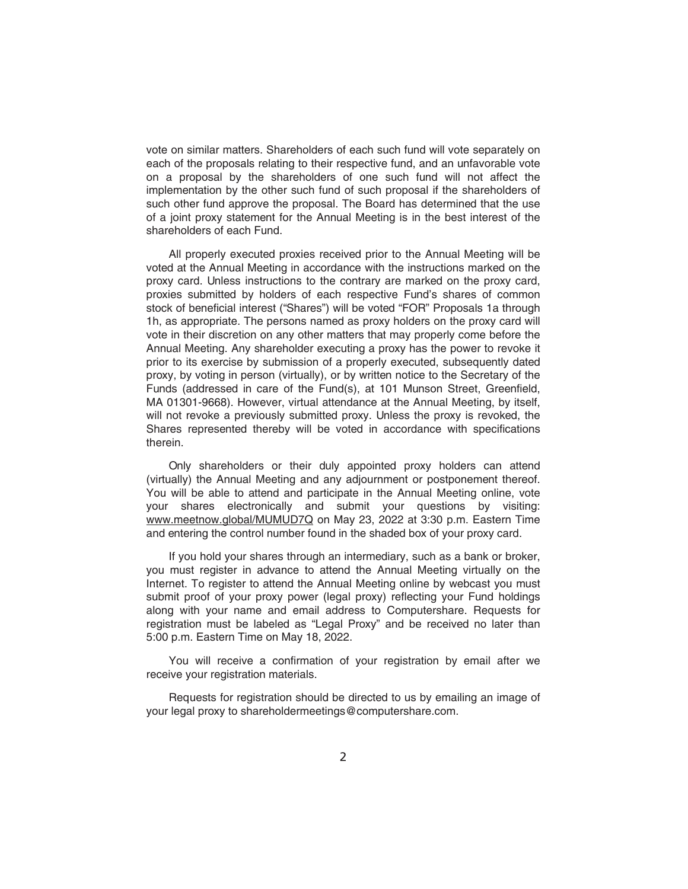vote on similar matters. Shareholders of each such fund will vote separately on each of the proposals relating to their respective fund, and an unfavorable vote on a proposal by the shareholders of one such fund will not affect the implementation by the other such fund of such proposal if the shareholders of such other fund approve the proposal. The Board has determined that the use of a joint proxy statement for the Annual Meeting is in the best interest of the shareholders of each Fund.

All properly executed proxies received prior to the Annual Meeting will be voted at the Annual Meeting in accordance with the instructions marked on the proxy card. Unless instructions to the contrary are marked on the proxy card, proxies submitted by holders of each respective Fund's shares of common stock of beneficial interest ("Shares") will be voted "FOR" Proposals 1a through 1h, as appropriate. The persons named as proxy holders on the proxy card will vote in their discretion on any other matters that may properly come before the Annual Meeting. Any shareholder executing a proxy has the power to revoke it prior to its exercise by submission of a properly executed, subsequently dated proxy, by voting in person (virtually), or by written notice to the Secretary of the Funds (addressed in care of the Fund(s), at 101 Munson Street, Greenfield, MA 01301-9668). However, virtual attendance at the Annual Meeting, by itself, will not revoke a previously submitted proxy. Unless the proxy is revoked, the Shares represented thereby will be voted in accordance with specifications therein.

Only shareholders or their duly appointed proxy holders can attend (virtually) the Annual Meeting and any adjournment or postponement thereof. You will be able to attend and participate in the Annual Meeting online, vote your shares electronically and submit your questions by visiting: www.meetnow.global/MUMUD7Q on May 23, 2022 at 3:30 p.m. Eastern Time and entering the control number found in the shaded box of your proxy card.

If you hold your shares through an intermediary, such as a bank or broker, you must register in advance to attend the Annual Meeting virtually on the Internet. To register to attend the Annual Meeting online by webcast you must submit proof of your proxy power (legal proxy) reflecting your Fund holdings along with your name and email address to Computershare. Requests for registration must be labeled as "Legal Proxy" and be received no later than 5:00 p.m. Eastern Time on May 18, 2022.

You will receive a confirmation of your registration by email after we receive your registration materials.

Requests for registration should be directed to us by emailing an image of your legal proxy to shareholdermeetings@computershare.com.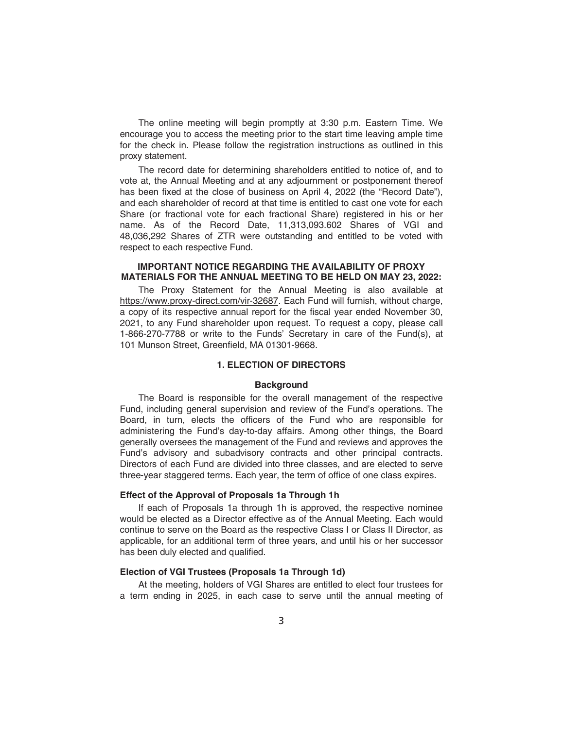The online meeting will begin promptly at 3:30 p.m. Eastern Time. We encourage you to access the meeting prior to the start time leaving ample time for the check in. Please follow the registration instructions as outlined in this proxy statement.

The record date for determining shareholders entitled to notice of, and to vote at, the Annual Meeting and at any adjournment or postponement thereof has been fixed at the close of business on April 4, 2022 (the "Record Date"), and each shareholder of record at that time is entitled to cast one vote for each Share (or fractional vote for each fractional Share) registered in his or her name. As of the Record Date, 11,313,093.602 Shares of VGI and 48,036,292 Shares of ZTR were outstanding and entitled to be voted with respect to each respective Fund.

**IMPORTANT NOTICE REGARDING THE AVAILABILITY OF PROXY MATERIALS FOR THE ANNUAL MEETING TO BE HELD ON MAY 23, 2022:**

The Proxy Statement for the Annual Meeting is also available at https://www.proxy-direct.com/vir-32687. Each Fund will furnish, without charge, a copy of its respective annual report for the fiscal year ended November 30, 2021, to any Fund shareholder upon request. To request a copy, please call 1-866-270-7788 or write to the Funds' Secretary in care of the Fund(s), at 101 Munson Street, Greenfield, MA 01301-9668.

## 1. ELECTION OF DIRECTORS

### Background

The Board is responsible for the overall management of the respective Fund, including general supervision and review of the Fund's operations. The Board, in turn, elects the officers of the Fund who are responsible for administering the Fund's day-to-day affairs. Among other things, the Board generally oversees the management of the Fund and reviews and approves the Fund's advisory and subadvisory contracts and other principal contracts. Directors of each Fund are divided into three classes, and are elected to serve three-year staggered terms. Each year, the term of office of one class expires.

### Effect of the Approval of Proposals 1a Through 1h

If each of Proposals 1a through 1h is approved, the respective nominee would be elected as a Director effective as of the Annual Meeting. Each would continue to serve on the Board as the respective Class I or Class II Director, as applicable, for an additional term of three years, and until his or her successor has been duly elected and qualified.

### Election of VGI Trustees (Proposals 1a Through 1d)

At the meeting, holders of VGI Shares are entitled to elect four trustees for a term ending in 2025, in each case to serve until the annual meeting of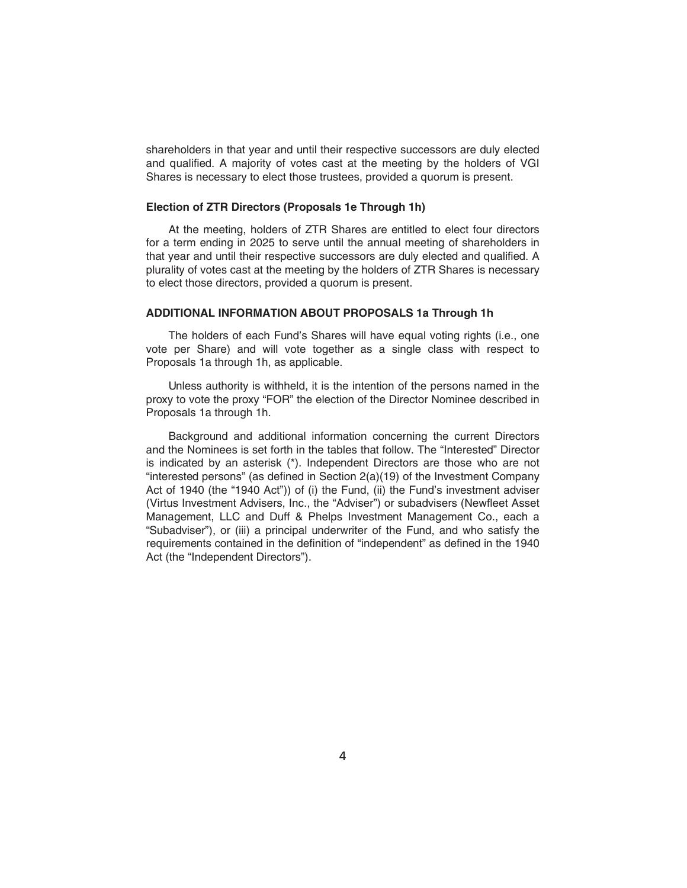shareholders in that year and until their respective successors are duly elected and qualified. A majority of votes cast at the meeting by the holders of VGI Shares is necessary to elect those trustees, provided a quorum is present.

### Election of ZTR Directors (Proposals 1e Through 1h)

At the meeting, holders of ZTR Shares are entitled to elect four directors for a term ending in 2025 to serve until the annual meeting of shareholders in that year and until their respective successors are duly elected and qualified. A plurality of votes cast at the meeting by the holders of ZTR Shares is necessary to elect those directors, provided a quorum is present.

## ADDITIONAL INFORMATION ABOUT PROPOSALS 1a Through 1h

The holders of each Fund's Shares will have equal voting rights (i.e., one vote per Share) and will vote together as a single class with respect to Proposals 1a through 1h, as applicable.

Unless authority is withheld, it is the intention of the persons named in the proxy to vote the proxy "FOR" the election of the Director Nominee described in Proposals 1a through 1h.

Background and additional information concerning the current Directors and the Nominees is set forth in the tables that follow. The "Interested" Director is indicated by an asterisk (*). Independent Directors are those who are not "interested persons" (as defined in Section 2(a)(19) of the Investment Company Act of 1940 (the "1940 Act")) of (i) the Fund, (ii) the Fund's investment adviser (Virtus Investment Advisers, Inc., the "Adviser") or subadvisers (Newfleet Asset Management, LLC and Duff & Phelps Investment Management Co., each a "Subadviser"), or (iii) a principal underwriter of the Fund, and who satisfy the requirements contained in the definition of "independent" as defined in the 1940 Act (the "Independent Directors").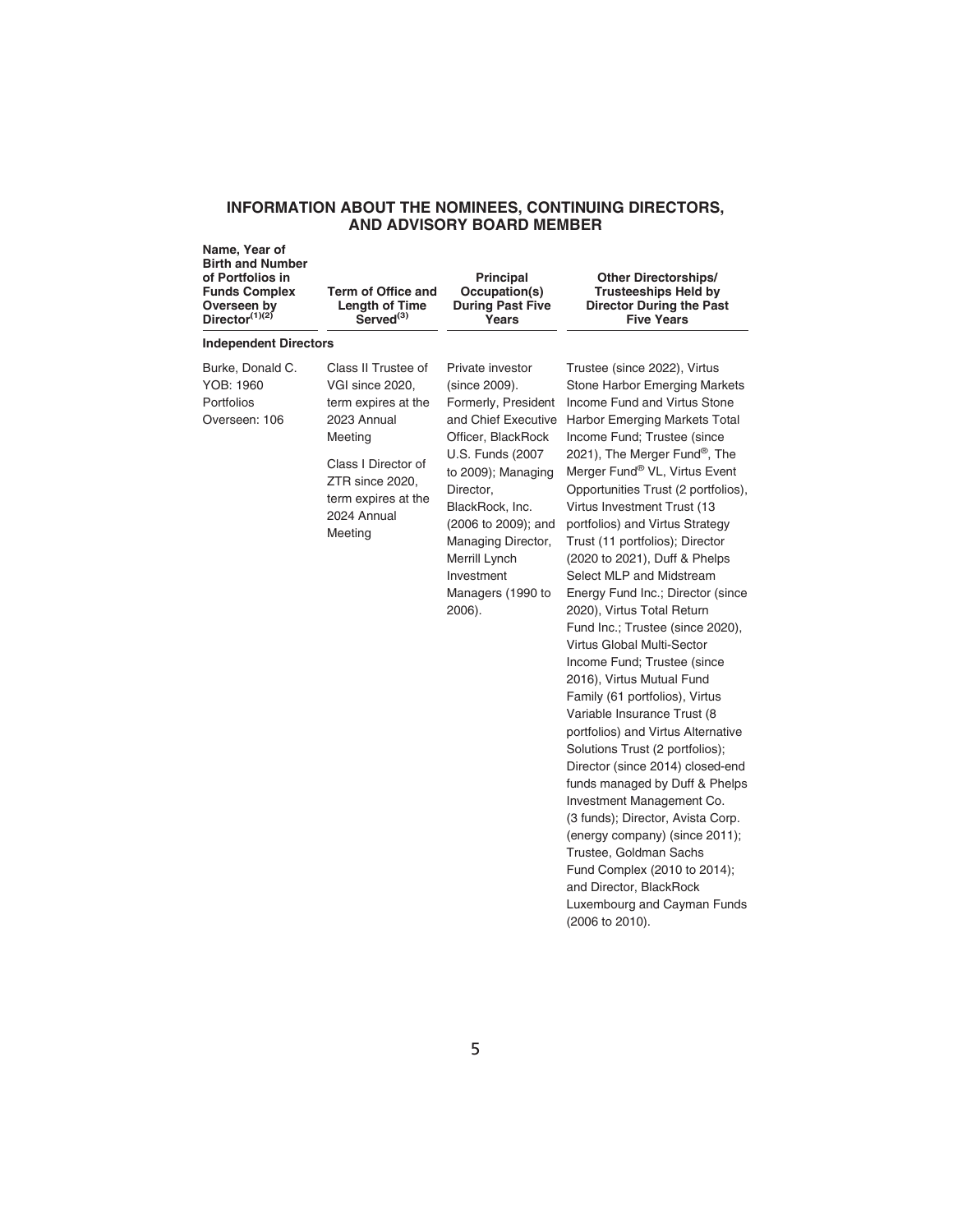## INFORMATION ABOUT THE NOMINEES, CONTINUING DIRECTORS, AND ADVISORY BOARD MEMBER

| Name, Year of Birth and Number of Portfolios in Funds Complex Overseen by Director[(1)(2)] | Term of Office and Length of Time Served[(3)] | Principal Occupation(s) During Past Five Years | Other Directorships/ Trusteeships Held by Director During the Past Five Years |
|---|---|---|---|
| **Independent Directors** | | | |
| Burke, Donald C.<br>YOB: 1960<br>Portfolios Overseen: 106 | Class II Trustee of VGI since 2020, term expires at the 2023 Annual Meeting<br><br>Class I Director of ZTR since 2020, term expires at the 2024 Annual Meeting | Private investor (since 2009). Formerly, President and Chief Executive Officer, BlackRock U.S. Funds (2007 to 2009); Managing Director, BlackRock, Inc. (2006 to 2009); and Managing Director, Merrill Lynch Investment Managers (1990 to 2006). | Trustee (since 2022), Virtus Stone Harbor Emerging Markets Income Fund and Virtus Stone Harbor Emerging Markets Total Income Fund; Trustee (since 2021), The Merger Fund®, The Merger Fund® VL, Virtus Event Opportunities Trust (2 portfolios), Virtus Investment Trust (13 portfolios) and Virtus Strategy Trust (11 portfolios); Director (2020 to 2021), Duff & Phelps Select MLP and Midstream Energy Fund Inc.; Director (since 2020), Virtus Total Return Fund Inc.; Trustee (since 2020), Virtus Global Multi-Sector Income Fund; Trustee (since 2016), Virtus Mutual Fund Family (61 portfolios), Virtus Variable Insurance Trust (8 portfolios) and Virtus Alternative Solutions Trust (2 portfolios); Director (since 2014) closed-end funds managed by Duff & Phelps Investment Management Co. (3 funds); Director, Avista Corp. (energy company) (since 2011); Trustee, Goldman Sachs Fund Complex (2010 to 2014); and Director, BlackRock Luxembourg and Cayman Funds (2006 to 2010). |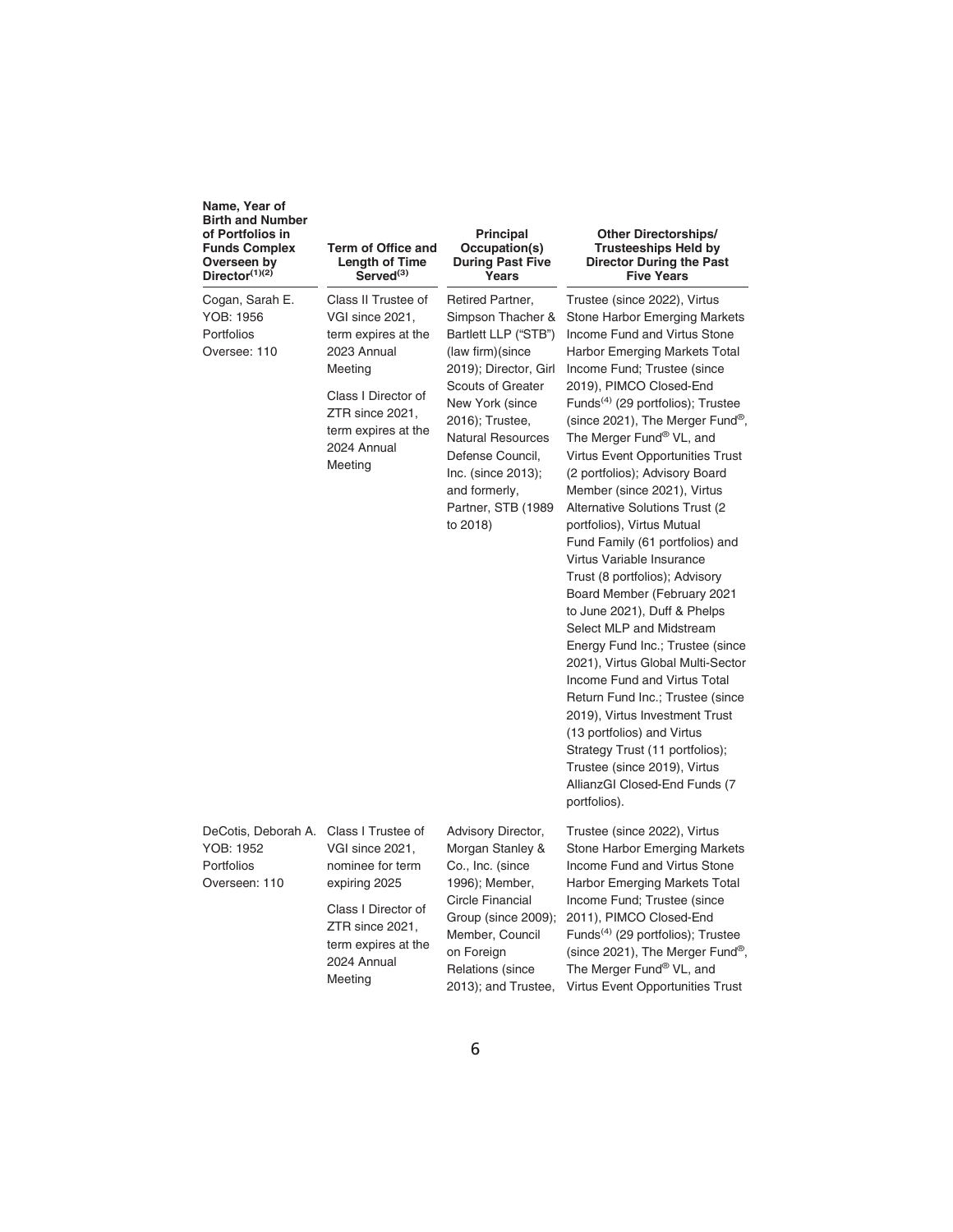| Name, Year of Birth and Number of Portfolios in Funds Complex Overseen by Director[(1)(2)] | Term of Office and Length of Time Served[(3)] | Principal Occupation(s) During Past Five Years | Other Directorships/ Trusteeships Held by Director During the Past Five Years |
|---|---|---|---|
| Cogan, Sarah E.<br>YOB: 1956<br>Portfolios Oversee: 110 | Class II Trustee of VGI since 2021, term expires at the 2023 Annual Meeting<br><br>Class I Director of ZTR since 2021, term expires at the 2024 Annual Meeting | Retired Partner, Simpson Thacher & Bartlett LLP ("STB") (law firm)(since 2019); Director, Girl Scouts of Greater New York (since 2016); Trustee, Natural Resources Defense Council, Inc. (since 2013); and formerly, Partner, STB (1989 to 2018) | Trustee (since 2022), Virtus Stone Harbor Emerging Markets Income Fund and Virtus Stone Harbor Emerging Markets Total Income Fund; Trustee (since 2019), PIMCO Closed-End Funds[(4)] (29 portfolios); Trustee (since 2021), The Merger Fund®, The Merger Fund® VL, and Virtus Event Opportunities Trust (2 portfolios); Advisory Board Member (since 2021), Virtus Alternative Solutions Trust (2 portfolios), Virtus Mutual Fund Family (61 portfolios) and Virtus Variable Insurance Trust (8 portfolios); Advisory Board Member (February 2021 to June 2021), Duff & Phelps Select MLP and Midstream Energy Fund Inc.; Trustee (since 2021), Virtus Global Multi-Sector Income Fund and Virtus Total Return Fund Inc.; Trustee (since 2019), Virtus Investment Trust (13 portfolios) and Virtus Strategy Trust (11 portfolios); Trustee (since 2019), Virtus AllianzGI Closed-End Funds (7 portfolios). |
| DeCotis, Deborah A.<br>YOB: 1952<br>Portfolios Overseen: 110 | Class I Trustee of VGI since 2021, nominee for term expiring 2025<br><br>Class I Director of ZTR since 2021, term expires at the 2024 Annual Meeting | Advisory Director, Morgan Stanley & Co., Inc. (since 1996); Member, Circle Financial Group (since 2009); Member, Council on Foreign Relations (since 2013); and Trustee, | Trustee (since 2022), Virtus Stone Harbor Emerging Markets Income Fund and Virtus Stone Harbor Emerging Markets Total Income Fund; Trustee (since 2011), PIMCO Closed-End Funds[(4)] (29 portfolios); Trustee (since 2021), The Merger Fund®, The Merger Fund® VL, and Virtus Event Opportunities Trust |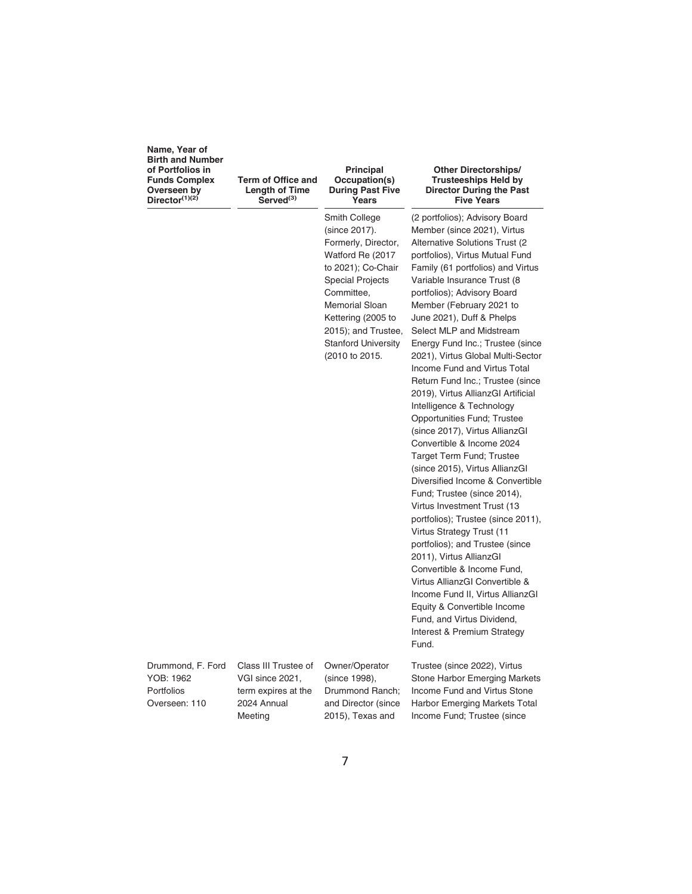| Name, Year of Birth and Number of Portfolios in Funds Complex Overseen by Director[(1)(2)] | Term of Office and Length of Time Served[(3)] | Principal Occupation(s) During Past Five Years | Other Directorships/ Trusteeships Held by Director During the Past Five Years |
|---|---|---|---|
| | | Smith College (since 2017). Formerly, Director, Watford Re (2017 to 2021); Co-Chair Special Projects Committee, Memorial Sloan Kettering (2005 to 2015); and Trustee, Stanford University (2010 to 2015. | (2 portfolios); Advisory Board Member (since 2021), Virtus Alternative Solutions Trust (2 portfolios), Virtus Mutual Fund Family (61 portfolios) and Virtus Variable Insurance Trust (8 portfolios); Advisory Board Member (February 2021 to June 2021), Duff & Phelps Select MLP and Midstream Energy Fund Inc.; Trustee (since 2021), Virtus Global Multi-Sector Income Fund and Virtus Total Return Fund Inc.; Trustee (since 2019), Virtus AllianzGI Artificial Intelligence & Technology Opportunities Fund; Trustee (since 2017), Virtus AllianzGI Convertible & Income 2024 Target Term Fund; Trustee (since 2015), Virtus AllianzGI Diversified Income & Convertible Fund; Trustee (since 2014), Virtus Investment Trust (13 portfolios); Trustee (since 2011), Virtus Strategy Trust (11 portfolios); and Trustee (since 2011), Virtus AllianzGI Convertible & Income Fund, Virtus AllianzGI Convertible & Income Fund II, Virtus AllianzGI Equity & Convertible Income Fund, and Virtus Dividend, Interest & Premium Strategy Fund. |
| Drummond, F. Ford YOB: 1962 Portfolios Overseen: 110 | Class III Trustee of VGI since 2021, term expires at the 2024 Annual Meeting | Owner/Operator (since 1998), Drummond Ranch; and Director (since 2015), Texas and | Trustee (since 2022), Virtus Stone Harbor Emerging Markets Income Fund and Virtus Stone Harbor Emerging Markets Total Income Fund; Trustee (since |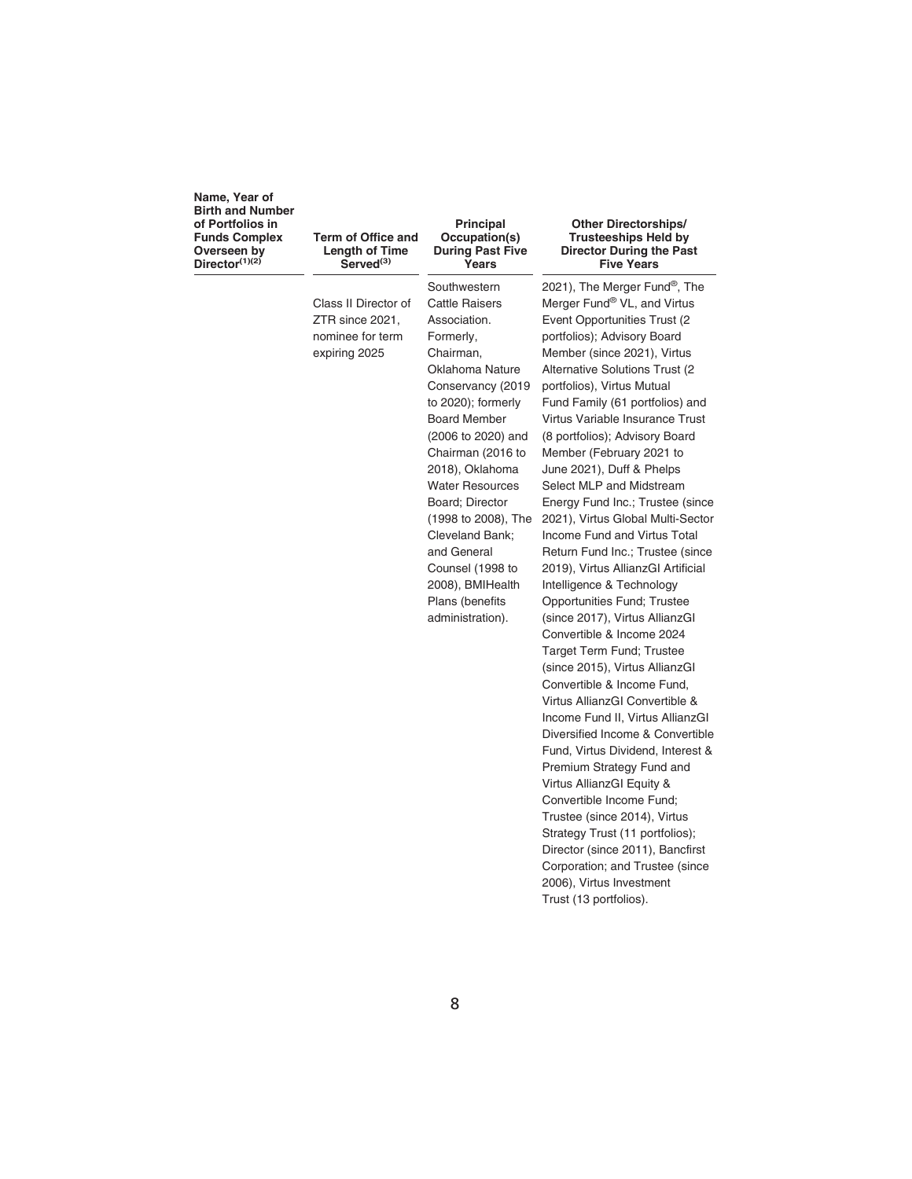| Name, Year of Birth and Number of Portfolios in Funds Complex Overseen by Director[(1)(2)] | Term of Office and Length of Time Served[(3)] | Principal Occupation(s) During Past Five Years | Other Directorships/ Trusteeships Held by Director During the Past Five Years |
|---|---|---|---|
| | Class II Director of ZTR since 2021, nominee for term expiring 2025 | Southwestern Cattle Raisers Association. Formerly, Chairman, Oklahoma Nature Conservancy (2019 to 2020); formerly Board Member (2006 to 2020) and Chairman (2016 to 2018), Oklahoma Water Resources Board; Director (1998 to 2008), The Cleveland Bank; and General Counsel (1998 to 2008), BMIHealth Plans (benefits administration). | 2021), The Merger Fund®, The Merger Fund® VL, and Virtus Event Opportunities Trust (2 portfolios); Advisory Board Member (since 2021), Virtus Alternative Solutions Trust (2 portfolios), Virtus Mutual Fund Family (61 portfolios) and Virtus Variable Insurance Trust (8 portfolios); Advisory Board Member (February 2021 to June 2021), Duff & Phelps Select MLP and Midstream Energy Fund Inc.; Trustee (since 2021), Virtus Global Multi-Sector Income Fund and Virtus Total Return Fund Inc.; Trustee (since 2019), Virtus AllianzGI Artificial Intelligence & Technology Opportunities Fund; Trustee (since 2017), Virtus AllianzGI Convertible & Income 2024 Target Term Fund; Trustee (since 2015), Virtus AllianzGI Convertible & Income Fund, Virtus AllianzGI Convertible & Income Fund II, Virtus AllianzGI Diversified Income & Convertible Fund, Virtus Dividend, Interest & Premium Strategy Fund and Virtus AllianzGI Equity & Convertible Income Fund; Trustee (since 2014), Virtus Strategy Trust (11 portfolios); Director (since 2011), Bancfirst Corporation; and Trustee (since 2006), Virtus Investment Trust (13 portfolios). |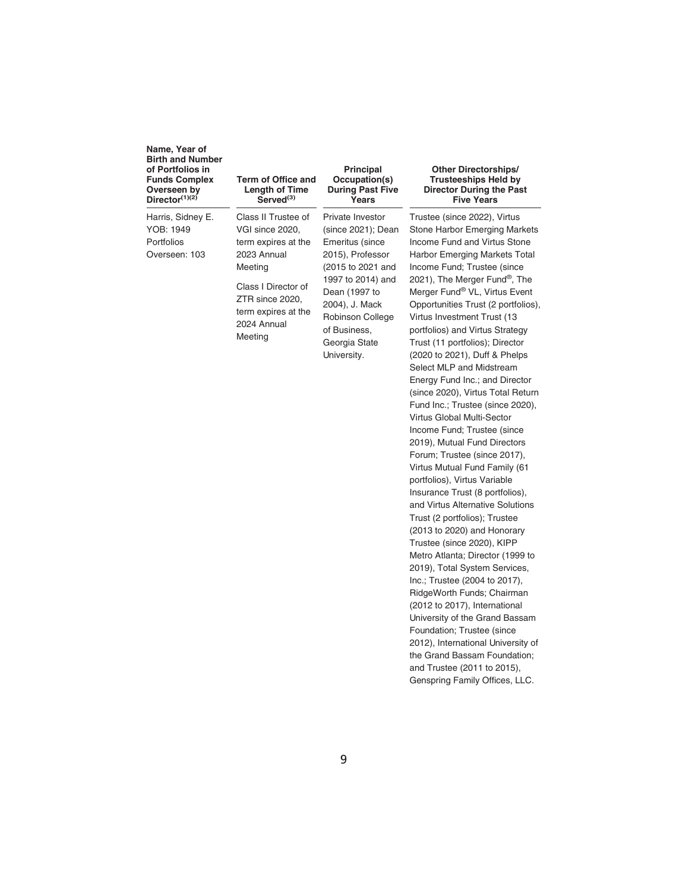| Name, Year of Birth and Number of Portfolios in Funds Complex Overseen by Director(1)(2) | Term of Office and Length of Time Served(3) | Principal Occupation(s) During Past Five Years | Other Directorships/ Trusteeships Held by Director During the Past Five Years |
|---|---|---|---|
| Harris, Sidney E. YOB: 1949 Portfolios Overseen: 103 | Class II Trustee of VGI since 2020, term expires at the 2023 Annual Meeting<br><br>Class I Director of ZTR since 2020, term expires at the 2024 Annual Meeting | Private Investor (since 2021); Dean Emeritus (since 2015), Professor (2015 to 2021 and 1997 to 2014) and Dean (1997 to 2004), J. Mack Robinson College of Business, Georgia State University. | Trustee (since 2022), Virtus Stone Harbor Emerging Markets Income Fund and Virtus Stone Harbor Emerging Markets Total Income Fund; Trustee (since 2021), The Merger Fund®, The Merger Fund® VL, Virtus Event Opportunities Trust (2 portfolios), Virtus Investment Trust (13 portfolios) and Virtus Strategy Trust (11 portfolios); Director (2020 to 2021), Duff & Phelps Select MLP and Midstream Energy Fund Inc.; and Director (since 2020), Virtus Total Return Fund Inc.; Trustee (since 2020), Virtus Global Multi-Sector Income Fund; Trustee (since 2019), Mutual Fund Directors Forum; Trustee (since 2017), Virtus Mutual Fund Family (61 portfolios), Virtus Variable Insurance Trust (8 portfolios), and Virtus Alternative Solutions Trust (2 portfolios); Trustee (2013 to 2020) and Honorary Trustee (since 2020), KIPP Metro Atlanta; Director (1999 to 2019), Total System Services, Inc.; Trustee (2004 to 2017), RidgeWorth Funds; Chairman (2012 to 2017), International University of the Grand Bassam Foundation; Trustee (since 2012), International University of the Grand Bassam Foundation; and Trustee (2011 to 2015), Genspring Family Offices, LLC. |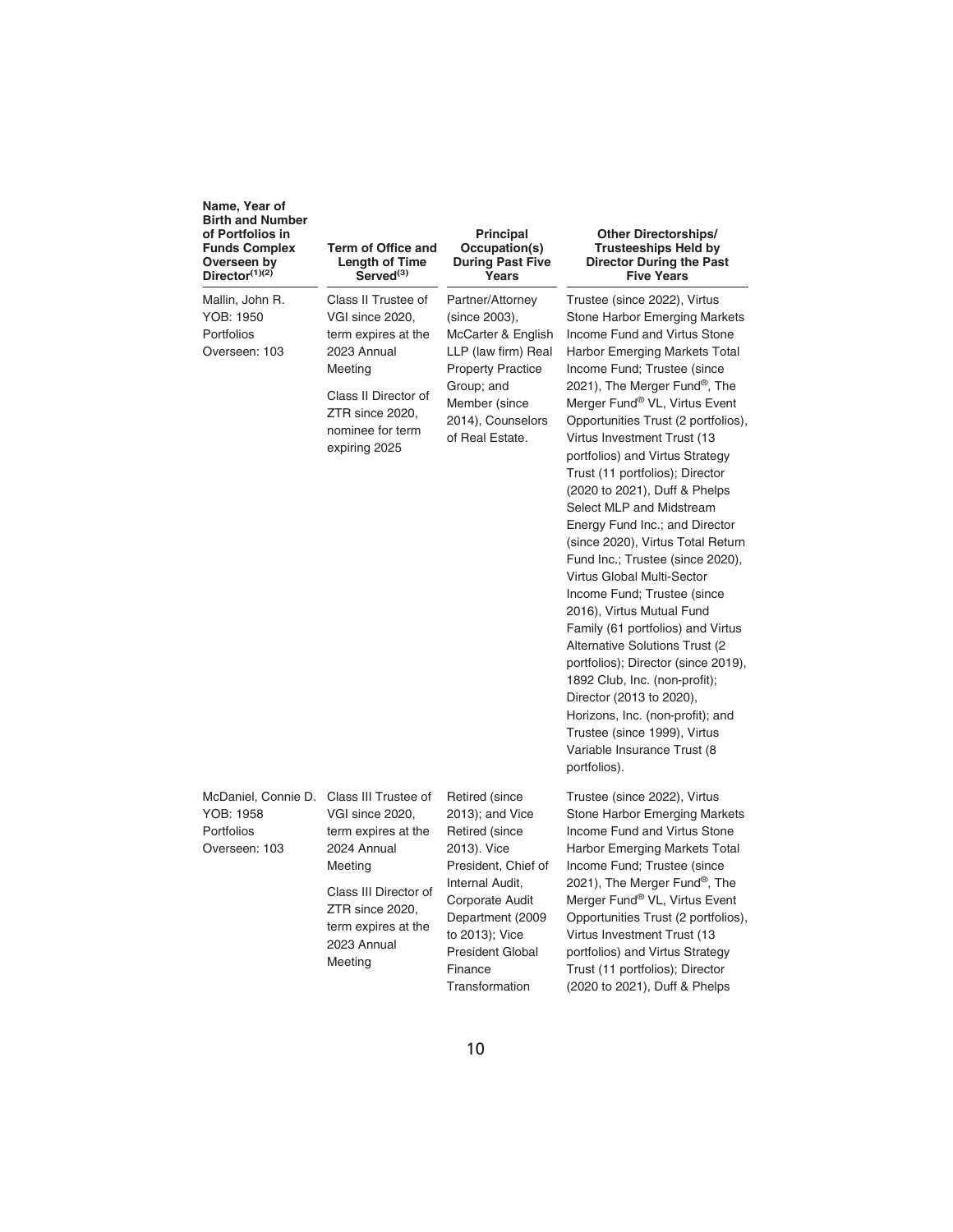| Name, Year of Birth and Number of Portfolios in Funds Complex Overseen by Director[(1)(2)] | Term of Office and Length of Time Served[(3)] | Principal Occupation(s) During Past Five Years | Other Directorships/ Trusteeships Held by Director During the Past Five Years |
| --- | --- | --- | --- |
| Mallin, John R. YOB: 1950 Portfolios Overseen: 103 | Class II Trustee of VGI since 2020, term expires at the 2023 Annual Meeting<br><br>Class II Director of ZTR since 2020, nominee for term expiring 2025 | Partner/Attorney (since 2003), McCarter & English LLP (law firm) Real Property Practice Group; and Member (since 2014), Counselors of Real Estate. | Trustee (since 2022), Virtus Stone Harbor Emerging Markets Income Fund and Virtus Stone Harbor Emerging Markets Total Income Fund; Trustee (since 2021), The Merger Fund®, The Merger Fund® VL, Virtus Event Opportunities Trust (2 portfolios), Virtus Investment Trust (13 portfolios) and Virtus Strategy Trust (11 portfolios); Director (2020 to 2021), Duff & Phelps Select MLP and Midstream Energy Fund Inc.; and Director (since 2020), Virtus Total Return Fund Inc.; Trustee (since 2020), Virtus Global Multi-Sector Income Fund; Trustee (since 2016), Virtus Mutual Fund Family (61 portfolios) and Virtus Alternative Solutions Trust (2 portfolios); Director (since 2019), 1892 Club, Inc. (non-profit); Director (2013 to 2020), Horizons, Inc. (non-profit); and Trustee (since 1999), Virtus Variable Insurance Trust (8 portfolios). |
| McDaniel, Connie D. YOB: 1958 Portfolios Overseen: 103 | Class III Trustee of VGI since 2020, term expires at the 2024 Annual Meeting<br><br>Class III Director of ZTR since 2020, term expires at the 2023 Annual Meeting | Retired (since 2013); and Vice Retired (since 2013). Vice President, Chief of Internal Audit, Corporate Audit Department (2009 to 2013); Vice President Global Finance Transformation | Trustee (since 2022), Virtus Stone Harbor Emerging Markets Income Fund and Virtus Stone Harbor Emerging Markets Total Income Fund; Trustee (since 2021), The Merger Fund®, The Merger Fund® VL, Virtus Event Opportunities Trust (2 portfolios), Virtus Investment Trust (13 portfolios) and Virtus Strategy Trust (11 portfolios); Director (2020 to 2021), Duff & Phelps |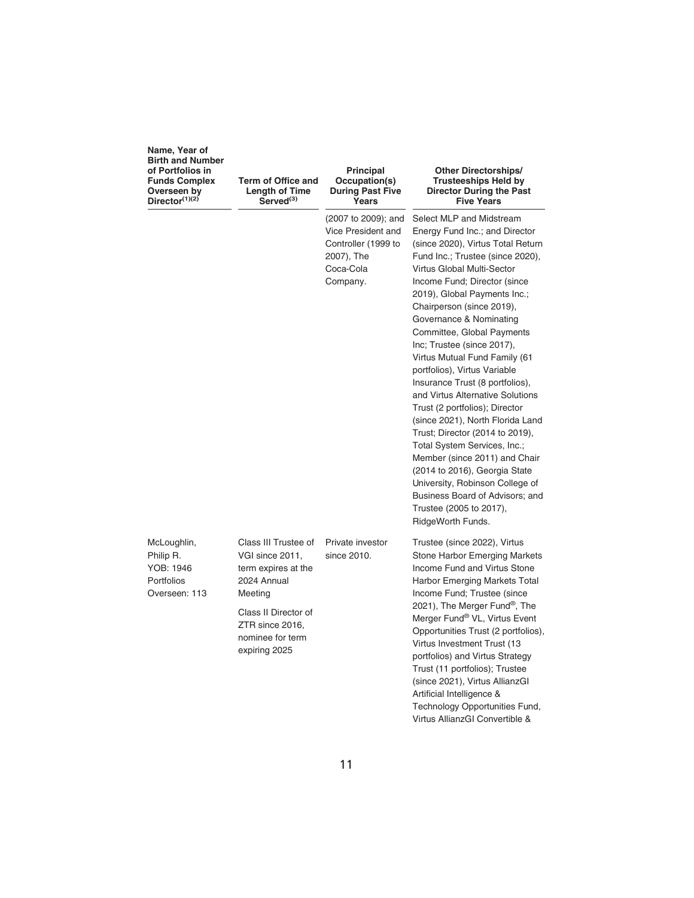| Name, Year of Birth and Number of Portfolios in Funds Complex Overseen by Director[(1)(2)] | Term of Office and Length of Time Served[(3)] | Principal Occupation(s) During Past Five Years | Other Directorships/ Trusteeships Held by Director During the Past Five Years |
|---|---|---|---|
| | | (2007 to 2009); and Vice President and Controller (1999 to 2007), The Coca-Cola Company. | Select MLP and Midstream Energy Fund Inc.; and Director (since 2020), Virtus Total Return Fund Inc.; Trustee (since 2020), Virtus Global Multi-Sector Income Fund; Director (since 2019), Global Payments Inc.; Chairperson (since 2019), Governance & Nominating Committee, Global Payments Inc; Trustee (since 2017), Virtus Mutual Fund Family (61 portfolios), Virtus Variable Insurance Trust (8 portfolios), and Virtus Alternative Solutions Trust (2 portfolios); Director (since 2021), North Florida Land Trust; Director (2014 to 2019), Total System Services, Inc.; Member (since 2011) and Chair (2014 to 2016), Georgia State University, Robinson College of Business Board of Advisors; and Trustee (2005 to 2017), RidgeWorth Funds. |
| McLoughlin, Philip R. YOB: 1946 Portfolios Overseen: 113 | Class III Trustee of VGI since 2011, term expires at the 2024 Annual Meeting<br><br>Class II Director of ZTR since 2016, nominee for term expiring 2025 | Private investor since 2010. | Trustee (since 2022), Virtus Stone Harbor Emerging Markets Income Fund and Virtus Stone Harbor Emerging Markets Total Income Fund; Trustee (since 2021), The Merger Fund®, The Merger Fund® VL, Virtus Event Opportunities Trust (2 portfolios), Virtus Investment Trust (13 portfolios) and Virtus Strategy Trust (11 portfolios); Trustee (since 2021), Virtus AllianzGI Artificial Intelligence & Technology Opportunities Fund, Virtus AllianzGI Convertible & |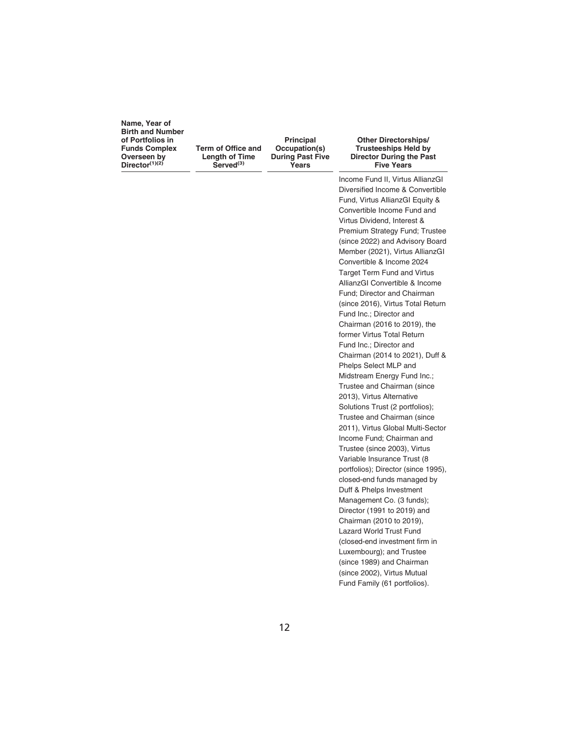| Name, Year of Birth and Number of Portfolios in Funds Complex Overseen by Director[(1)(2)] | Term of Office and Length of Time Served[(3)] | Principal Occupation(s) During Past Five Years | Other Directorships/ Trusteeships Held by Director During the Past Five Years |
|---|---|---|---|
| | | | Income Fund II, Virtus AllianzGI Diversified Income & Convertible Fund, Virtus AllianzGI Equity & Convertible Income Fund and Virtus Dividend, Interest & Premium Strategy Fund; Trustee (since 2022) and Advisory Board Member (2021), Virtus AllianzGI Convertible & Income 2024 Target Term Fund and Virtus AllianzGI Convertible & Income Fund; Director and Chairman (since 2016), Virtus Total Return Fund Inc.; Director and Chairman (2016 to 2019), the former Virtus Total Return Fund Inc.; Director and Chairman (2014 to 2021), Duff & Phelps Select MLP and Midstream Energy Fund Inc.; Trustee and Chairman (since 2013), Virtus Alternative Solutions Trust (2 portfolios); Trustee and Chairman (since 2011), Virtus Global Multi-Sector Income Fund; Chairman and Trustee (since 2003), Virtus Variable Insurance Trust (8 portfolios); Director (since 1995), closed-end funds managed by Duff & Phelps Investment Management Co. (3 funds); Director (1991 to 2019) and Chairman (2010 to 2019), Lazard World Trust Fund (closed-end investment firm in Luxembourg); and Trustee (since 1989) and Chairman (since 2002), Virtus Mutual Fund Family (61 portfolios). |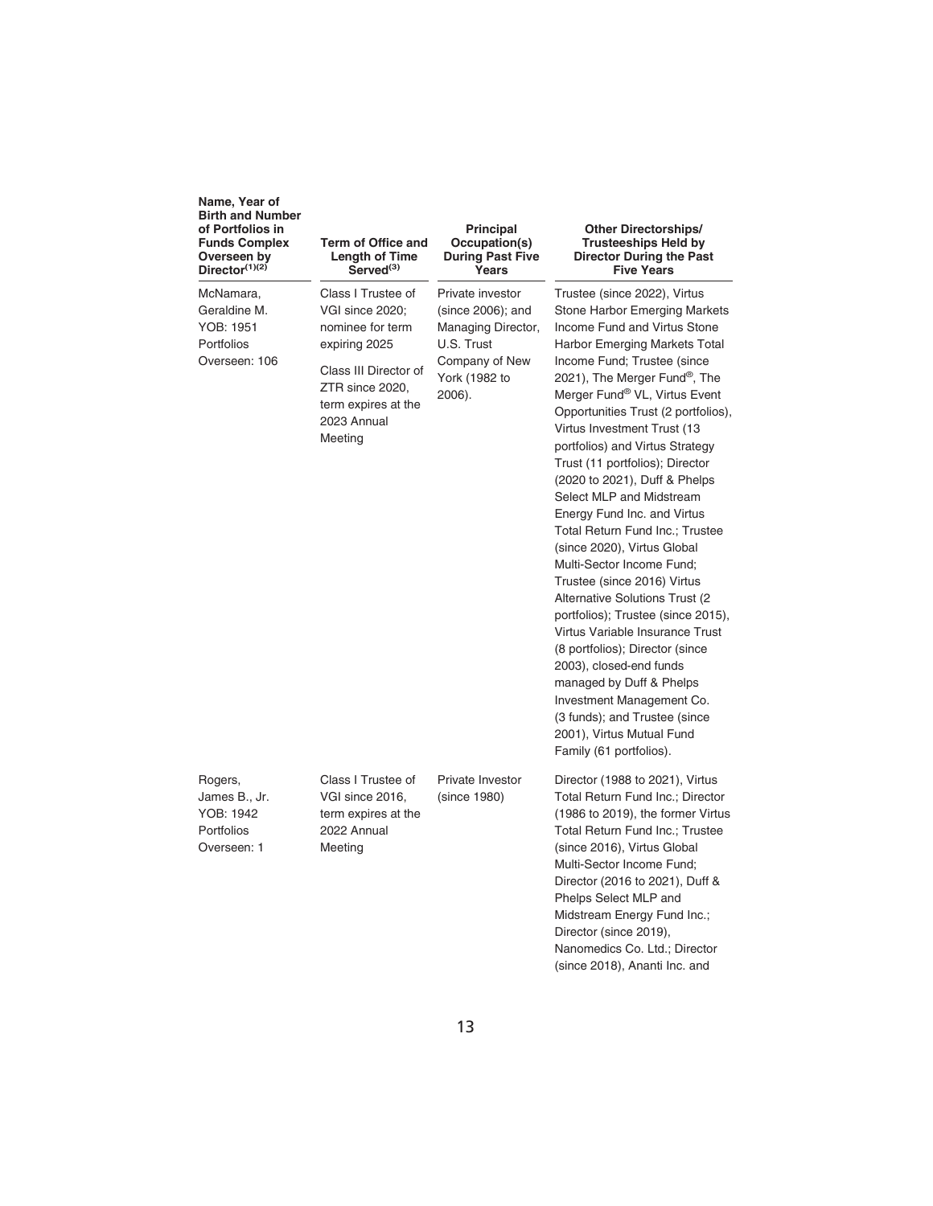| Name, Year of Birth and Number of Portfolios in Funds Complex Overseen by Director[(1)(2)] | Term of Office and Length of Time Served[(3)] | Principal Occupation(s) During Past Five Years | Other Directorships/ Trusteeships Held by Director During the Past Five Years |
|---|---|---|---|
| McNamara, Geraldine M. YOB: 1951 Portfolios Overseen: 106 | Class I Trustee of VGI since 2020; nominee for term expiring 2025<br><br>Class III Director of ZTR since 2020, term expires at the 2023 Annual Meeting | Private investor (since 2006); and Managing Director, U.S. Trust Company of New York (1982 to 2006). | Trustee (since 2022), Virtus Stone Harbor Emerging Markets Income Fund and Virtus Stone Harbor Emerging Markets Total Income Fund; Trustee (since 2021), The Merger Fund®, The Merger Fund® VL, Virtus Event Opportunities Trust (2 portfolios), Virtus Investment Trust (13 portfolios) and Virtus Strategy Trust (11 portfolios); Director (2020 to 2021), Duff & Phelps Select MLP and Midstream Energy Fund Inc. and Virtus Total Return Fund Inc.; Trustee (since 2020), Virtus Global Multi-Sector Income Fund; Trustee (since 2016) Virtus Alternative Solutions Trust (2 portfolios); Trustee (since 2015), Virtus Variable Insurance Trust (8 portfolios); Director (since 2003), closed-end funds managed by Duff & Phelps Investment Management Co. (3 funds); and Trustee (since 2001), Virtus Mutual Fund Family (61 portfolios). |
| Rogers, James B., Jr. YOB: 1942 Portfolios Overseen: 1 | Class I Trustee of VGI since 2016, term expires at the 2022 Annual Meeting | Private Investor (since 1980) | Director (1988 to 2021), Virtus Total Return Fund Inc.; Director (1986 to 2019), the former Virtus Total Return Fund Inc.; Trustee (since 2016), Virtus Global Multi-Sector Income Fund; Director (2016 to 2021), Duff & Phelps Select MLP and Midstream Energy Fund Inc.; Director (since 2019), Nanomedics Co. Ltd.; Director (since 2018), Ananti Inc. and |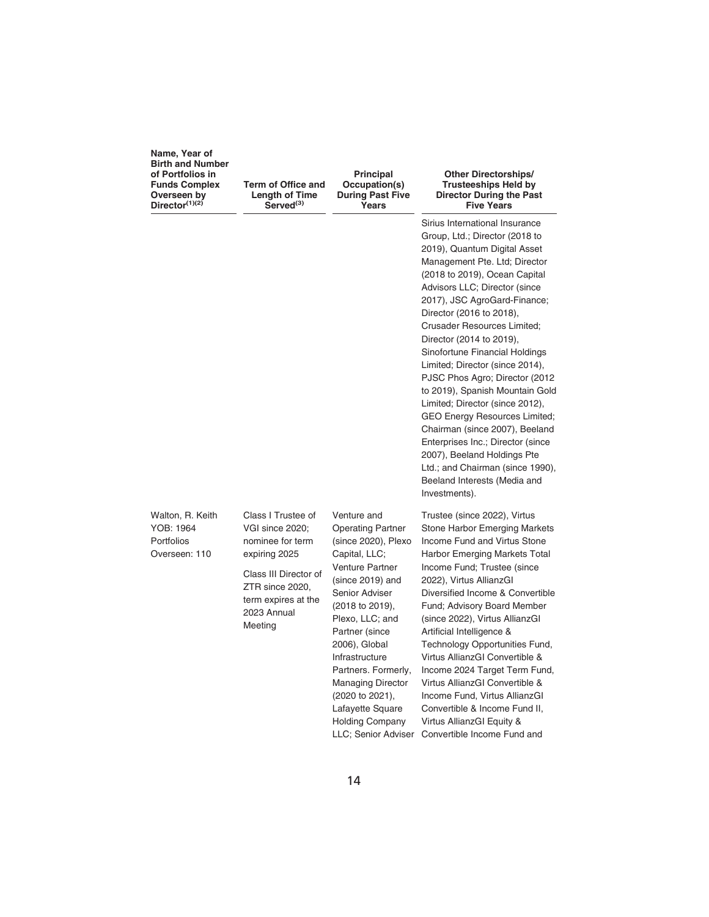| Name, Year of Birth and Number of Portfolios in Funds Complex Overseen by Director[(1)(2)] | Term of Office and Length of Time Served[(3)] | Principal Occupation(s) During Past Five Years | Other Directorships/ Trusteeships Held by Director During the Past Five Years |
|---|---|---|---|
| | | | Sirius International Insurance Group, Ltd.; Director (2018 to 2019), Quantum Digital Asset Management Pte. Ltd; Director (2018 to 2019), Ocean Capital Advisors LLC; Director (since 2017), JSC AgroGard-Finance; Director (2016 to 2018), Crusader Resources Limited; Director (2014 to 2019), Sinofortune Financial Holdings Limited; Director (since 2014), PJSC Phos Agro; Director (2012 to 2019), Spanish Mountain Gold Limited; Director (since 2012), GEO Energy Resources Limited; Chairman (since 2007), Beeland Enterprises Inc.; Director (since 2007), Beeland Holdings Pte Ltd.; and Chairman (since 1990), Beeland Interests (Media and Investments). |
| Walton, R. Keith<br>YOB: 1964<br>Portfolios Overseen: 110 | Class I Trustee of VGI since 2020; nominee for term expiring 2025<br><br>Class III Director of ZTR since 2020, term expires at the 2023 Annual Meeting | Venture and Operating Partner (since 2020), Plexo Capital, LLC; Venture Partner (since 2019) and Senior Adviser (2018 to 2019), Plexo, LLC; and Partner (since 2006), Global Infrastructure Partners. Formerly, Managing Director (2020 to 2021), Lafayette Square Holding Company LLC; Senior Adviser | Trustee (since 2022), Virtus Stone Harbor Emerging Markets Income Fund and Virtus Stone Harbor Emerging Markets Total Income Fund; Trustee (since 2022), Virtus AllianzGI Diversified Income & Convertible Fund; Advisory Board Member (since 2022), Virtus AllianzGI Artificial Intelligence & Technology Opportunities Fund, Virtus AllianzGI Convertible & Income 2024 Target Term Fund, Virtus AllianzGI Convertible & Income Fund, Virtus AllianzGI Convertible & Income Fund II, Virtus AllianzGI Equity & Convertible Income Fund and |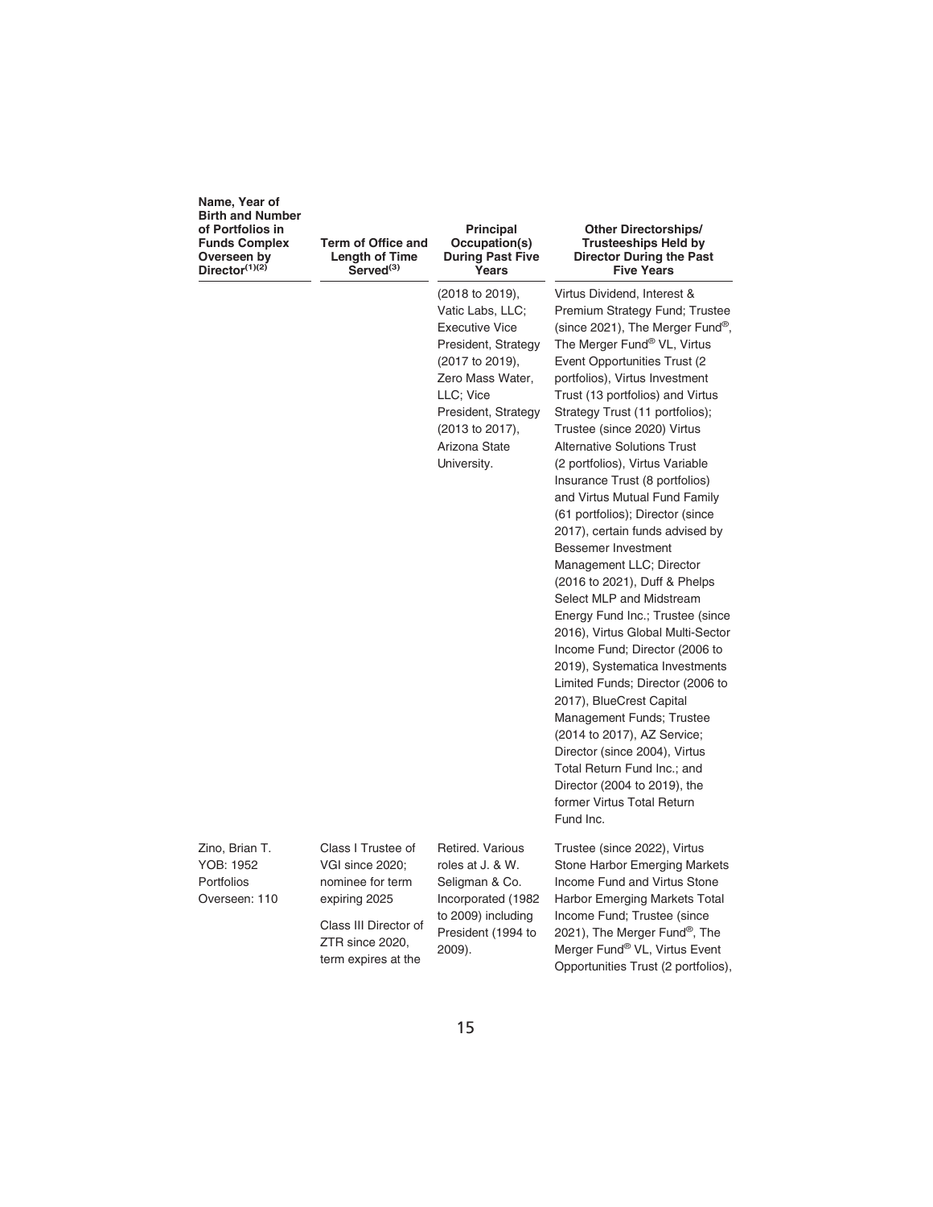| Name, Year of Birth and Number of Portfolios in Funds Complex Overseen by Director[(1)(2)] | Term of Office and Length of Time Served[(3)] | Principal Occupation(s) During Past Five Years | Other Directorships/ Trusteeships Held by Director During the Past Five Years |
|---|---|---|---|
| | | (2018 to 2019), Vatic Labs, LLC; Executive Vice President, Strategy (2017 to 2019), Zero Mass Water, LLC; Vice President, Strategy (2013 to 2017), Arizona State University. | Virtus Dividend, Interest & Premium Strategy Fund; Trustee (since 2021), The Merger Fund®, The Merger Fund® VL, Virtus Event Opportunities Trust (2 portfolios), Virtus Investment Trust (13 portfolios) and Virtus Strategy Trust (11 portfolios); Trustee (since 2020) Virtus Alternative Solutions Trust (2 portfolios), Virtus Variable Insurance Trust (8 portfolios) and Virtus Mutual Fund Family (61 portfolios); Director (since 2017), certain funds advised by Bessemer Investment Management LLC; Director (2016 to 2021), Duff & Phelps Select MLP and Midstream Energy Fund Inc.; Trustee (since 2016), Virtus Global Multi-Sector Income Fund; Director (2006 to 2019), Systematica Investments Limited Funds; Director (2006 to 2017), BlueCrest Capital Management Funds; Trustee (2014 to 2017), AZ Service; Director (since 2004), Virtus Total Return Fund Inc.; and Director (2004 to 2019), the former Virtus Total Return Fund Inc. |
| Zino, Brian T.<br>YOB: 1952<br>Portfolios Overseen: 110 | Class I Trustee of VGI since 2020; nominee for term expiring 2025<br><br>Class III Director of ZTR since 2020, term expires at the | Retired. Various roles at J. & W. Seligman & Co. Incorporated (1982 to 2009) including President (1994 to 2009). | Trustee (since 2022), Virtus Stone Harbor Emerging Markets Income Fund and Virtus Stone Harbor Emerging Markets Total Income Fund; Trustee (since 2021), The Merger Fund®, The Merger Fund® VL, Virtus Event Opportunities Trust (2 portfolios), |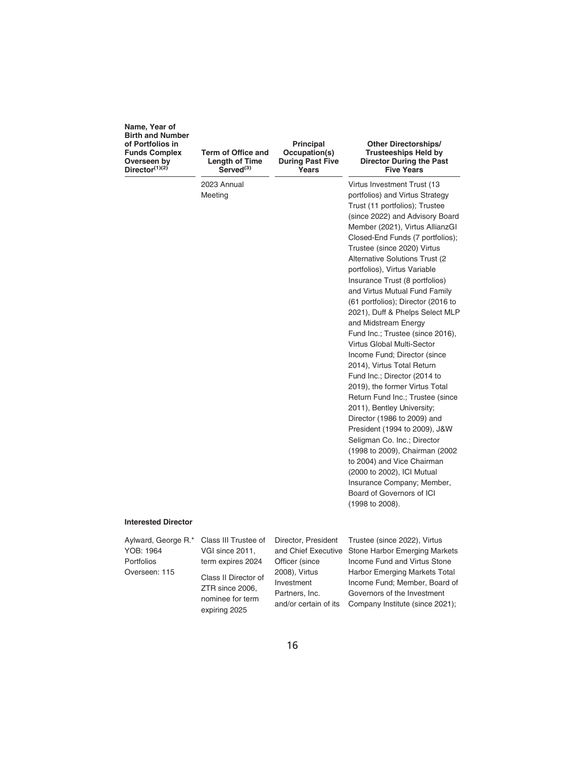| Name, Year of Birth and Number of Portfolios in Funds Complex Overseen by Director[(1)(2)] | Term of Office and Length of Time Served[(3)] | Principal Occupation(s) During Past Five Years | Other Directorships/ Trusteeships Held by Director During the Past Five Years |
|---|---|---|---|
| | 2023 Annual Meeting | | Virtus Investment Trust (13 portfolios) and Virtus Strategy Trust (11 portfolios); Trustee (since 2022) and Advisory Board Member (2021), Virtus AllianzGI Closed-End Funds (7 portfolios); Trustee (since 2020) Virtus Alternative Solutions Trust (2 portfolios), Virtus Variable Insurance Trust (8 portfolios) and Virtus Mutual Fund Family (61 portfolios); Director (2016 to 2021), Duff & Phelps Select MLP and Midstream Energy Fund Inc.; Trustee (since 2016), Virtus Global Multi-Sector Income Fund; Director (since 2014), Virtus Total Return Fund Inc.; Director (2014 to 2019), the former Virtus Total Return Fund Inc.; Trustee (since 2011), Bentley University; Director (1986 to 2009) and President (1994 to 2009), J&W Seligman Co. Inc.; Director (1998 to 2009), Chairman (2002 to 2004) and Vice Chairman (2000 to 2002), ICI Mutual Insurance Company; Member, Board of Governors of ICI (1998 to 2008). |
| **Interested Director** | | | |
| Aylward, George R.* YOB: 1964 Portfolios Overseen: 115 | Class III Trustee of VGI since 2011, term expires 2024<br><br>Class II Director of ZTR since 2006, nominee for term expiring 2025 | Director, President and Chief Executive Officer (since 2008), Virtus Investment Partners, Inc. and/or certain of its | Trustee (since 2022), Virtus Stone Harbor Emerging Markets Income Fund and Virtus Stone Harbor Emerging Markets Total Income Fund; Member, Board of Governors of the Investment Company Institute (since 2021); |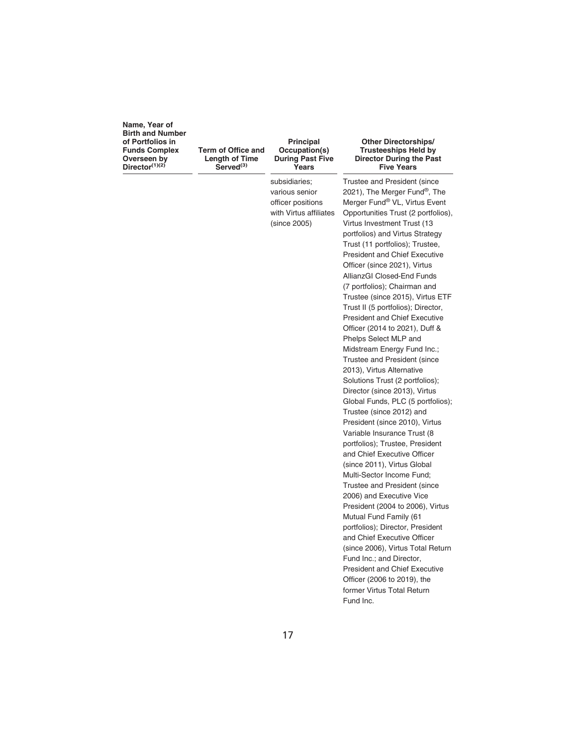| Name, Year of Birth and Number of Portfolios in Funds Complex Overseen by Director[(1)(2)] | Term of Office and Length of Time Served[(3)] | Principal Occupation(s) During Past Five Years | Other Directorships/ Trusteeships Held by Director During the Past Five Years |
|---|---|---|---|
| | | subsidiaries; various senior officer positions with Virtus affiliates (since 2005) | Trustee and President (since 2021), The Merger Fund®, The Merger Fund® VL, Virtus Event Opportunities Trust (2 portfolios), Virtus Investment Trust (13 portfolios) and Virtus Strategy Trust (11 portfolios); Trustee, President and Chief Executive Officer (since 2021), Virtus AllianzGI Closed-End Funds (7 portfolios); Chairman and Trustee (since 2015), Virtus ETF Trust II (5 portfolios); Director, President and Chief Executive Officer (2014 to 2021), Duff & Phelps Select MLP and Midstream Energy Fund Inc.; Trustee and President (since 2013), Virtus Alternative Solutions Trust (2 portfolios); Director (since 2013), Virtus Global Funds, PLC (5 portfolios); Trustee (since 2012) and President (since 2010), Virtus Variable Insurance Trust (8 portfolios); Trustee, President and Chief Executive Officer (since 2011), Virtus Global Multi-Sector Income Fund; Trustee and President (since 2006) and Executive Vice President (2004 to 2006), Virtus Mutual Fund Family (61 portfolios); Director, President and Chief Executive Officer (since 2006), Virtus Total Return Fund Inc.; and Director, President and Chief Executive Officer (2006 to 2019), the former Virtus Total Return Fund Inc. |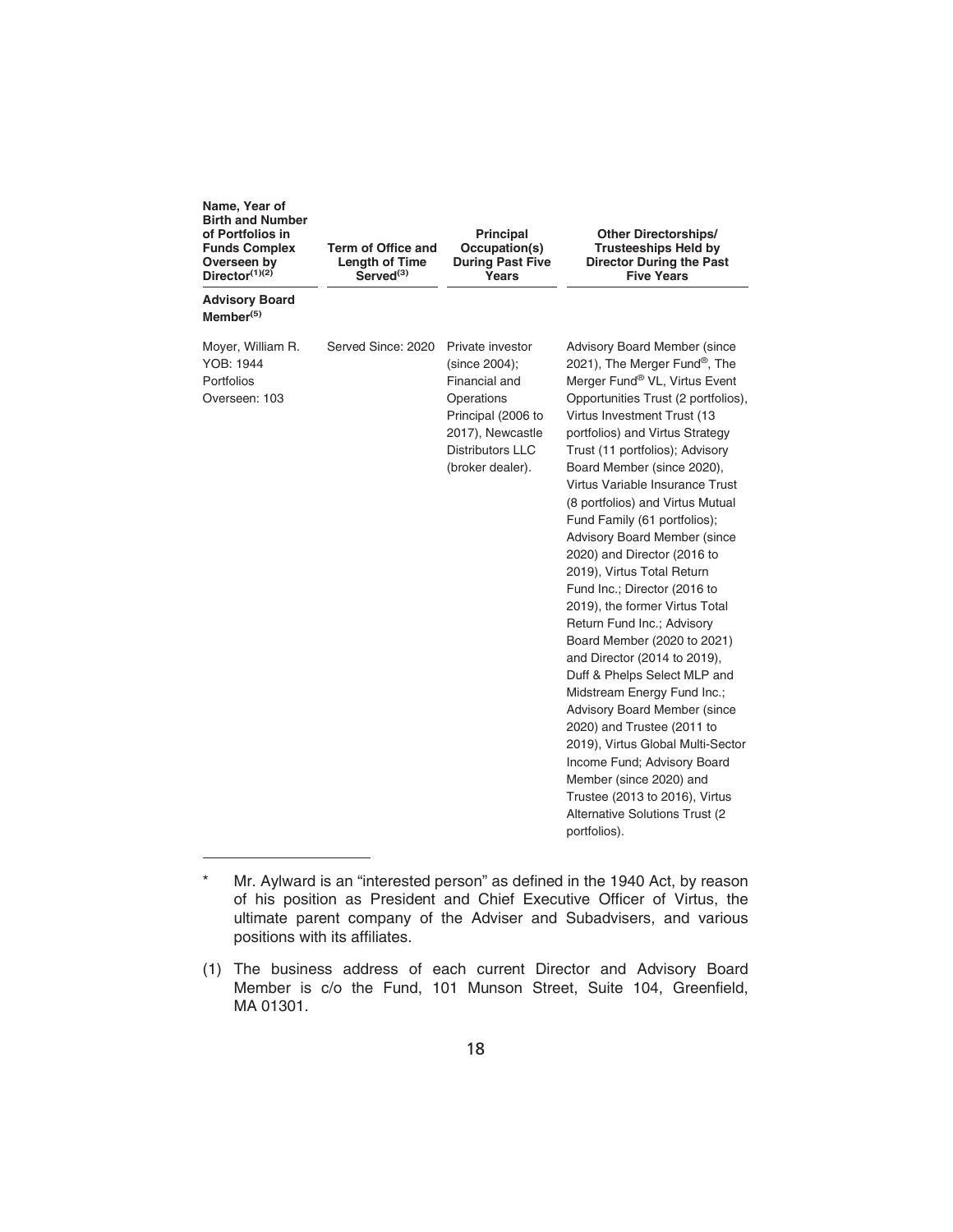| Name, Year of Birth and Number of Portfolios in Funds Complex Overseen by Director[(1)(2)] | Term of Office and Length of Time Served[(3)] | Principal Occupation(s) During Past Five Years | Other Directorships/ Trusteeships Held by Director During the Past Five Years |
|---|---|---|---|
| **Advisory Board Member[(5)]** | | | |
| Moyer, William R. YOB: 1944 Portfolios Overseen: 103 | Served Since: 2020 | Private investor (since 2004); Financial and Operations Principal (2006 to 2017), Newcastle Distributors LLC (broker dealer). | Advisory Board Member (since 2021), The Merger Fund®, The Merger Fund® VL, Virtus Event Opportunities Trust (2 portfolios), Virtus Investment Trust (13 portfolios) and Virtus Strategy Trust (11 portfolios); Advisory Board Member (since 2020), Virtus Variable Insurance Trust (8 portfolios) and Virtus Mutual Fund Family (61 portfolios); Advisory Board Member (since 2020) and Director (2016 to 2019), Virtus Total Return Fund Inc.; Director (2016 to 2019), the former Virtus Total Return Fund Inc.; Advisory Board Member (2020 to 2021) and Director (2014 to 2019), Duff & Phelps Select MLP and Midstream Energy Fund Inc.; Advisory Board Member (since 2020) and Trustee (2011 to 2019), Virtus Global Multi-Sector Income Fund; Advisory Board Member (since 2020) and Trustee (2013 to 2016), Virtus Alternative Solutions Trust (2 portfolios). |

\* Mr. Aylward is an "interested person" as defined in the 1940 Act, by reason of his position as President and Chief Executive Officer of Virtus, the ultimate parent company of the Adviser and Subadvisers, and various positions with its affiliates.

(1) The business address of each current Director and Advisory Board Member is c/o the Fund, 101 Munson Street, Suite 104, Greenfield, MA 01301.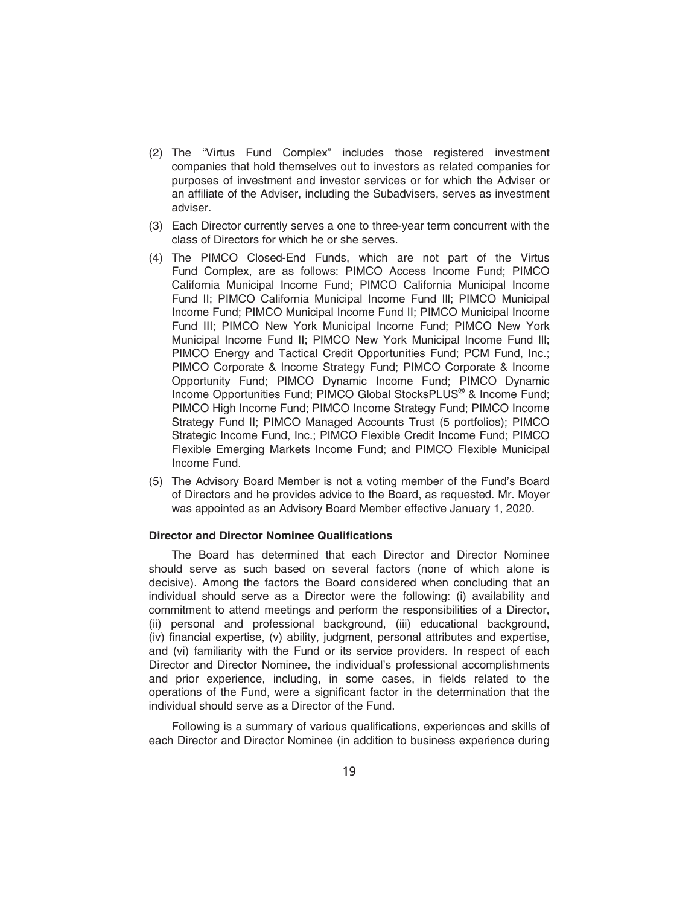(2) The "Virtus Fund Complex" includes those registered investment companies that hold themselves out to investors as related companies for purposes of investment and investor services or for which the Adviser or an affiliate of the Adviser, including the Subadvisers, serves as investment adviser.

(3) Each Director currently serves a one to three-year term concurrent with the class of Directors for which he or she serves.

(4) The PIMCO Closed-End Funds, which are not part of the Virtus Fund Complex, are as follows: PIMCO Access Income Fund; PIMCO California Municipal Income Fund; PIMCO California Municipal Income Fund II; PIMCO California Municipal Income Fund III; PIMCO Municipal Income Fund; PIMCO Municipal Income Fund II; PIMCO Municipal Income Fund III; PIMCO New York Municipal Income Fund; PIMCO New York Municipal Income Fund II; PIMCO New York Municipal Income Fund III; PIMCO Energy and Tactical Credit Opportunities Fund; PCM Fund, Inc.; PIMCO Corporate & Income Strategy Fund; PIMCO Corporate & Income Opportunity Fund; PIMCO Dynamic Income Fund; PIMCO Dynamic Income Opportunities Fund; PIMCO Global StocksPLUS® & Income Fund; PIMCO High Income Fund; PIMCO Income Strategy Fund; PIMCO Income Strategy Fund II; PIMCO Managed Accounts Trust (5 portfolios); PIMCO Strategic Income Fund, Inc.; PIMCO Flexible Credit Income Fund; PIMCO Flexible Emerging Markets Income Fund; and PIMCO Flexible Municipal Income Fund.

(5) The Advisory Board Member is not a voting member of the Fund's Board of Directors and he provides advice to the Board, as requested. Mr. Moyer was appointed as an Advisory Board Member effective January 1, 2020.

**Director and Director Nominee Qualifications**

The Board has determined that each Director and Director Nominee should serve as such based on several factors (none of which alone is decisive). Among the factors the Board considered when concluding that an individual should serve as a Director were the following: (i) availability and commitment to attend meetings and perform the responsibilities of a Director, (ii) personal and professional background, (iii) educational background, (iv) financial expertise, (v) ability, judgment, personal attributes and expertise, and (vi) familiarity with the Fund or its service providers. In respect of each Director and Director Nominee, the individual's professional accomplishments and prior experience, including, in some cases, in fields related to the operations of the Fund, were a significant factor in the determination that the individual should serve as a Director of the Fund.

Following is a summary of various qualifications, experiences and skills of each Director and Director Nominee (in addition to business experience during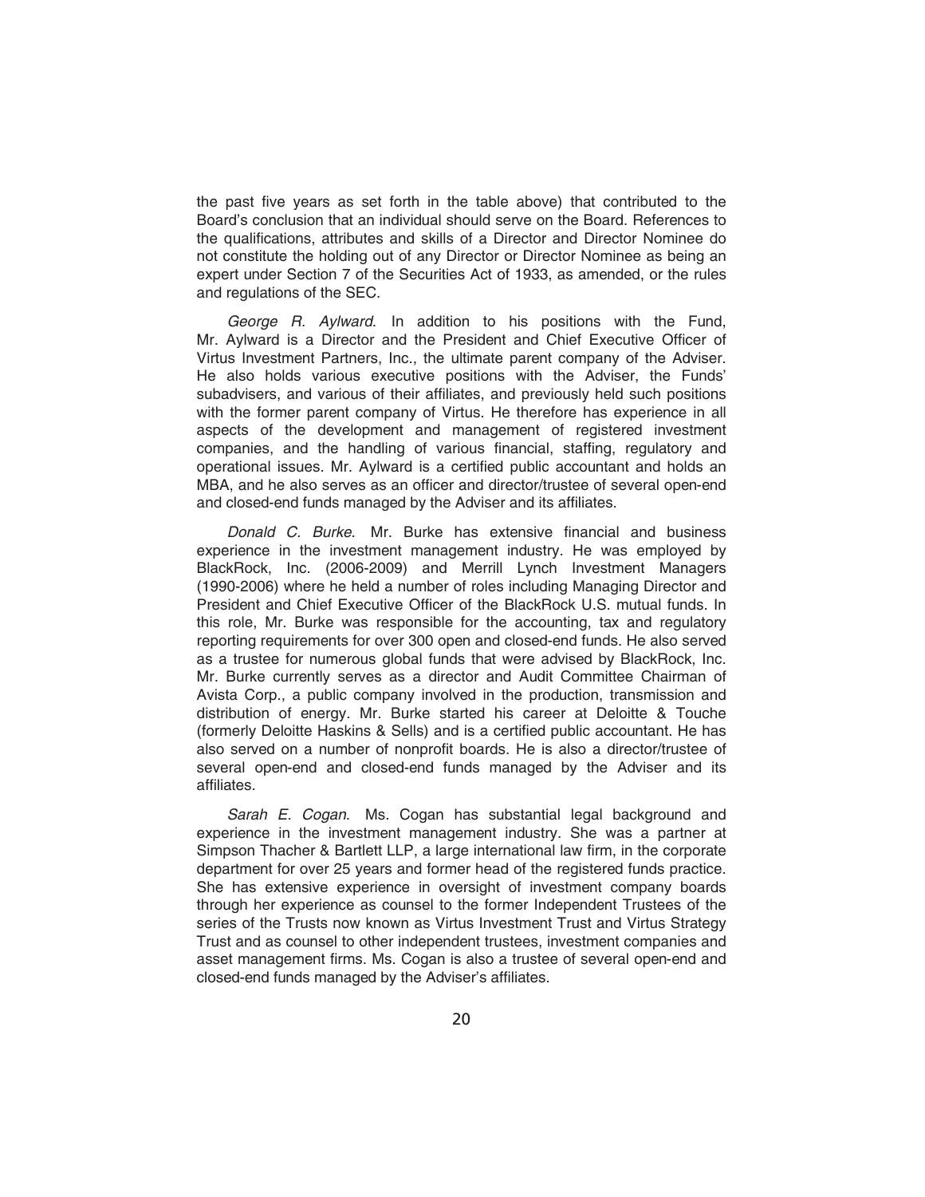the past five years as set forth in the table above) that contributed to the Board's conclusion that an individual should serve on the Board. References to the qualifications, attributes and skills of a Director and Director Nominee do not constitute the holding out of any Director or Director Nominee as being an expert under Section 7 of the Securities Act of 1933, as amended, or the rules and regulations of the SEC.

*George R. Aylward*. In addition to his positions with the Fund, Mr. Aylward is a Director and the President and Chief Executive Officer of Virtus Investment Partners, Inc., the ultimate parent company of the Adviser. He also holds various executive positions with the Adviser, the Funds' subadvisers, and various of their affiliates, and previously held such positions with the former parent company of Virtus. He therefore has experience in all aspects of the development and management of registered investment companies, and the handling of various financial, staffing, regulatory and operational issues. Mr. Aylward is a certified public accountant and holds an MBA, and he also serves as an officer and director/trustee of several open-end and closed-end funds managed by the Adviser and its affiliates.

*Donald C. Burke*. Mr. Burke has extensive financial and business experience in the investment management industry. He was employed by BlackRock, Inc. (2006-2009) and Merrill Lynch Investment Managers (1990-2006) where he held a number of roles including Managing Director and President and Chief Executive Officer of the BlackRock U.S. mutual funds. In this role, Mr. Burke was responsible for the accounting, tax and regulatory reporting requirements for over 300 open and closed-end funds. He also served as a trustee for numerous global funds that were advised by BlackRock, Inc. Mr. Burke currently serves as a director and Audit Committee Chairman of Avista Corp., a public company involved in the production, transmission and distribution of energy. Mr. Burke started his career at Deloitte & Touche (formerly Deloitte Haskins & Sells) and is a certified public accountant. He has also served on a number of nonprofit boards. He is also a director/trustee of several open-end and closed-end funds managed by the Adviser and its affiliates.

*Sarah E. Cogan*. Ms. Cogan has substantial legal background and experience in the investment management industry. She was a partner at Simpson Thacher & Bartlett LLP, a large international law firm, in the corporate department for over 25 years and former head of the registered funds practice. She has extensive experience in oversight of investment company boards through her experience as counsel to the former Independent Trustees of the series of the Trusts now known as Virtus Investment Trust and Virtus Strategy Trust and as counsel to other independent trustees, investment companies and asset management firms. Ms. Cogan is also a trustee of several open-end and closed-end funds managed by the Adviser's affiliates.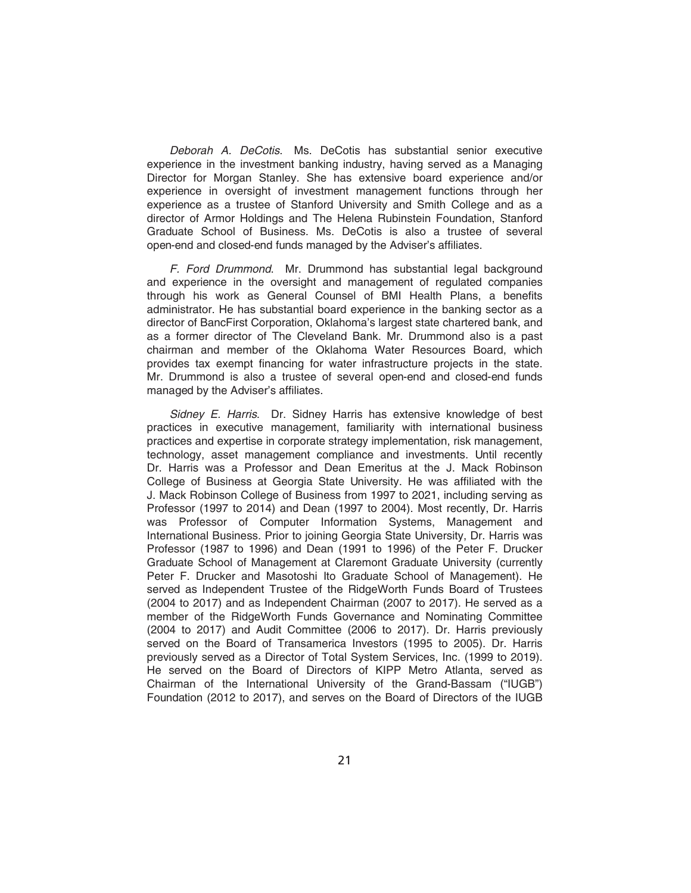*Deborah A. DeCotis*. Ms. DeCotis has substantial senior executive experience in the investment banking industry, having served as a Managing Director for Morgan Stanley. She has extensive board experience and/or experience in oversight of investment management functions through her experience as a trustee of Stanford University and Smith College and as a director of Armor Holdings and The Helena Rubinstein Foundation, Stanford Graduate School of Business. Ms. DeCotis is also a trustee of several open-end and closed-end funds managed by the Adviser's affiliates.

*F. Ford Drummond*. Mr. Drummond has substantial legal background and experience in the oversight and management of regulated companies through his work as General Counsel of BMI Health Plans, a benefits administrator. He has substantial board experience in the banking sector as a director of BancFirst Corporation, Oklahoma's largest state chartered bank, and as a former director of The Cleveland Bank. Mr. Drummond also is a past chairman and member of the Oklahoma Water Resources Board, which provides tax exempt financing for water infrastructure projects in the state. Mr. Drummond is also a trustee of several open-end and closed-end funds managed by the Adviser's affiliates.

*Sidney E. Harris*. Dr. Sidney Harris has extensive knowledge of best practices in executive management, familiarity with international business practices and expertise in corporate strategy implementation, risk management, technology, asset management compliance and investments. Until recently Dr. Harris was a Professor and Dean Emeritus at the J. Mack Robinson College of Business at Georgia State University. He was affiliated with the J. Mack Robinson College of Business from 1997 to 2021, including serving as Professor (1997 to 2014) and Dean (1997 to 2004). Most recently, Dr. Harris was Professor of Computer Information Systems, Management and International Business. Prior to joining Georgia State University, Dr. Harris was Professor (1987 to 1996) and Dean (1991 to 1996) of the Peter F. Drucker Graduate School of Management at Claremont Graduate University (currently Peter F. Drucker and Masotoshi Ito Graduate School of Management). He served as Independent Trustee of the RidgeWorth Funds Board of Trustees (2004 to 2017) and as Independent Chairman (2007 to 2017). He served as a member of the RidgeWorth Funds Governance and Nominating Committee (2004 to 2017) and Audit Committee (2006 to 2017). Dr. Harris previously served on the Board of Transamerica Investors (1995 to 2005). Dr. Harris previously served as a Director of Total System Services, Inc. (1999 to 2019). He served on the Board of Directors of KIPP Metro Atlanta, served as Chairman of the International University of the Grand-Bassam ("IUGB") Foundation (2012 to 2017), and serves on the Board of Directors of the IUGB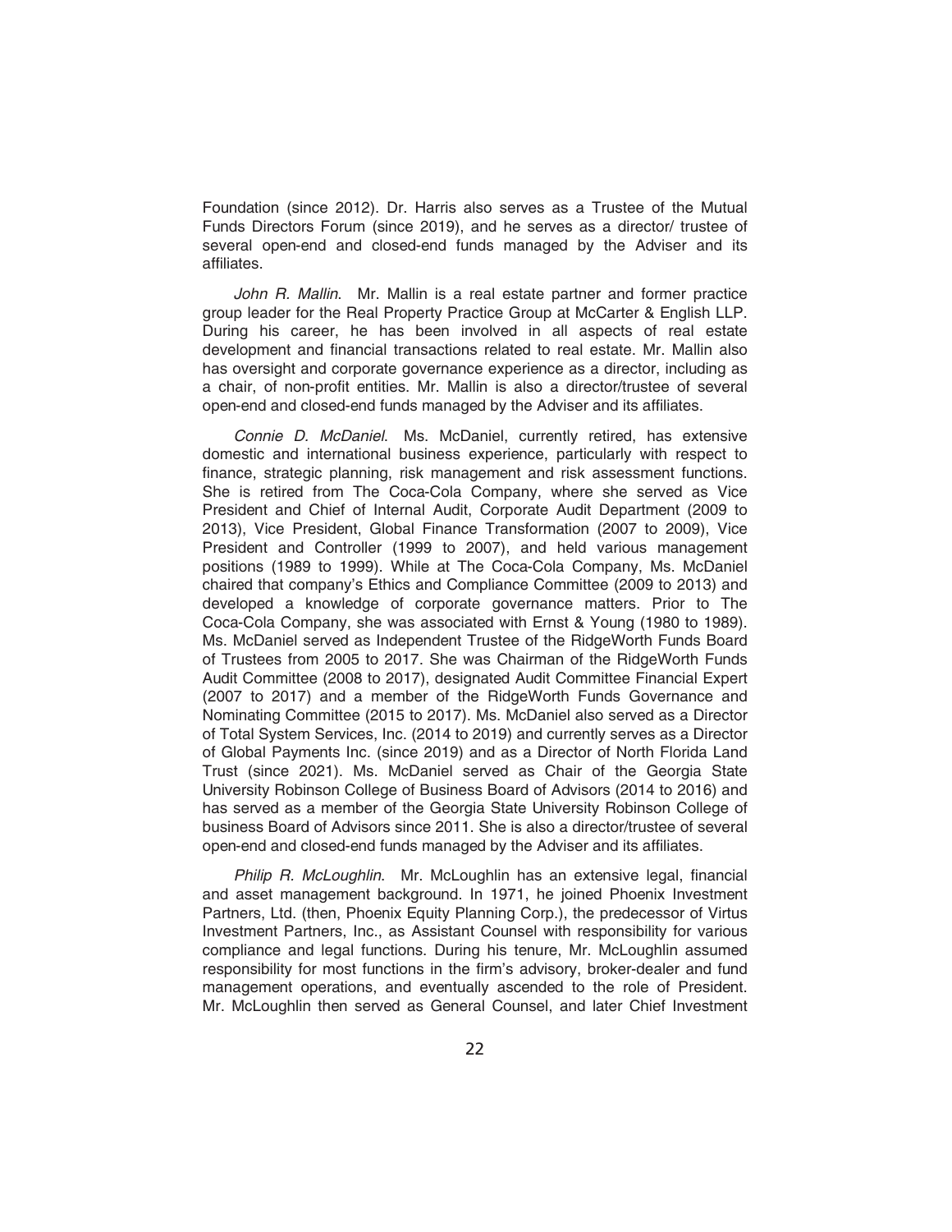Foundation (since 2012). Dr. Harris also serves as a Trustee of the Mutual Funds Directors Forum (since 2019), and he serves as a director/ trustee of several open-end and closed-end funds managed by the Adviser and its affiliates.

*John R. Mallin*. Mr. Mallin is a real estate partner and former practice group leader for the Real Property Practice Group at McCarter & English LLP. During his career, he has been involved in all aspects of real estate development and financial transactions related to real estate. Mr. Mallin also has oversight and corporate governance experience as a director, including as a chair, of non-profit entities. Mr. Mallin is also a director/trustee of several open-end and closed-end funds managed by the Adviser and its affiliates.

*Connie D. McDaniel*. Ms. McDaniel, currently retired, has extensive domestic and international business experience, particularly with respect to finance, strategic planning, risk management and risk assessment functions. She is retired from The Coca-Cola Company, where she served as Vice President and Chief of Internal Audit, Corporate Audit Department (2009 to 2013), Vice President, Global Finance Transformation (2007 to 2009), Vice President and Controller (1999 to 2007), and held various management positions (1989 to 1999). While at The Coca-Cola Company, Ms. McDaniel chaired that company's Ethics and Compliance Committee (2009 to 2013) and developed a knowledge of corporate governance matters. Prior to The Coca-Cola Company, she was associated with Ernst & Young (1980 to 1989). Ms. McDaniel served as Independent Trustee of the RidgeWorth Funds Board of Trustees from 2005 to 2017. She was Chairman of the RidgeWorth Funds Audit Committee (2008 to 2017), designated Audit Committee Financial Expert (2007 to 2017) and a member of the RidgeWorth Funds Governance and Nominating Committee (2015 to 2017). Ms. McDaniel also served as a Director of Total System Services, Inc. (2014 to 2019) and currently serves as a Director of Global Payments Inc. (since 2019) and as a Director of North Florida Land Trust (since 2021). Ms. McDaniel served as Chair of the Georgia State University Robinson College of Business Board of Advisors (2014 to 2016) and has served as a member of the Georgia State University Robinson College of business Board of Advisors since 2011. She is also a director/trustee of several open-end and closed-end funds managed by the Adviser and its affiliates.

*Philip R. McLoughlin*. Mr. McLoughlin has an extensive legal, financial and asset management background. In 1971, he joined Phoenix Investment Partners, Ltd. (then, Phoenix Equity Planning Corp.), the predecessor of Virtus Investment Partners, Inc., as Assistant Counsel with responsibility for various compliance and legal functions. During his tenure, Mr. McLoughlin assumed responsibility for most functions in the firm's advisory, broker-dealer and fund management operations, and eventually ascended to the role of President. Mr. McLoughlin then served as General Counsel, and later Chief Investment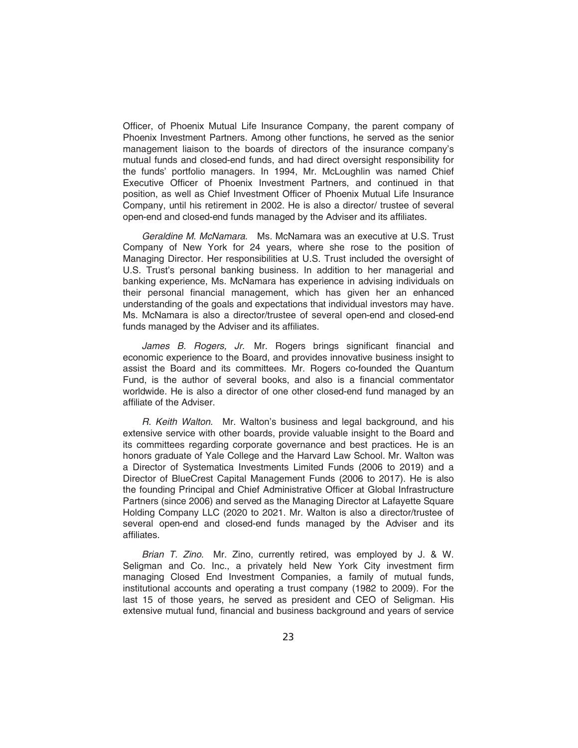Officer, of Phoenix Mutual Life Insurance Company, the parent company of Phoenix Investment Partners. Among other functions, he served as the senior management liaison to the boards of directors of the insurance company's mutual funds and closed-end funds, and had direct oversight responsibility for the funds' portfolio managers. In 1994, Mr. McLoughlin was named Chief Executive Officer of Phoenix Investment Partners, and continued in that position, as well as Chief Investment Officer of Phoenix Mutual Life Insurance Company, until his retirement in 2002. He is also a director/ trustee of several open-end and closed-end funds managed by the Adviser and its affiliates.

*Geraldine M. McNamara*. Ms. McNamara was an executive at U.S. Trust Company of New York for 24 years, where she rose to the position of Managing Director. Her responsibilities at U.S. Trust included the oversight of U.S. Trust's personal banking business. In addition to her managerial and banking experience, Ms. McNamara has experience in advising individuals on their personal financial management, which has given her an enhanced understanding of the goals and expectations that individual investors may have. Ms. McNamara is also a director/trustee of several open-end and closed-end funds managed by the Adviser and its affiliates.

*James B. Rogers, Jr.* Mr. Rogers brings significant financial and economic experience to the Board, and provides innovative business insight to assist the Board and its committees. Mr. Rogers co-founded the Quantum Fund, is the author of several books, and also is a financial commentator worldwide. He is also a director of one other closed-end fund managed by an affiliate of the Adviser.

*R. Keith Walton*. Mr. Walton's business and legal background, and his extensive service with other boards, provide valuable insight to the Board and its committees regarding corporate governance and best practices. He is an honors graduate of Yale College and the Harvard Law School. Mr. Walton was a Director of Systematica Investments Limited Funds (2006 to 2019) and a Director of BlueCrest Capital Management Funds (2006 to 2017). He is also the founding Principal and Chief Administrative Officer at Global Infrastructure Partners (since 2006) and served as the Managing Director at Lafayette Square Holding Company LLC (2020 to 2021. Mr. Walton is also a director/trustee of several open-end and closed-end funds managed by the Adviser and its affiliates.

*Brian T. Zino*. Mr. Zino, currently retired, was employed by J. & W. Seligman and Co. Inc., a privately held New York City investment firm managing Closed End Investment Companies, a family of mutual funds, institutional accounts and operating a trust company (1982 to 2009). For the last 15 of those years, he served as president and CEO of Seligman. His extensive mutual fund, financial and business background and years of service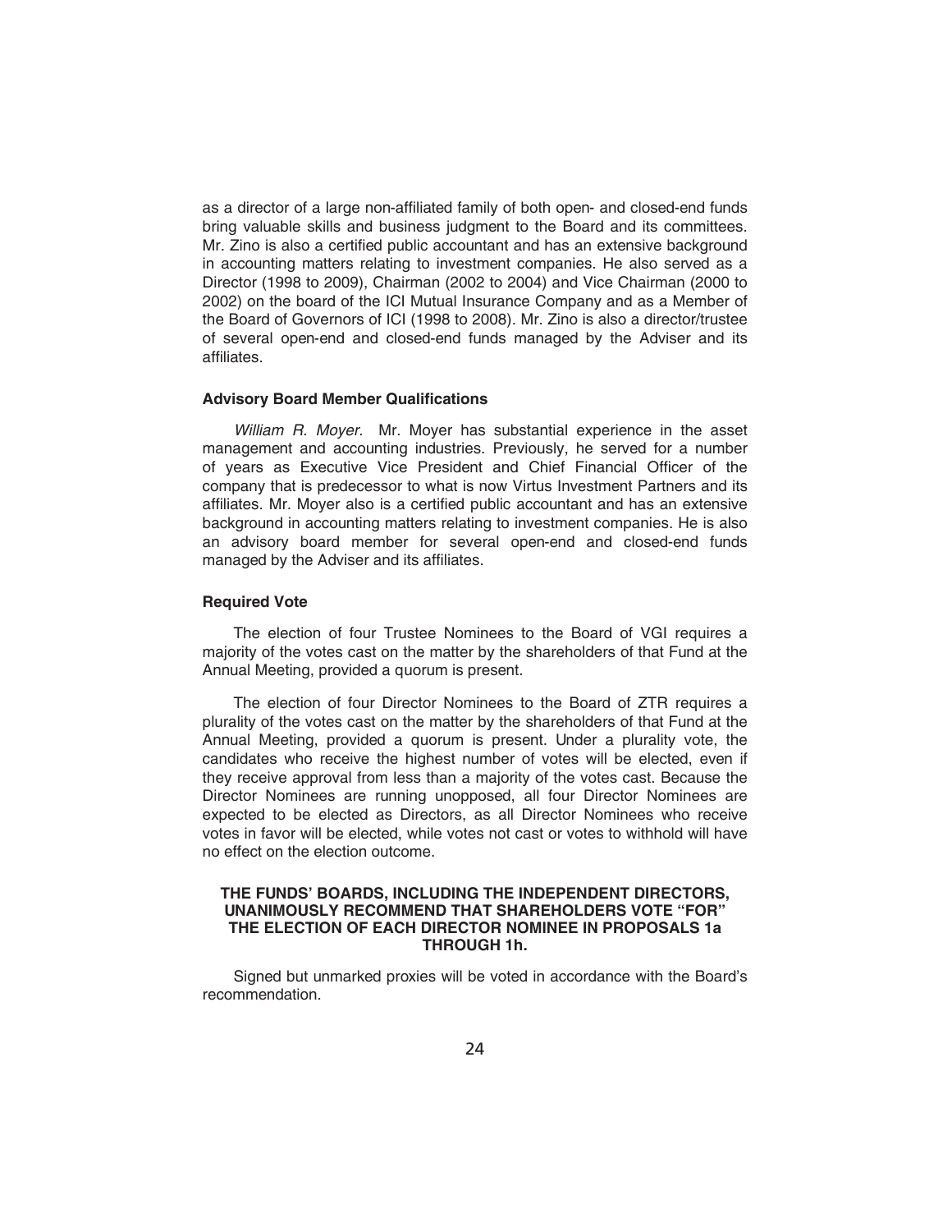as a director of a large non-affiliated family of both open- and closed-end funds bring valuable skills and business judgment to the Board and its committees. Mr. Zino is also a certified public accountant and has an extensive background in accounting matters relating to investment companies. He also served as a Director (1998 to 2009), Chairman (2002 to 2004) and Vice Chairman (2000 to 2002) on the board of the ICI Mutual Insurance Company and as a Member of the Board of Governors of ICI (1998 to 2008). Mr. Zino is also a director/trustee of several open-end and closed-end funds managed by the Adviser and its affiliates.

**Advisory Board Member Qualifications**

*William R. Moyer.* Mr. Moyer has substantial experience in the asset management and accounting industries. Previously, he served for a number of years as Executive Vice President and Chief Financial Officer of the company that is predecessor to what is now Virtus Investment Partners and its affiliates. Mr. Moyer also is a certified public accountant and has an extensive background in accounting matters relating to investment companies. He is also an advisory board member for several open-end and closed-end funds managed by the Adviser and its affiliates.

**Required Vote**

The election of four Trustee Nominees to the Board of VGI requires a majority of the votes cast on the matter by the shareholders of that Fund at the Annual Meeting, provided a quorum is present.

The election of four Director Nominees to the Board of ZTR requires a plurality of the votes cast on the matter by the shareholders of that Fund at the Annual Meeting, provided a quorum is present. Under a plurality vote, the candidates who receive the highest number of votes will be elected, even if they receive approval from less than a majority of the votes cast. Because the Director Nominees are running unopposed, all four Director Nominees are expected to be elected as Directors, as all Director Nominees who receive votes in favor will be elected, while votes not cast or votes to withhold will have no effect on the election outcome.

**THE FUNDS' BOARDS, INCLUDING THE INDEPENDENT DIRECTORS, UNANIMOUSLY RECOMMEND THAT SHAREHOLDERS VOTE "FOR" THE ELECTION OF EACH DIRECTOR NOMINEE IN PROPOSALS 1a THROUGH 1h.**

Signed but unmarked proxies will be voted in accordance with the Board's recommendation.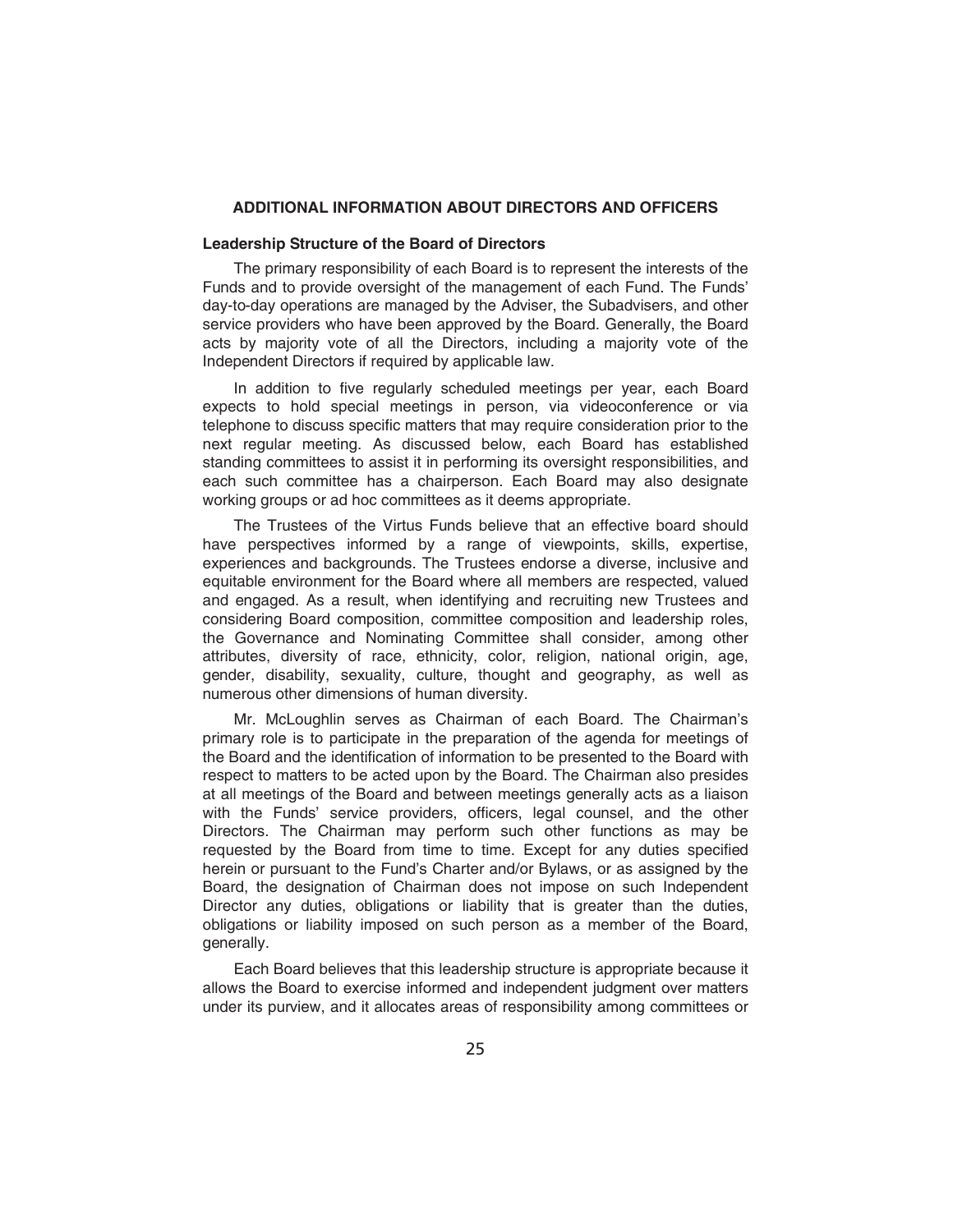## ADDITIONAL INFORMATION ABOUT DIRECTORS AND OFFICERS

### Leadership Structure of the Board of Directors

The primary responsibility of each Board is to represent the interests of the Funds and to provide oversight of the management of each Fund. The Funds' day-to-day operations are managed by the Adviser, the Subadvisers, and other service providers who have been approved by the Board. Generally, the Board acts by majority vote of all the Directors, including a majority vote of the Independent Directors if required by applicable law.

In addition to five regularly scheduled meetings per year, each Board expects to hold special meetings in person, via videoconference or via telephone to discuss specific matters that may require consideration prior to the next regular meeting. As discussed below, each Board has established standing committees to assist it in performing its oversight responsibilities, and each such committee has a chairperson. Each Board may also designate working groups or ad hoc committees as it deems appropriate.

The Trustees of the Virtus Funds believe that an effective board should have perspectives informed by a range of viewpoints, skills, expertise, experiences and backgrounds. The Trustees endorse a diverse, inclusive and equitable environment for the Board where all members are respected, valued and engaged. As a result, when identifying and recruiting new Trustees and considering Board composition, committee composition and leadership roles, the Governance and Nominating Committee shall consider, among other attributes, diversity of race, ethnicity, color, religion, national origin, age, gender, disability, sexuality, culture, thought and geography, as well as numerous other dimensions of human diversity.

Mr. McLoughlin serves as Chairman of each Board. The Chairman's primary role is to participate in the preparation of the agenda for meetings of the Board and the identification of information to be presented to the Board with respect to matters to be acted upon by the Board. The Chairman also presides at all meetings of the Board and between meetings generally acts as a liaison with the Funds' service providers, officers, legal counsel, and the other Directors. The Chairman may perform such other functions as may be requested by the Board from time to time. Except for any duties specified herein or pursuant to the Fund's Charter and/or Bylaws, or as assigned by the Board, the designation of Chairman does not impose on such Independent Director any duties, obligations or liability that is greater than the duties, obligations or liability imposed on such person as a member of the Board, generally.

Each Board believes that this leadership structure is appropriate because it allows the Board to exercise informed and independent judgment over matters under its purview, and it allocates areas of responsibility among committees or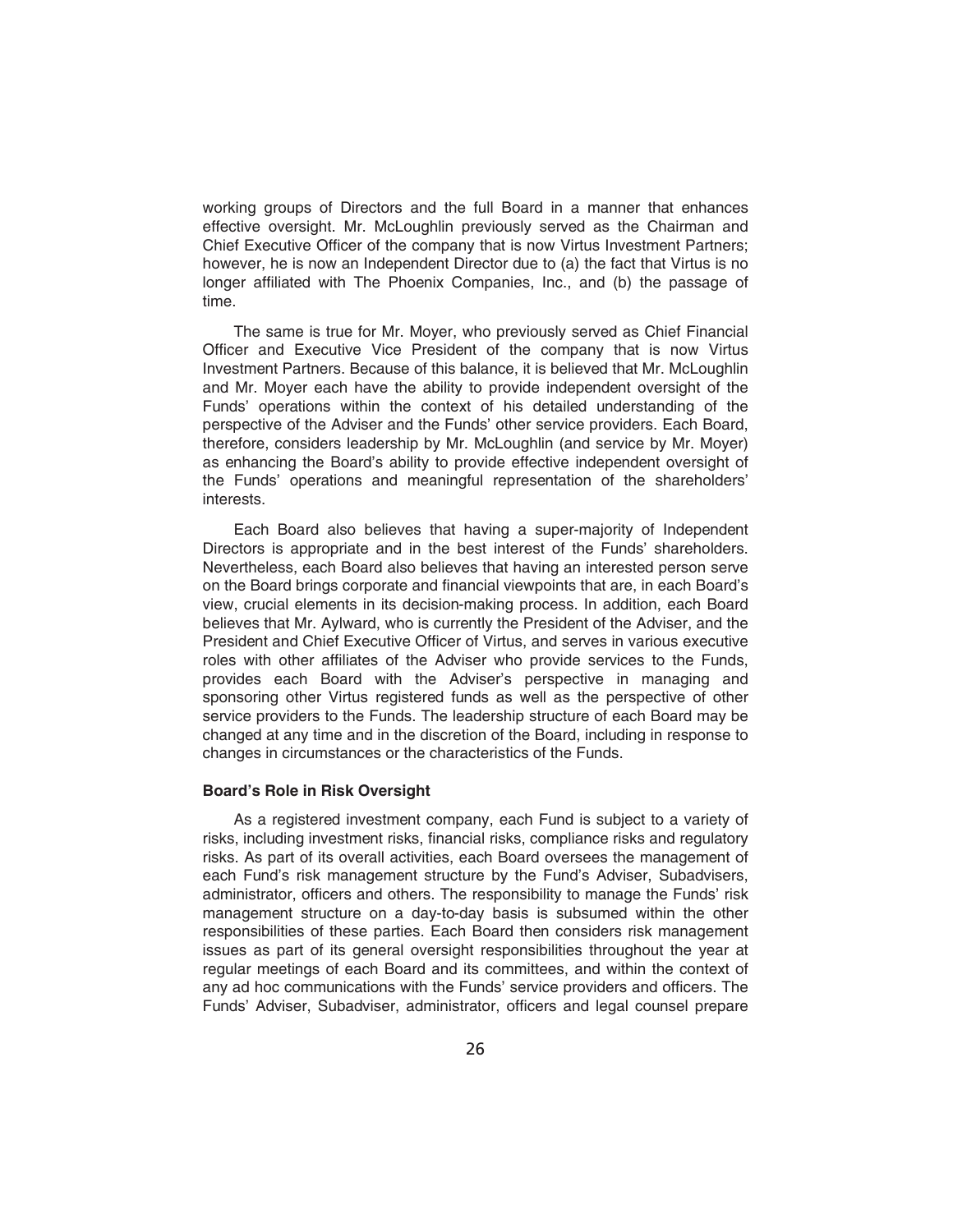working groups of Directors and the full Board in a manner that enhances effective oversight. Mr. McLoughlin previously served as the Chairman and Chief Executive Officer of the company that is now Virtus Investment Partners; however, he is now an Independent Director due to (a) the fact that Virtus is no longer affiliated with The Phoenix Companies, Inc., and (b) the passage of time.

The same is true for Mr. Moyer, who previously served as Chief Financial Officer and Executive Vice President of the company that is now Virtus Investment Partners. Because of this balance, it is believed that Mr. McLoughlin and Mr. Moyer each have the ability to provide independent oversight of the Funds' operations within the context of his detailed understanding of the perspective of the Adviser and the Funds' other service providers. Each Board, therefore, considers leadership by Mr. McLoughlin (and service by Mr. Moyer) as enhancing the Board's ability to provide effective independent oversight of the Funds' operations and meaningful representation of the shareholders' interests.

Each Board also believes that having a super-majority of Independent Directors is appropriate and in the best interest of the Funds' shareholders. Nevertheless, each Board also believes that having an interested person serve on the Board brings corporate and financial viewpoints that are, in each Board's view, crucial elements in its decision-making process. In addition, each Board believes that Mr. Aylward, who is currently the President of the Adviser, and the President and Chief Executive Officer of Virtus, and serves in various executive roles with other affiliates of the Adviser who provide services to the Funds, provides each Board with the Adviser's perspective in managing and sponsoring other Virtus registered funds as well as the perspective of other service providers to the Funds. The leadership structure of each Board may be changed at any time and in the discretion of the Board, including in response to changes in circumstances or the characteristics of the Funds.

**Board's Role in Risk Oversight**

As a registered investment company, each Fund is subject to a variety of risks, including investment risks, financial risks, compliance risks and regulatory risks. As part of its overall activities, each Board oversees the management of each Fund's risk management structure by the Fund's Adviser, Subadvisers, administrator, officers and others. The responsibility to manage the Funds' risk management structure on a day-to-day basis is subsumed within the other responsibilities of these parties. Each Board then considers risk management issues as part of its general oversight responsibilities throughout the year at regular meetings of each Board and its committees, and within the context of any ad hoc communications with the Funds' service providers and officers. The Funds' Adviser, Subadviser, administrator, officers and legal counsel prepare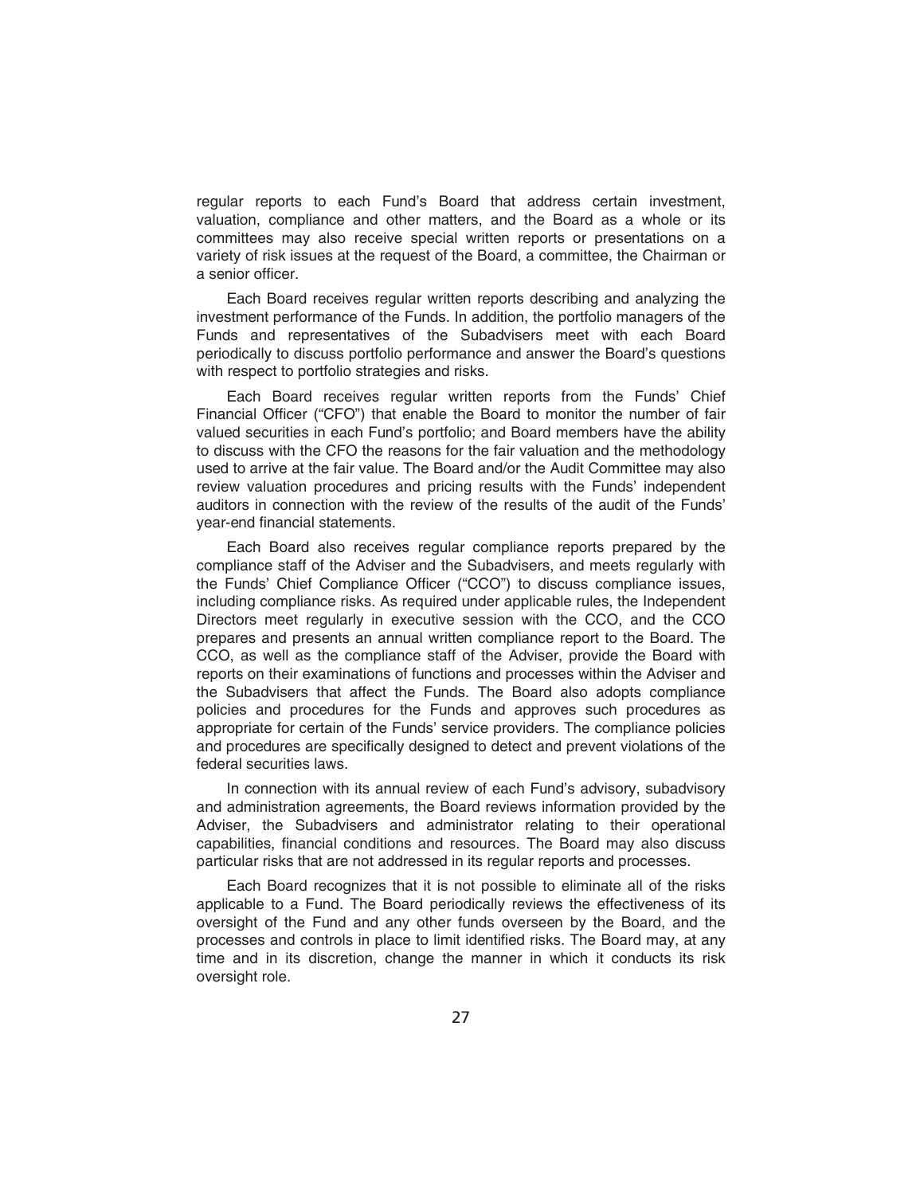regular reports to each Fund's Board that address certain investment, valuation, compliance and other matters, and the Board as a whole or its committees may also receive special written reports or presentations on a variety of risk issues at the request of the Board, a committee, the Chairman or a senior officer.

Each Board receives regular written reports describing and analyzing the investment performance of the Funds. In addition, the portfolio managers of the Funds and representatives of the Subadvisers meet with each Board periodically to discuss portfolio performance and answer the Board's questions with respect to portfolio strategies and risks.

Each Board receives regular written reports from the Funds' Chief Financial Officer ("CFO") that enable the Board to monitor the number of fair valued securities in each Fund's portfolio; and Board members have the ability to discuss with the CFO the reasons for the fair valuation and the methodology used to arrive at the fair value. The Board and/or the Audit Committee may also review valuation procedures and pricing results with the Funds' independent auditors in connection with the review of the results of the audit of the Funds' year-end financial statements.

Each Board also receives regular compliance reports prepared by the compliance staff of the Adviser and the Subadvisers, and meets regularly with the Funds' Chief Compliance Officer ("CCO") to discuss compliance issues, including compliance risks. As required under applicable rules, the Independent Directors meet regularly in executive session with the CCO, and the CCO prepares and presents an annual written compliance report to the Board. The CCO, as well as the compliance staff of the Adviser, provide the Board with reports on their examinations of functions and processes within the Adviser and the Subadvisers that affect the Funds. The Board also adopts compliance policies and procedures for the Funds and approves such procedures as appropriate for certain of the Funds' service providers. The compliance policies and procedures are specifically designed to detect and prevent violations of the federal securities laws.

In connection with its annual review of each Fund's advisory, subadvisory and administration agreements, the Board reviews information provided by the Adviser, the Subadvisers and administrator relating to their operational capabilities, financial conditions and resources. The Board may also discuss particular risks that are not addressed in its regular reports and processes.

Each Board recognizes that it is not possible to eliminate all of the risks applicable to a Fund. The Board periodically reviews the effectiveness of its oversight of the Fund and any other funds overseen by the Board, and the processes and controls in place to limit identified risks. The Board may, at any time and in its discretion, change the manner in which it conducts its risk oversight role.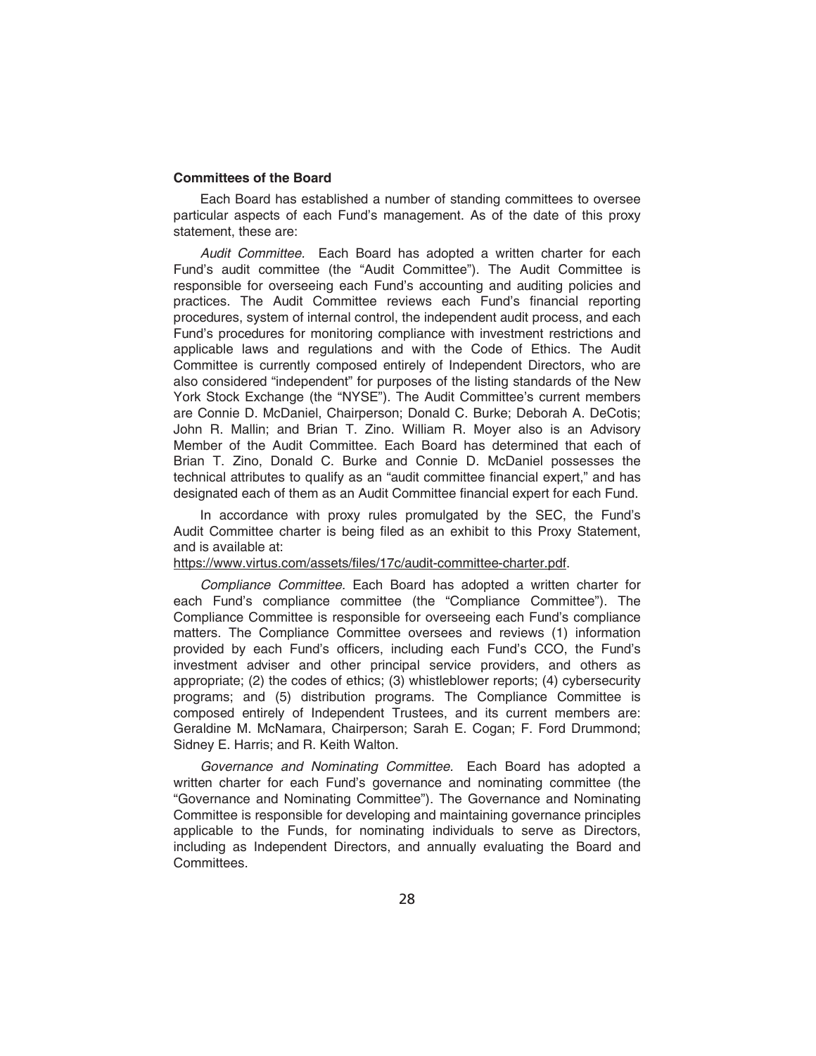**Committees of the Board**

Each Board has established a number of standing committees to oversee particular aspects of each Fund's management. As of the date of this proxy statement, these are:

*Audit Committee*. Each Board has adopted a written charter for each Fund's audit committee (the "Audit Committee"). The Audit Committee is responsible for overseeing each Fund's accounting and auditing policies and practices. The Audit Committee reviews each Fund's financial reporting procedures, system of internal control, the independent audit process, and each Fund's procedures for monitoring compliance with investment restrictions and applicable laws and regulations and with the Code of Ethics. The Audit Committee is currently composed entirely of Independent Directors, who are also considered "independent" for purposes of the listing standards of the New York Stock Exchange (the "NYSE"). The Audit Committee's current members are Connie D. McDaniel, Chairperson; Donald C. Burke; Deborah A. DeCotis; John R. Mallin; and Brian T. Zino. William R. Moyer also is an Advisory Member of the Audit Committee. Each Board has determined that each of Brian T. Zino, Donald C. Burke and Connie D. McDaniel possesses the technical attributes to qualify as an "audit committee financial expert," and has designated each of them as an Audit Committee financial expert for each Fund.

In accordance with proxy rules promulgated by the SEC, the Fund's Audit Committee charter is being filed as an exhibit to this Proxy Statement, and is available at:
https://www.virtus.com/assets/files/17c/audit-committee-charter.pdf.

*Compliance Committee*. Each Board has adopted a written charter for each Fund's compliance committee (the "Compliance Committee"). The Compliance Committee is responsible for overseeing each Fund's compliance matters. The Compliance Committee oversees and reviews (1) information provided by each Fund's officers, including each Fund's CCO, the Fund's investment adviser and other principal service providers, and others as appropriate; (2) the codes of ethics; (3) whistleblower reports; (4) cybersecurity programs; and (5) distribution programs. The Compliance Committee is composed entirely of Independent Trustees, and its current members are: Geraldine M. McNamara, Chairperson; Sarah E. Cogan; F. Ford Drummond; Sidney E. Harris; and R. Keith Walton.

*Governance and Nominating Committee*. Each Board has adopted a written charter for each Fund's governance and nominating committee (the "Governance and Nominating Committee"). The Governance and Nominating Committee is responsible for developing and maintaining governance principles applicable to the Funds, for nominating individuals to serve as Directors, including as Independent Directors, and annually evaluating the Board and Committees.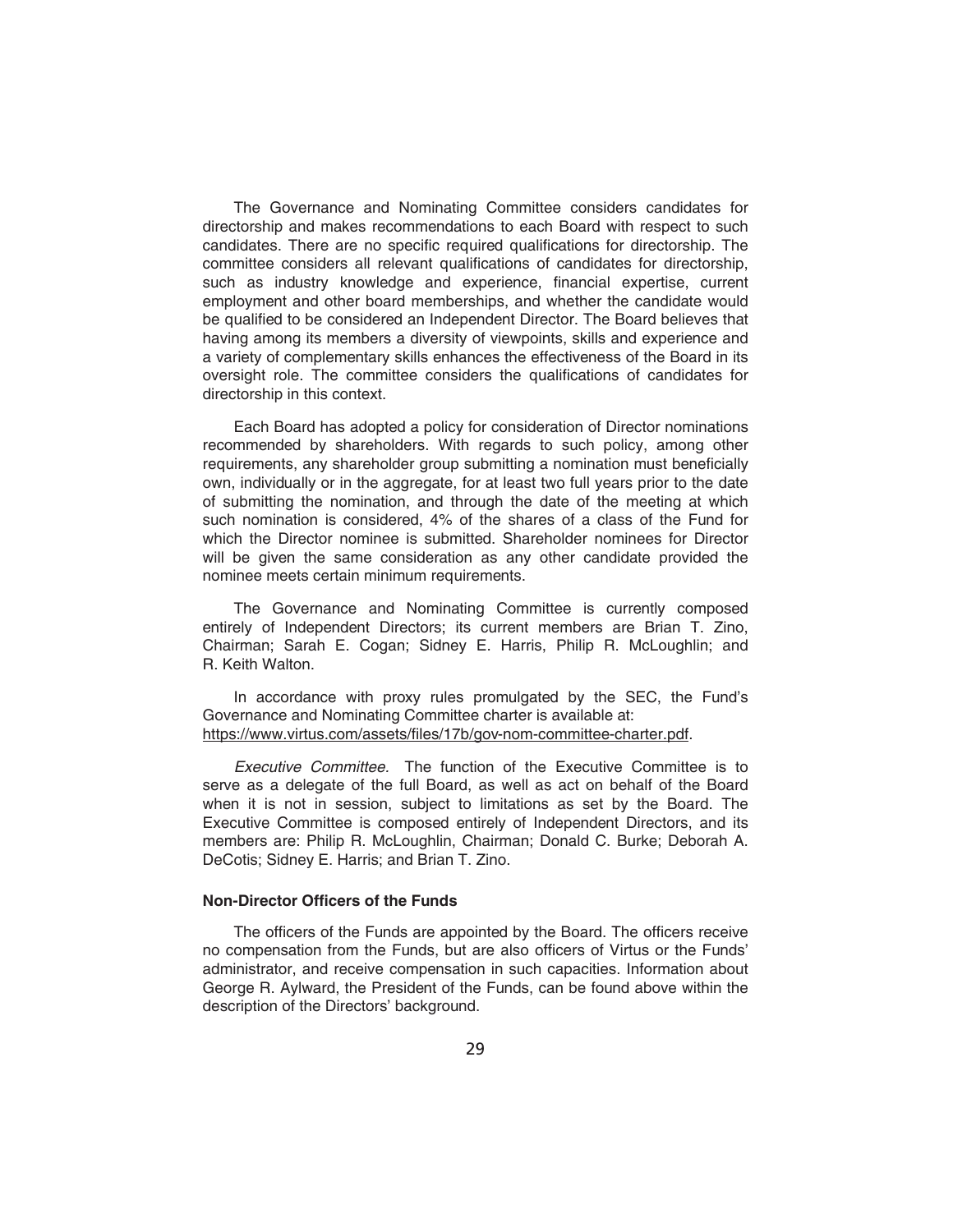The Governance and Nominating Committee considers candidates for directorship and makes recommendations to each Board with respect to such candidates. There are no specific required qualifications for directorship. The committee considers all relevant qualifications of candidates for directorship, such as industry knowledge and experience, financial expertise, current employment and other board memberships, and whether the candidate would be qualified to be considered an Independent Director. The Board believes that having among its members a diversity of viewpoints, skills and experience and a variety of complementary skills enhances the effectiveness of the Board in its oversight role. The committee considers the qualifications of candidates for directorship in this context.

Each Board has adopted a policy for consideration of Director nominations recommended by shareholders. With regards to such policy, among other requirements, any shareholder group submitting a nomination must beneficially own, individually or in the aggregate, for at least two full years prior to the date of submitting the nomination, and through the date of the meeting at which such nomination is considered, 4% of the shares of a class of the Fund for which the Director nominee is submitted. Shareholder nominees for Director will be given the same consideration as any other candidate provided the nominee meets certain minimum requirements.

The Governance and Nominating Committee is currently composed entirely of Independent Directors; its current members are Brian T. Zino, Chairman; Sarah E. Cogan; Sidney E. Harris, Philip R. McLoughlin; and R. Keith Walton.

In accordance with proxy rules promulgated by the SEC, the Fund's Governance and Nominating Committee charter is available at: https://www.virtus.com/assets/files/17b/gov-nom-committee-charter.pdf.

*Executive Committee.* The function of the Executive Committee is to serve as a delegate of the full Board, as well as act on behalf of the Board when it is not in session, subject to limitations as set by the Board. The Executive Committee is composed entirely of Independent Directors, and its members are: Philip R. McLoughlin, Chairman; Donald C. Burke; Deborah A. DeCotis; Sidney E. Harris; and Brian T. Zino.

**Non-Director Officers of the Funds**

The officers of the Funds are appointed by the Board. The officers receive no compensation from the Funds, but are also officers of Virtus or the Funds' administrator, and receive compensation in such capacities. Information about George R. Aylward, the President of the Funds, can be found above within the description of the Directors' background.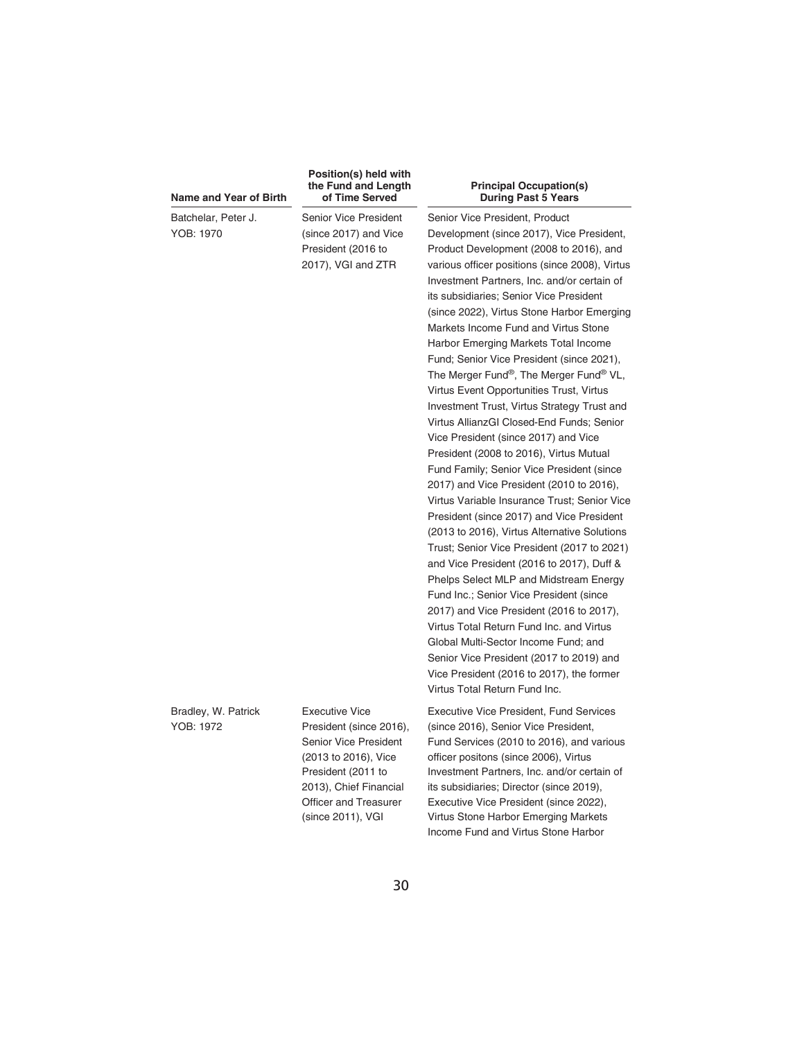| Name and Year of Birth | Position(s) held with the Fund and Length of Time Served | Principal Occupation(s) During Past 5 Years |
|---|---|---|
| Batchelar, Peter J. YOB: 1970 | Senior Vice President (since 2017) and Vice President (2016 to 2017), VGI and ZTR | Senior Vice President, Product Development (since 2017), Vice President, Product Development (2008 to 2016), and various officer positions (since 2008), Virtus Investment Partners, Inc. and/or certain of its subsidiaries; Senior Vice President (since 2022), Virtus Stone Harbor Emerging Markets Income Fund and Virtus Stone Harbor Emerging Markets Total Income Fund; Senior Vice President (since 2021), The Merger Fund®, The Merger Fund® VL, Virtus Event Opportunities Trust, Virtus Investment Trust, Virtus Strategy Trust and Virtus AllianzGI Closed-End Funds; Senior Vice President (since 2017) and Vice President (2008 to 2016), Virtus Mutual Fund Family; Senior Vice President (since 2017) and Vice President (2010 to 2016), Virtus Variable Insurance Trust; Senior Vice President (since 2017) and Vice President (2013 to 2016), Virtus Alternative Solutions Trust; Senior Vice President (2017 to 2021) and Vice President (2016 to 2017), Duff & Phelps Select MLP and Midstream Energy Fund Inc.; Senior Vice President (since 2017) and Vice President (2016 to 2017), Virtus Total Return Fund Inc. and Virtus Global Multi-Sector Income Fund; and Senior Vice President (2017 to 2019) and Vice President (2016 to 2017), the former Virtus Total Return Fund Inc. |
| Bradley, W. Patrick YOB: 1972 | Executive Vice President (since 2016), Senior Vice President (2013 to 2016), Vice President (2011 to 2013), Chief Financial Officer and Treasurer (since 2011), VGI | Executive Vice President, Fund Services (since 2016), Senior Vice President, Fund Services (2010 to 2016), and various officer positons (since 2006), Virtus Investment Partners, Inc. and/or certain of its subsidiaries; Director (since 2019), Executive Vice President (since 2022), Virtus Stone Harbor Emerging Markets Income Fund and Virtus Stone Harbor |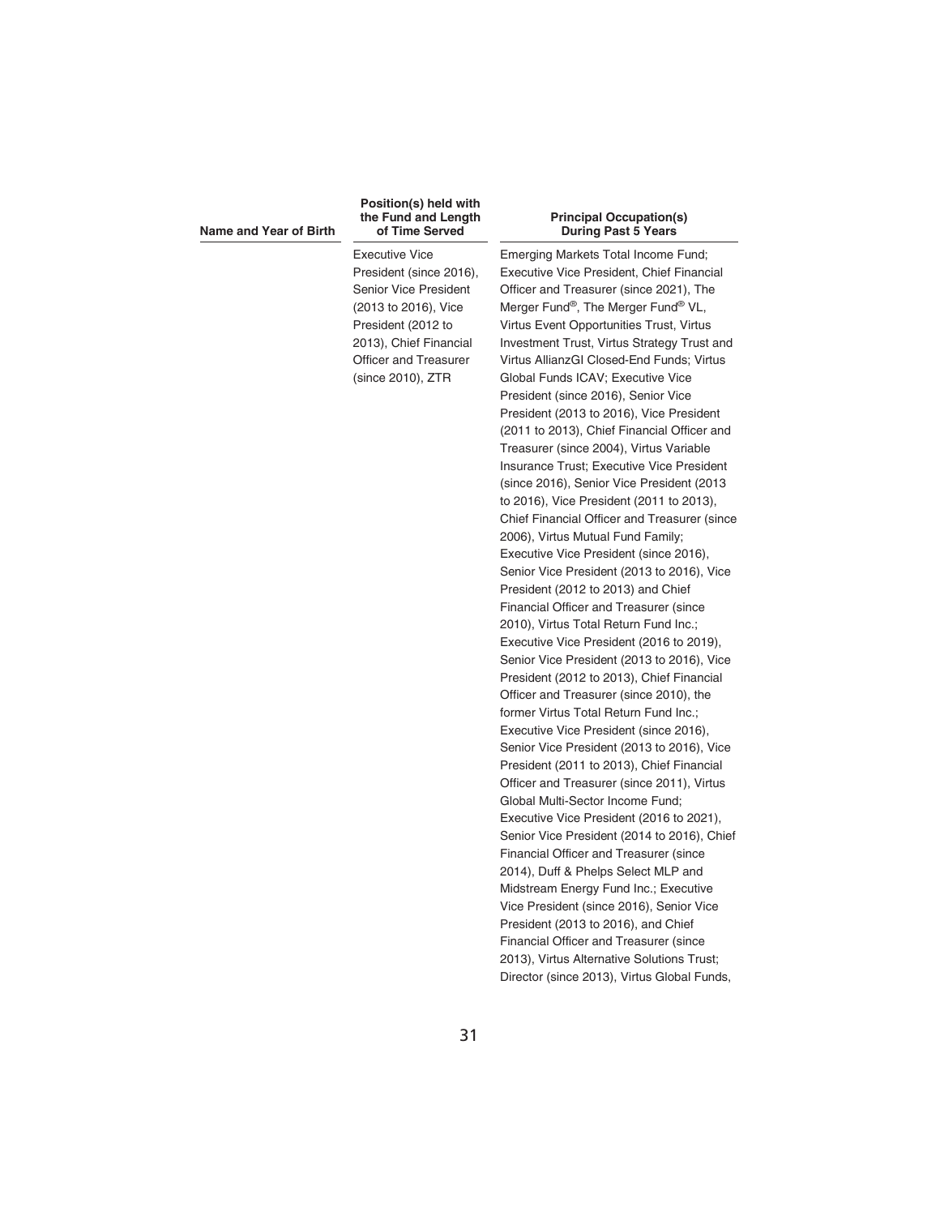| Name and Year of Birth | Position(s) held with the Fund and Length of Time Served | Principal Occupation(s) During Past 5 Years |
|---|---|---|
| | Executive Vice President (since 2016), Senior Vice President (2013 to 2016), Vice President (2012 to 2013), Chief Financial Officer and Treasurer (since 2010), ZTR | Emerging Markets Total Income Fund; Executive Vice President, Chief Financial Officer and Treasurer (since 2021), The Merger Fund®, The Merger Fund® VL, Virtus Event Opportunities Trust, Virtus Investment Trust, Virtus Strategy Trust and Virtus AllianzGI Closed-End Funds; Virtus Global Funds ICAV; Executive Vice President (since 2016), Senior Vice President (2013 to 2016), Vice President (2011 to 2013), Chief Financial Officer and Treasurer (since 2004), Virtus Variable Insurance Trust; Executive Vice President (since 2016), Senior Vice President (2013 to 2016), Vice President (2011 to 2013), Chief Financial Officer and Treasurer (since 2006), Virtus Mutual Fund Family; Executive Vice President (since 2016), Senior Vice President (2013 to 2016), Vice President (2012 to 2013) and Chief Financial Officer and Treasurer (since 2010), Virtus Total Return Fund Inc.; Executive Vice President (2016 to 2019), Senior Vice President (2013 to 2016), Vice President (2012 to 2013), Chief Financial Officer and Treasurer (since 2010), the former Virtus Total Return Fund Inc.; Executive Vice President (since 2016), Senior Vice President (2013 to 2016), Vice President (2011 to 2013), Chief Financial Officer and Treasurer (since 2011), Virtus Global Multi-Sector Income Fund; Executive Vice President (2016 to 2021), Senior Vice President (2014 to 2016), Chief Financial Officer and Treasurer (since 2014), Duff & Phelps Select MLP and Midstream Energy Fund Inc.; Executive Vice President (since 2016), Senior Vice President (2013 to 2016), and Chief Financial Officer and Treasurer (since 2013), Virtus Alternative Solutions Trust; Director (since 2013), Virtus Global Funds, |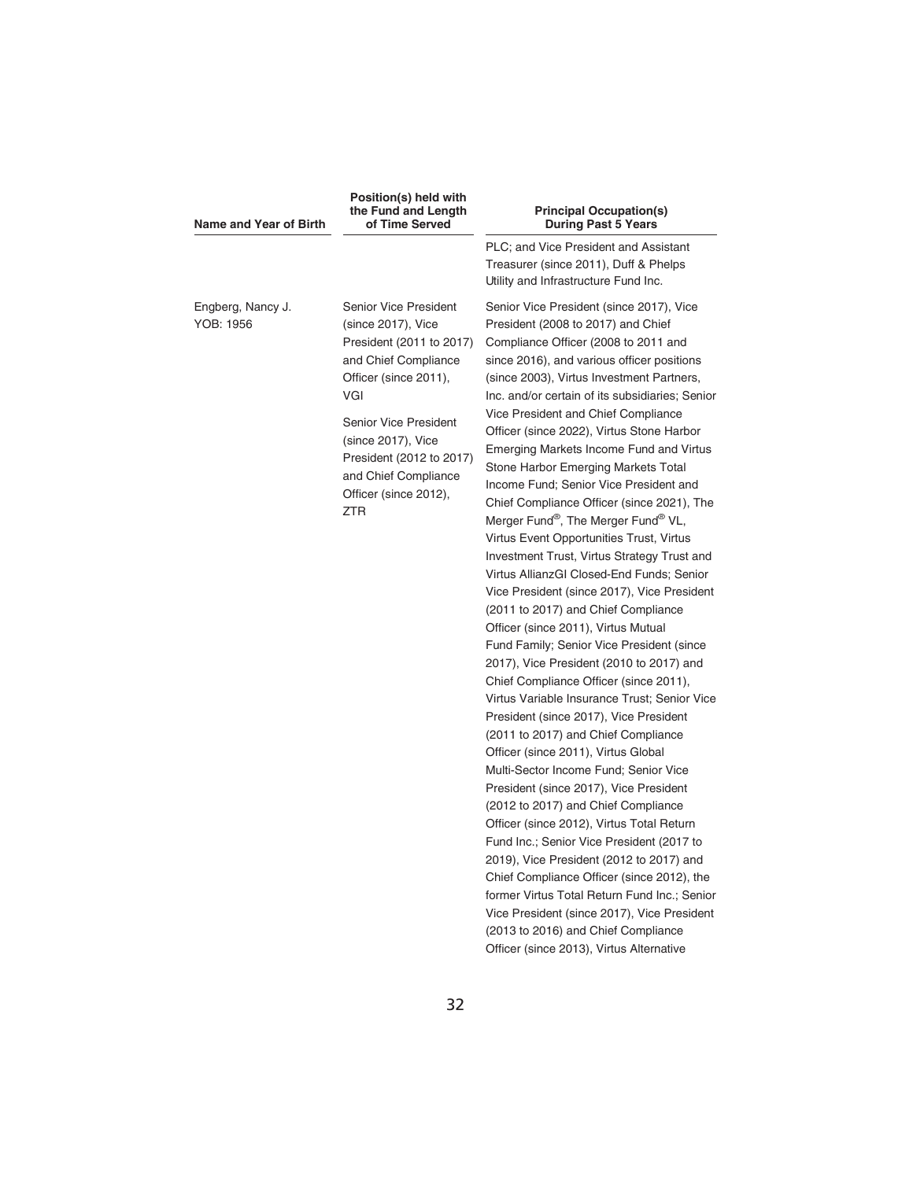| Name and Year of Birth | Position(s) held with the Fund and Length of Time Served | Principal Occupation(s) During Past 5 Years |
|---|---|---|
| | | PLC; and Vice President and Assistant Treasurer (since 2011), Duff & Phelps Utility and Infrastructure Fund Inc. |
| Engberg, Nancy J. YOB: 1956 | Senior Vice President (since 2017), Vice President (2011 to 2017) and Chief Compliance Officer (since 2011), VGI<br><br>Senior Vice President (since 2017), Vice President (2012 to 2017) and Chief Compliance Officer (since 2012), ZTR | Senior Vice President (since 2017), Vice President (2008 to 2017) and Chief Compliance Officer (2008 to 2011 and since 2016), and various officer positions (since 2003), Virtus Investment Partners, Inc. and/or certain of its subsidiaries; Senior Vice President and Chief Compliance Officer (since 2022), Virtus Stone Harbor Emerging Markets Income Fund and Virtus Stone Harbor Emerging Markets Total Income Fund; Senior Vice President and Chief Compliance Officer (since 2021), The Merger Fund®, The Merger Fund® VL, Virtus Event Opportunities Trust, Virtus Investment Trust, Virtus Strategy Trust and Virtus AllianzGI Closed-End Funds; Senior Vice President (since 2017), Vice President (2011 to 2017) and Chief Compliance Officer (since 2011), Virtus Mutual Fund Family; Senior Vice President (since 2017), Vice President (2010 to 2017) and Chief Compliance Officer (since 2011), Virtus Variable Insurance Trust; Senior Vice President (since 2017), Vice President (2011 to 2017) and Chief Compliance Officer (since 2011), Virtus Global Multi-Sector Income Fund; Senior Vice President (since 2017), Vice President (2012 to 2017) and Chief Compliance Officer (since 2012), Virtus Total Return Fund Inc.; Senior Vice President (2017 to 2019), Vice President (2012 to 2017) and Chief Compliance Officer (since 2012), the former Virtus Total Return Fund Inc.; Senior Vice President (since 2017), Vice President (2013 to 2016) and Chief Compliance Officer (since 2013), Virtus Alternative |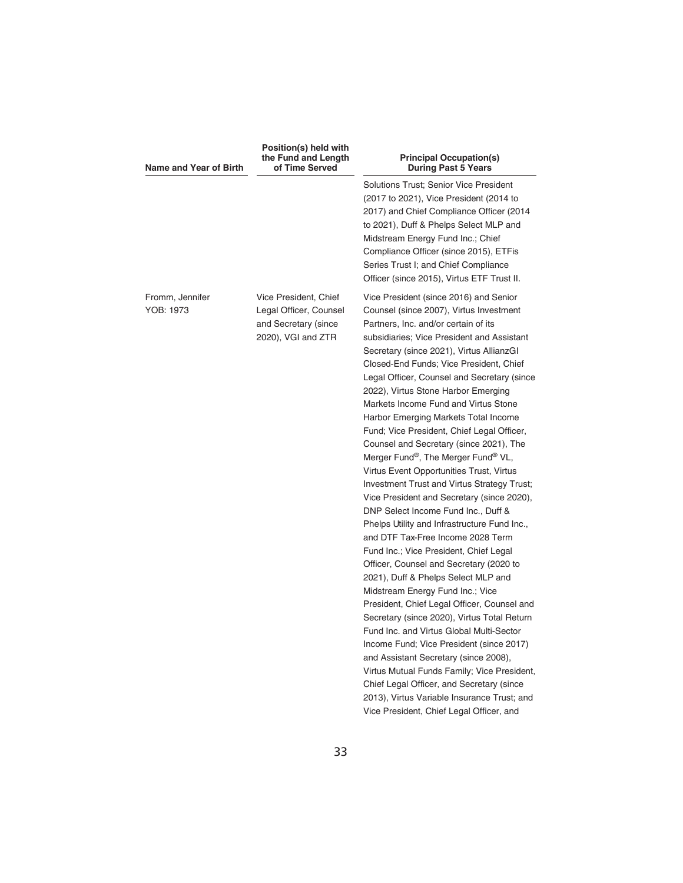| Name and Year of Birth | Position(s) held with the Fund and Length of Time Served | Principal Occupation(s) During Past 5 Years |
|---|---|---|
| | | Solutions Trust; Senior Vice President (2017 to 2021), Vice President (2014 to 2017) and Chief Compliance Officer (2014 to 2021), Duff & Phelps Select MLP and Midstream Energy Fund Inc.; Chief Compliance Officer (since 2015), ETFis Series Trust I; and Chief Compliance Officer (since 2015), Virtus ETF Trust II. |
| Fromm, Jennifer<br>YOB: 1973 | Vice President, Chief Legal Officer, Counsel and Secretary (since 2020), VGI and ZTR | Vice President (since 2016) and Senior Counsel (since 2007), Virtus Investment Partners, Inc. and/or certain of its subsidiaries; Vice President and Assistant Secretary (since 2021), Virtus AllianzGI Closed-End Funds; Vice President, Chief Legal Officer, Counsel and Secretary (since 2022), Virtus Stone Harbor Emerging Markets Income Fund and Virtus Stone Harbor Emerging Markets Total Income Fund; Vice President, Chief Legal Officer, Counsel and Secretary (since 2021), The Merger Fund®, The Merger Fund® VL, Virtus Event Opportunities Trust, Virtus Investment Trust and Virtus Strategy Trust; Vice President and Secretary (since 2020), DNP Select Income Fund Inc., Duff & Phelps Utility and Infrastructure Fund Inc., and DTF Tax-Free Income 2028 Term Fund Inc.; Vice President, Chief Legal Officer, Counsel and Secretary (2020 to 2021), Duff & Phelps Select MLP and Midstream Energy Fund Inc.; Vice President, Chief Legal Officer, Counsel and Secretary (since 2020), Virtus Total Return Fund Inc. and Virtus Global Multi-Sector Income Fund; Vice President (since 2017) and Assistant Secretary (since 2008), Virtus Mutual Funds Family; Vice President, Chief Legal Officer, and Secretary (since 2013), Virtus Variable Insurance Trust; and Vice President, Chief Legal Officer, and |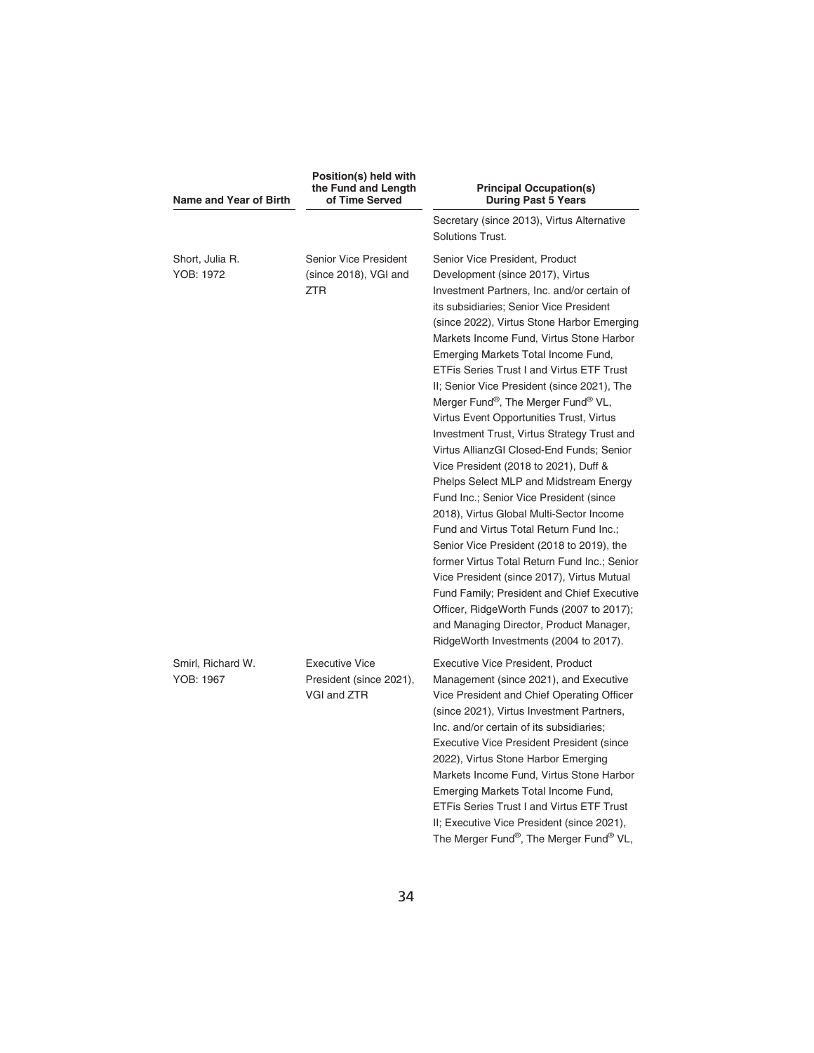| Name and Year of Birth | Position(s) held with the Fund and Length of Time Served | Principal Occupation(s) During Past 5 Years |
|---|---|---|
| | | Secretary (since 2013), Virtus Alternative Solutions Trust. |
| Short, Julia R.<br>YOB: 1972 | Senior Vice President (since 2018), VGI and ZTR | Senior Vice President, Product Development (since 2017), Virtus Investment Partners, Inc. and/or certain of its subsidiaries; Senior Vice President (since 2022), Virtus Stone Harbor Emerging Markets Income Fund, Virtus Stone Harbor Emerging Markets Total Income Fund, ETFis Series Trust I and Virtus ETF Trust II; Senior Vice President (since 2021), The Merger Fund®, The Merger Fund® VL, Virtus Event Opportunities Trust, Virtus Investment Trust, Virtus Strategy Trust and Virtus AllianzGI Closed-End Funds; Senior Vice President (2018 to 2021), Duff & Phelps Select MLP and Midstream Energy Fund Inc.; Senior Vice President (since 2018), Virtus Global Multi-Sector Income Fund and Virtus Total Return Fund Inc.; Senior Vice President (2018 to 2019), the former Virtus Total Return Fund Inc.; Senior Vice President (since 2017), Virtus Mutual Fund Family; President and Chief Executive Officer, RidgeWorth Funds (2007 to 2017); and Managing Director, Product Manager, RidgeWorth Investments (2004 to 2017). |
| Smirl, Richard W.<br>YOB: 1967 | Executive Vice President (since 2021), VGI and ZTR | Executive Vice President, Product Management (since 2021), and Executive Vice President and Chief Operating Officer (since 2021), Virtus Investment Partners, Inc. and/or certain of its subsidiaries; Executive Vice President President (since 2022), Virtus Stone Harbor Emerging Markets Income Fund, Virtus Stone Harbor Emerging Markets Total Income Fund, ETFis Series Trust I and Virtus ETF Trust II; Executive Vice President (since 2021), The Merger Fund®, The Merger Fund® VL, |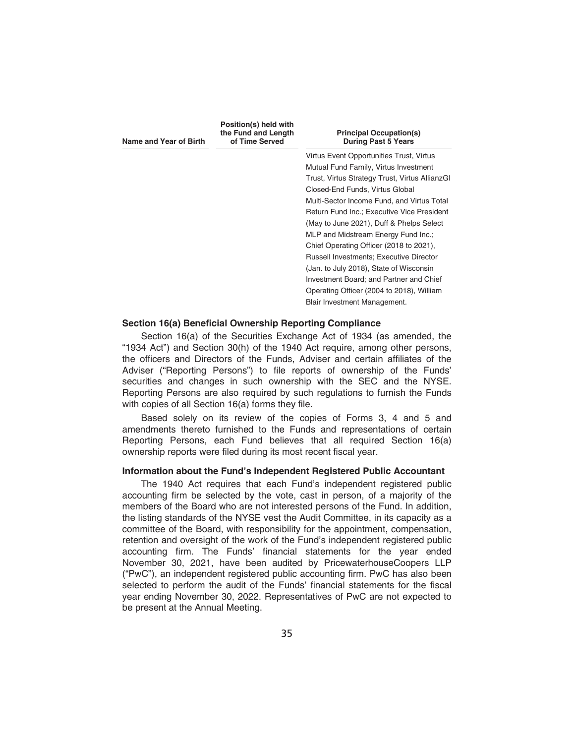| Name and Year of Birth | Position(s) held with the Fund and Length of Time Served | Principal Occupation(s) During Past 5 Years |
|---|---|---|
| | | Virtus Event Opportunities Trust, Virtus Mutual Fund Family, Virtus Investment Trust, Virtus Strategy Trust, Virtus AllianzGI Closed-End Funds, Virtus Global Multi-Sector Income Fund, and Virtus Total Return Fund Inc.; Executive Vice President (May to June 2021), Duff & Phelps Select MLP and Midstream Energy Fund Inc.; Chief Operating Officer (2018 to 2021), Russell Investments; Executive Director (Jan. to July 2018), State of Wisconsin Investment Board; and Partner and Chief Operating Officer (2004 to 2018), William Blair Investment Management. |

**Section 16(a) Beneficial Ownership Reporting Compliance**

Section 16(a) of the Securities Exchange Act of 1934 (as amended, the "1934 Act") and Section 30(h) of the 1940 Act require, among other persons, the officers and Directors of the Funds, Adviser and certain affiliates of the Adviser ("Reporting Persons") to file reports of ownership of the Funds' securities and changes in such ownership with the SEC and the NYSE. Reporting Persons are also required by such regulations to furnish the Funds with copies of all Section 16(a) forms they file.

Based solely on its review of the copies of Forms 3, 4 and 5 and amendments thereto furnished to the Funds and representations of certain Reporting Persons, each Fund believes that all required Section 16(a) ownership reports were filed during its most recent fiscal year.

**Information about the Fund's Independent Registered Public Accountant**

The 1940 Act requires that each Fund's independent registered public accounting firm be selected by the vote, cast in person, of a majority of the members of the Board who are not interested persons of the Fund. In addition, the listing standards of the NYSE vest the Audit Committee, in its capacity as a committee of the Board, with responsibility for the appointment, compensation, retention and oversight of the work of the Fund's independent registered public accounting firm. The Funds' financial statements for the year ended November 30, 2021, have been audited by PricewaterhouseCoopers LLP ("PwC"), an independent registered public accounting firm. PwC has also been selected to perform the audit of the Funds' financial statements for the fiscal year ending November 30, 2022. Representatives of PwC are not expected to be present at the Annual Meeting.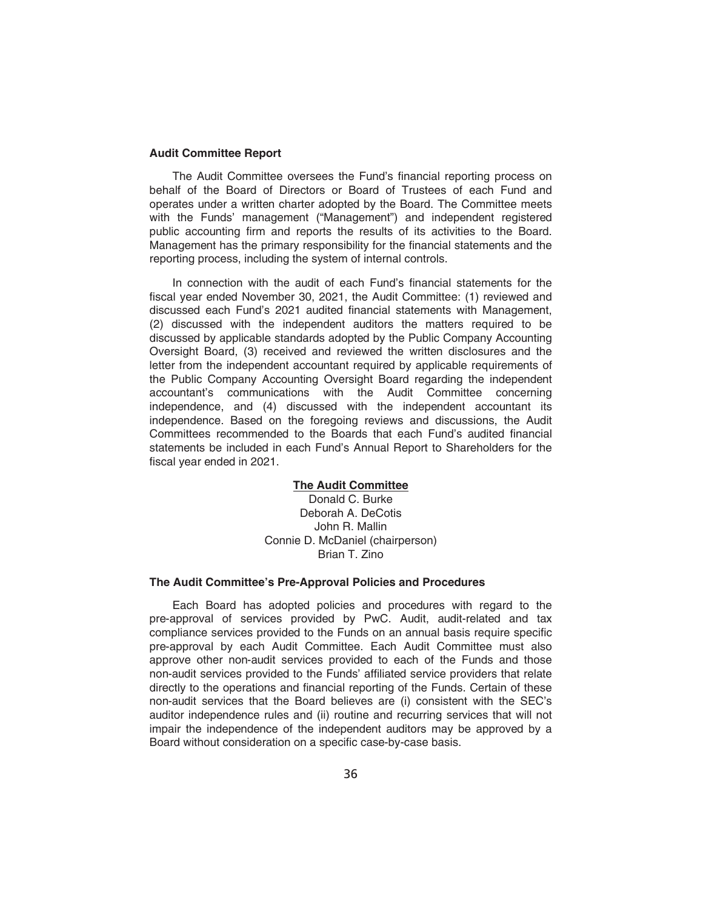### Audit Committee Report

The Audit Committee oversees the Fund's financial reporting process on behalf of the Board of Directors or Board of Trustees of each Fund and operates under a written charter adopted by the Board. The Committee meets with the Funds' management ("Management") and independent registered public accounting firm and reports the results of its activities to the Board. Management has the primary responsibility for the financial statements and the reporting process, including the system of internal controls.

In connection with the audit of each Fund's financial statements for the fiscal year ended November 30, 2021, the Audit Committee: (1) reviewed and discussed each Fund's 2021 audited financial statements with Management, (2) discussed with the independent auditors the matters required to be discussed by applicable standards adopted by the Public Company Accounting Oversight Board, (3) received and reviewed the written disclosures and the letter from the independent accountant required by applicable requirements of the Public Company Accounting Oversight Board regarding the independent accountant's communications with the Audit Committee concerning independence, and (4) discussed with the independent accountant its independence. Based on the foregoing reviews and discussions, the Audit Committees recommended to the Boards that each Fund's audited financial statements be included in each Fund's Annual Report to Shareholders for the fiscal year ended in 2021.

**The Audit Committee**

Donald C. Burke
Deborah A. DeCotis
John R. Mallin
Connie D. McDaniel (chairperson)
Brian T. Zino

### The Audit Committee's Pre-Approval Policies and Procedures

Each Board has adopted policies and procedures with regard to the pre-approval of services provided by PwC. Audit, audit-related and tax compliance services provided to the Funds on an annual basis require specific pre-approval by each Audit Committee. Each Audit Committee must also approve other non-audit services provided to each of the Funds and those non-audit services provided to the Funds' affiliated service providers that relate directly to the operations and financial reporting of the Funds. Certain of these non-audit services that the Board believes are (i) consistent with the SEC's auditor independence rules and (ii) routine and recurring services that will not impair the independence of the independent auditors may be approved by a Board without consideration on a specific case-by-case basis.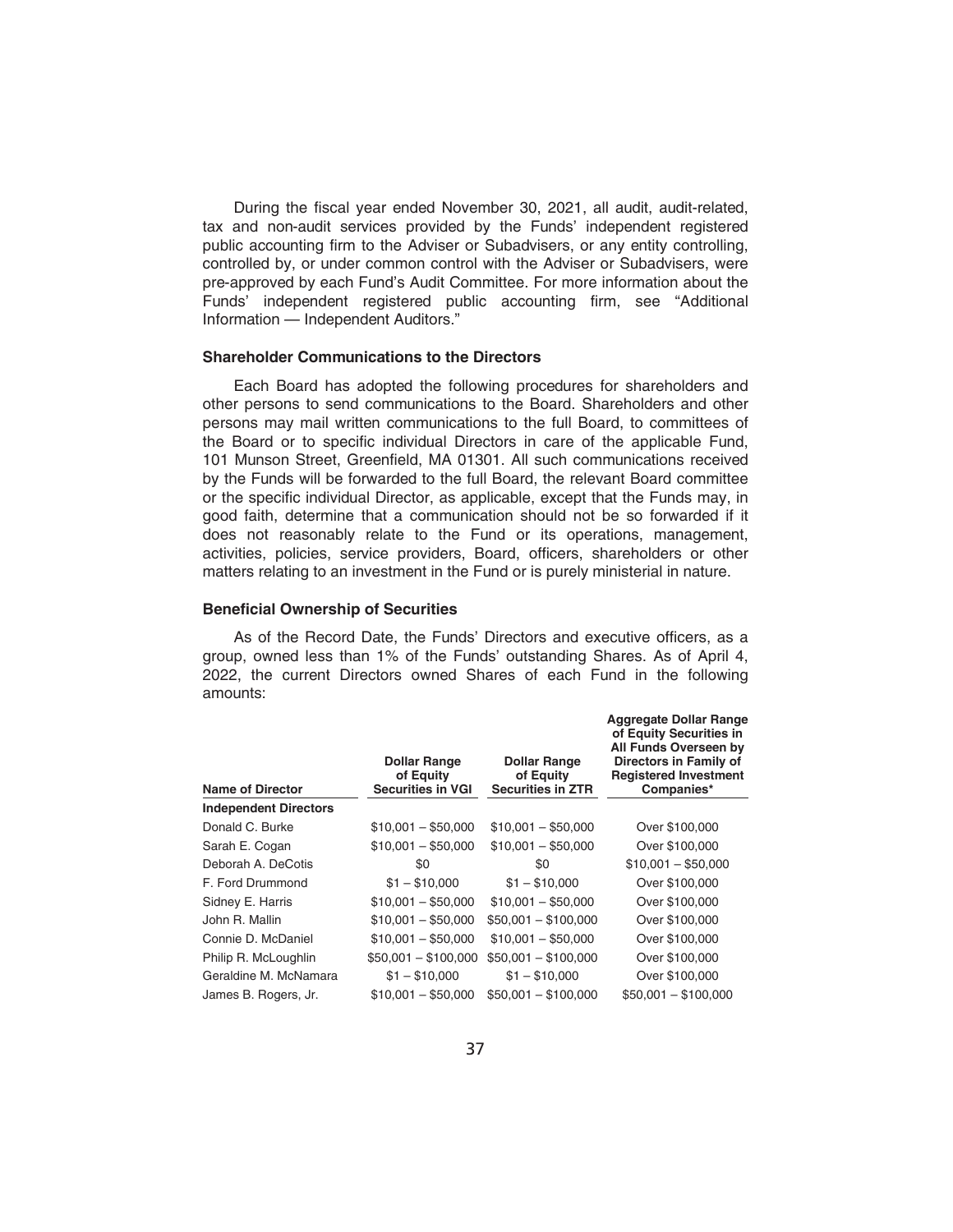During the fiscal year ended November 30, 2021, all audit, audit-related, tax and non-audit services provided by the Funds' independent registered public accounting firm to the Adviser or Subadvisers, or any entity controlling, controlled by, or under common control with the Adviser or Subadvisers, were pre-approved by each Fund's Audit Committee. For more information about the Funds' independent registered public accounting firm, see "Additional Information — Independent Auditors."

### Shareholder Communications to the Directors

Each Board has adopted the following procedures for shareholders and other persons to send communications to the Board. Shareholders and other persons may mail written communications to the full Board, to committees of the Board or to specific individual Directors in care of the applicable Fund, 101 Munson Street, Greenfield, MA 01301. All such communications received by the Funds will be forwarded to the full Board, the relevant Board committee or the specific individual Director, as applicable, except that the Funds may, in good faith, determine that a communication should not be so forwarded if it does not reasonably relate to the Fund or its operations, management, activities, policies, service providers, Board, officers, shareholders or other matters relating to an investment in the Fund or is purely ministerial in nature.

### Beneficial Ownership of Securities

As of the Record Date, the Funds' Directors and executive officers, as a group, owned less than 1% of the Funds' outstanding Shares. As of April 4, 2022, the current Directors owned Shares of each Fund in the following amounts:

| Name of Director | Dollar Range of Equity Securities in VGI | Dollar Range of Equity Securities in ZTR | Aggregate Dollar Range of Equity Securities in All Funds Overseen by Directors in Family of Registered Investment Companies* |
|---|---|---|---|
| **Independent Directors** | | | |
| Donald C. Burke | $10,001 – $50,000 | $10,001 – $50,000 | Over $100,000 |
| Sarah E. Cogan | $10,001 – $50,000 | $10,001 – $50,000 | Over $100,000 |
| Deborah A. DeCotis | $0 | $0 | $10,001 – $50,000 |
| F. Ford Drummond | $1 – $10,000 | $1 – $10,000 | Over $100,000 |
| Sidney E. Harris | $10,001 – $50,000 | $10,001 – $50,000 | Over $100,000 |
| John R. Mallin | $10,001 – $50,000 | $50,001 – $100,000 | Over $100,000 |
| Connie D. McDaniel | $10,001 – $50,000 | $10,001 – $50,000 | Over $100,000 |
| Philip R. McLoughlin | $50,001 – $100,000 | $50,001 – $100,000 | Over $100,000 |
| Geraldine M. McNamara | $1 – $10,000 | $1 – $10,000 | Over $100,000 |
| James B. Rogers, Jr. | $10,001 – $50,000 | $50,001 – $100,000 | $50,001 – $100,000 |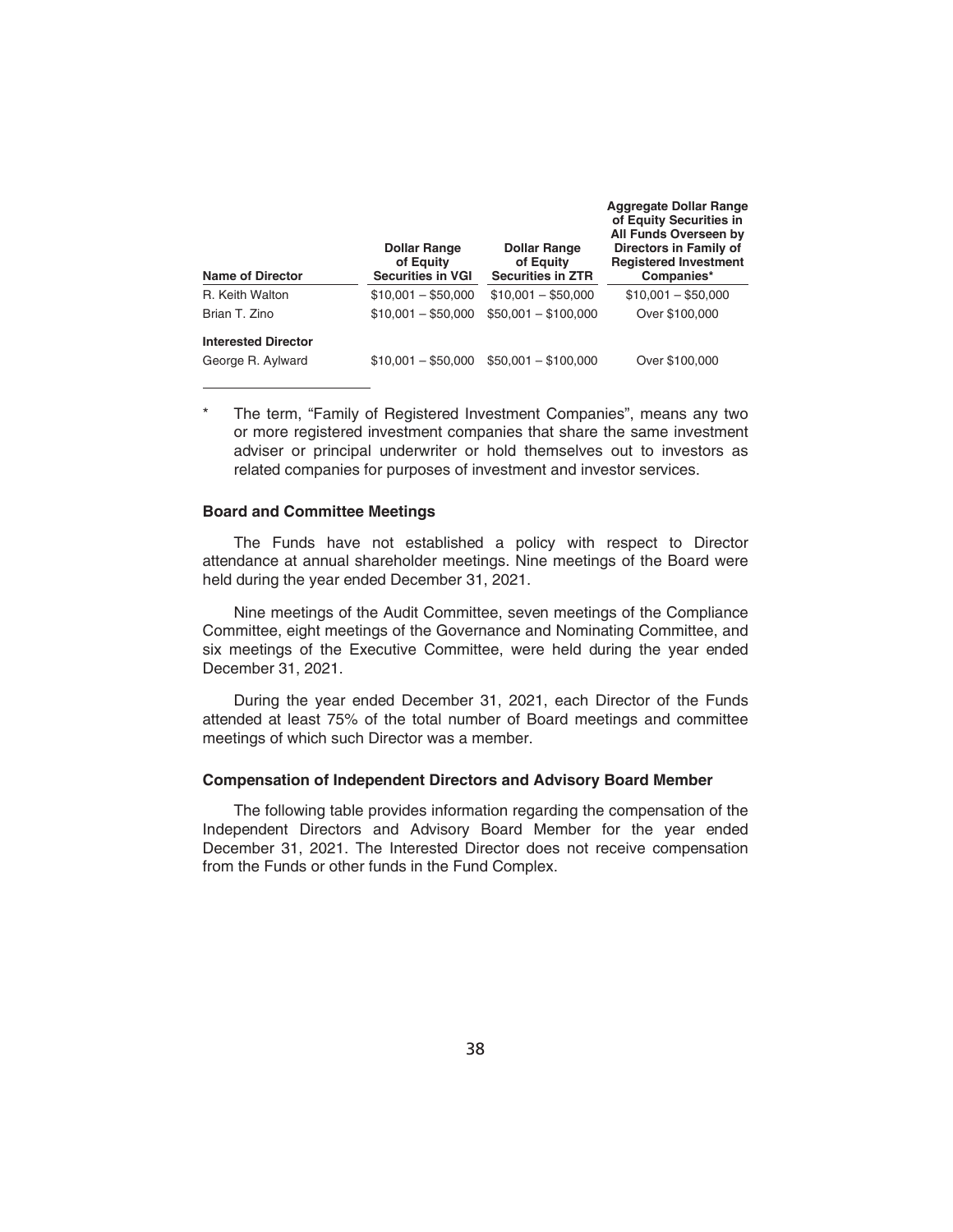| Name of Director | Dollar Range of Equity Securities in VGI | Dollar Range of Equity Securities in ZTR | Aggregate Dollar Range of Equity Securities in All Funds Overseen by Directors in Family of Registered Investment Companies* |
|---|---|---|---|
| R. Keith Walton | $10,001 – $50,000 | $10,001 – $50,000 | $10,001 – $50,000 |
| Brian T. Zino | $10,001 – $50,000 | $50,001 – $100,000 | Over $100,000 |
| **Interested Director** | | | |
| George R. Aylward | $10,001 – $50,000 | $50,001 – $100,000 | Over $100,000 |

\* The term, "Family of Registered Investment Companies", means any two or more registered investment companies that share the same investment adviser or principal underwriter or hold themselves out to investors as related companies for purposes of investment and investor services.

### Board and Committee Meetings

The Funds have not established a policy with respect to Director attendance at annual shareholder meetings. Nine meetings of the Board were held during the year ended December 31, 2021.

Nine meetings of the Audit Committee, seven meetings of the Compliance Committee, eight meetings of the Governance and Nominating Committee, and six meetings of the Executive Committee, were held during the year ended December 31, 2021.

During the year ended December 31, 2021, each Director of the Funds attended at least 75% of the total number of Board meetings and committee meetings of which such Director was a member.

### Compensation of Independent Directors and Advisory Board Member

The following table provides information regarding the compensation of the Independent Directors and Advisory Board Member for the year ended December 31, 2021. The Interested Director does not receive compensation from the Funds or other funds in the Fund Complex.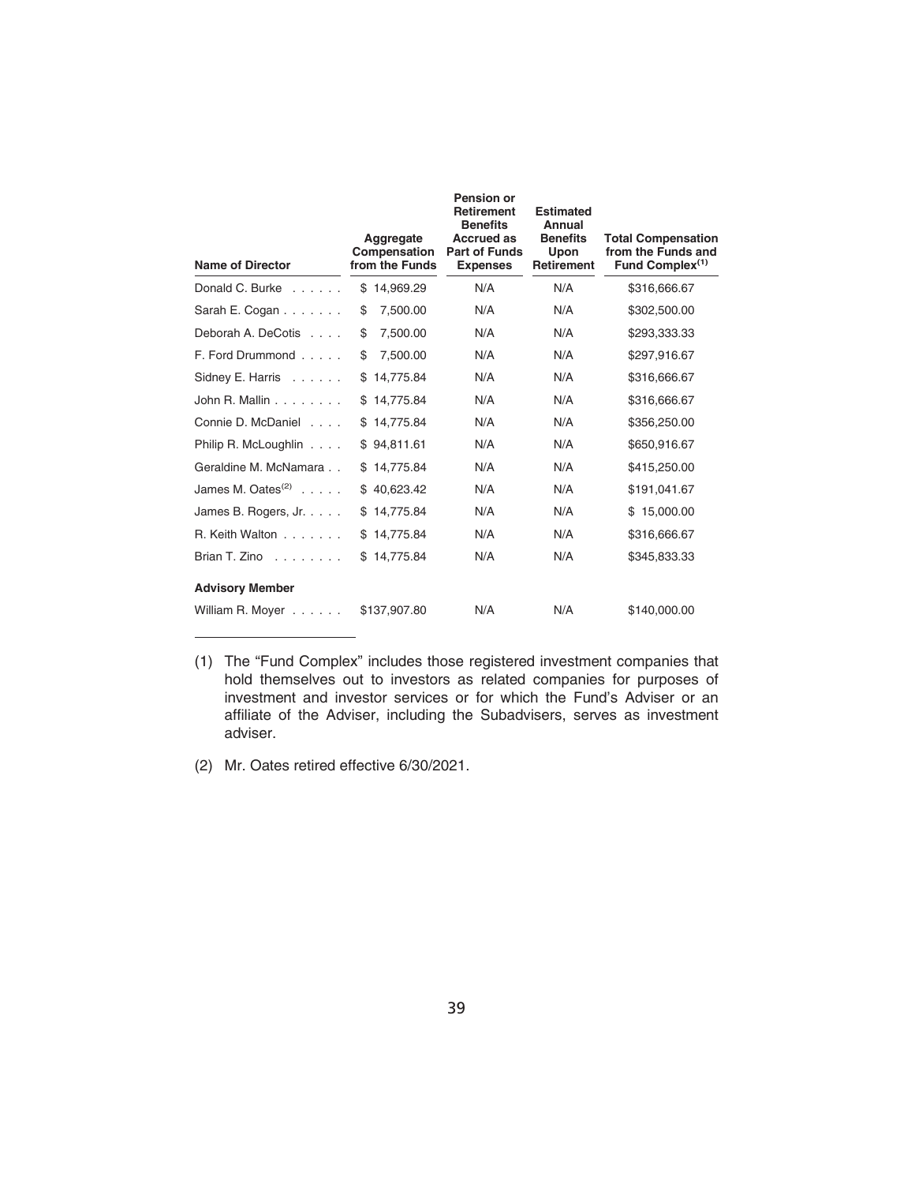| Name of Director | Aggregate Compensation from the Funds | Pension or Retirement Benefits Accrued as Part of Funds Expenses | Estimated Annual Benefits Upon Retirement | Total Compensation from the Funds and Fund Complex[(1)] |
|---|---|---|---|---|
| Donald C. Burke | $ 14,969.29 | N/A | N/A | $316,666.67 |
| Sarah E. Cogan | $ 7,500.00 | N/A | N/A | $302,500.00 |
| Deborah A. DeCotis | $ 7,500.00 | N/A | N/A | $293,333.33 |
| F. Ford Drummond | $ 7,500.00 | N/A | N/A | $297,916.67 |
| Sidney E. Harris | $ 14,775.84 | N/A | N/A | $316,666.67 |
| John R. Mallin | $ 14,775.84 | N/A | N/A | $316,666.67 |
| Connie D. McDaniel | $ 14,775.84 | N/A | N/A | $356,250.00 |
| Philip R. McLoughlin | $ 94,811.61 | N/A | N/A | $650,916.67 |
| Geraldine M. McNamara | $ 14,775.84 | N/A | N/A | $415,250.00 |
| James M. Oates[(2)] | $ 40,623.42 | N/A | N/A | $191,041.67 |
| James B. Rogers, Jr. | $ 14,775.84 | N/A | N/A | $ 15,000.00 |
| R. Keith Walton | $ 14,775.84 | N/A | N/A | $316,666.67 |
| Brian T. Zino | $ 14,775.84 | N/A | N/A | $345,833.33 |
| **Advisory Member** | | | | |
| William R. Moyer | $137,907.80 | N/A | N/A | $140,000.00 |

(1) The "Fund Complex" includes those registered investment companies that hold themselves out to investors as related companies for purposes of investment and investor services or for which the Fund's Adviser or an affiliate of the Adviser, including the Subadvisers, serves as investment adviser.

(2) Mr. Oates retired effective 6/30/2021.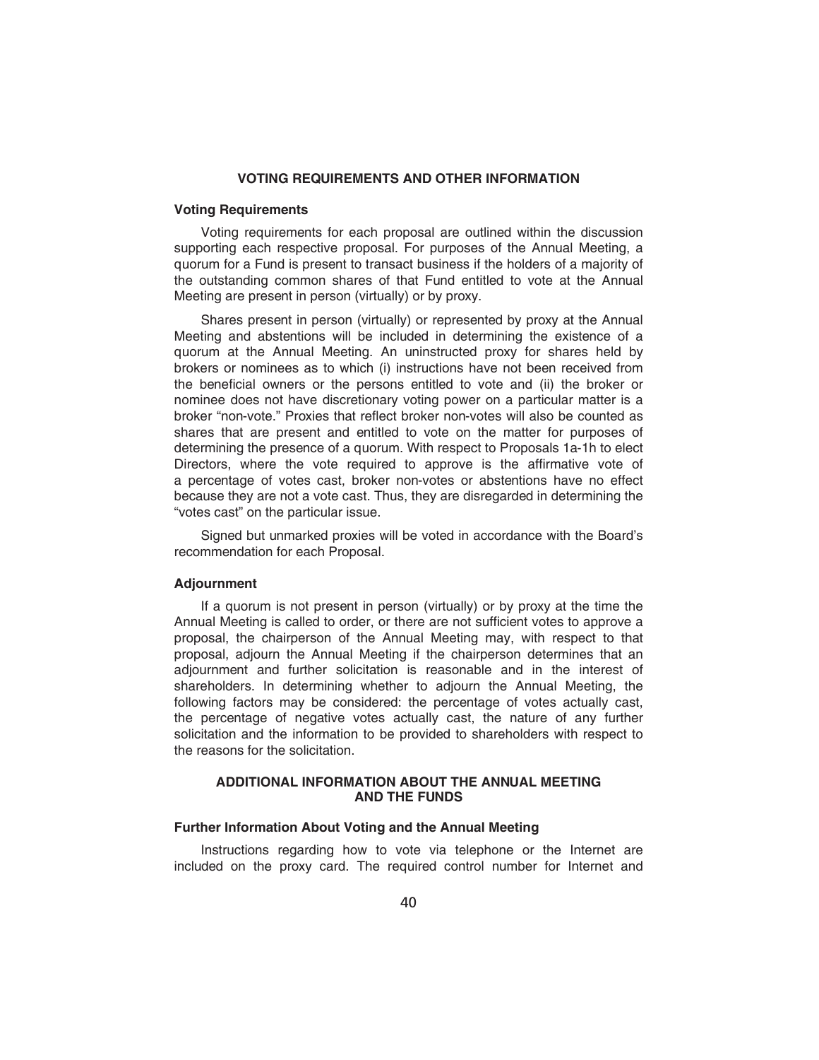## VOTING REQUIREMENTS AND OTHER INFORMATION

### Voting Requirements

Voting requirements for each proposal are outlined within the discussion supporting each respective proposal. For purposes of the Annual Meeting, a quorum for a Fund is present to transact business if the holders of a majority of the outstanding common shares of that Fund entitled to vote at the Annual Meeting are present in person (virtually) or by proxy.

Shares present in person (virtually) or represented by proxy at the Annual Meeting and abstentions will be included in determining the existence of a quorum at the Annual Meeting. An uninstructed proxy for shares held by brokers or nominees as to which (i) instructions have not been received from the beneficial owners or the persons entitled to vote and (ii) the broker or nominee does not have discretionary voting power on a particular matter is a broker "non-vote." Proxies that reflect broker non-votes will also be counted as shares that are present and entitled to vote on the matter for purposes of determining the presence of a quorum. With respect to Proposals 1a-1h to elect Directors, where the vote required to approve is the affirmative vote of a percentage of votes cast, broker non-votes or abstentions have no effect because they are not a vote cast. Thus, they are disregarded in determining the "votes cast" on the particular issue.

Signed but unmarked proxies will be voted in accordance with the Board's recommendation for each Proposal.

### Adjournment

If a quorum is not present in person (virtually) or by proxy at the time the Annual Meeting is called to order, or there are not sufficient votes to approve a proposal, the chairperson of the Annual Meeting may, with respect to that proposal, adjourn the Annual Meeting if the chairperson determines that an adjournment and further solicitation is reasonable and in the interest of shareholders. In determining whether to adjourn the Annual Meeting, the following factors may be considered: the percentage of votes actually cast, the percentage of negative votes actually cast, the nature of any further solicitation and the information to be provided to shareholders with respect to the reasons for the solicitation.

## ADDITIONAL INFORMATION ABOUT THE ANNUAL MEETING AND THE FUNDS

### Further Information About Voting and the Annual Meeting

Instructions regarding how to vote via telephone or the Internet are included on the proxy card. The required control number for Internet and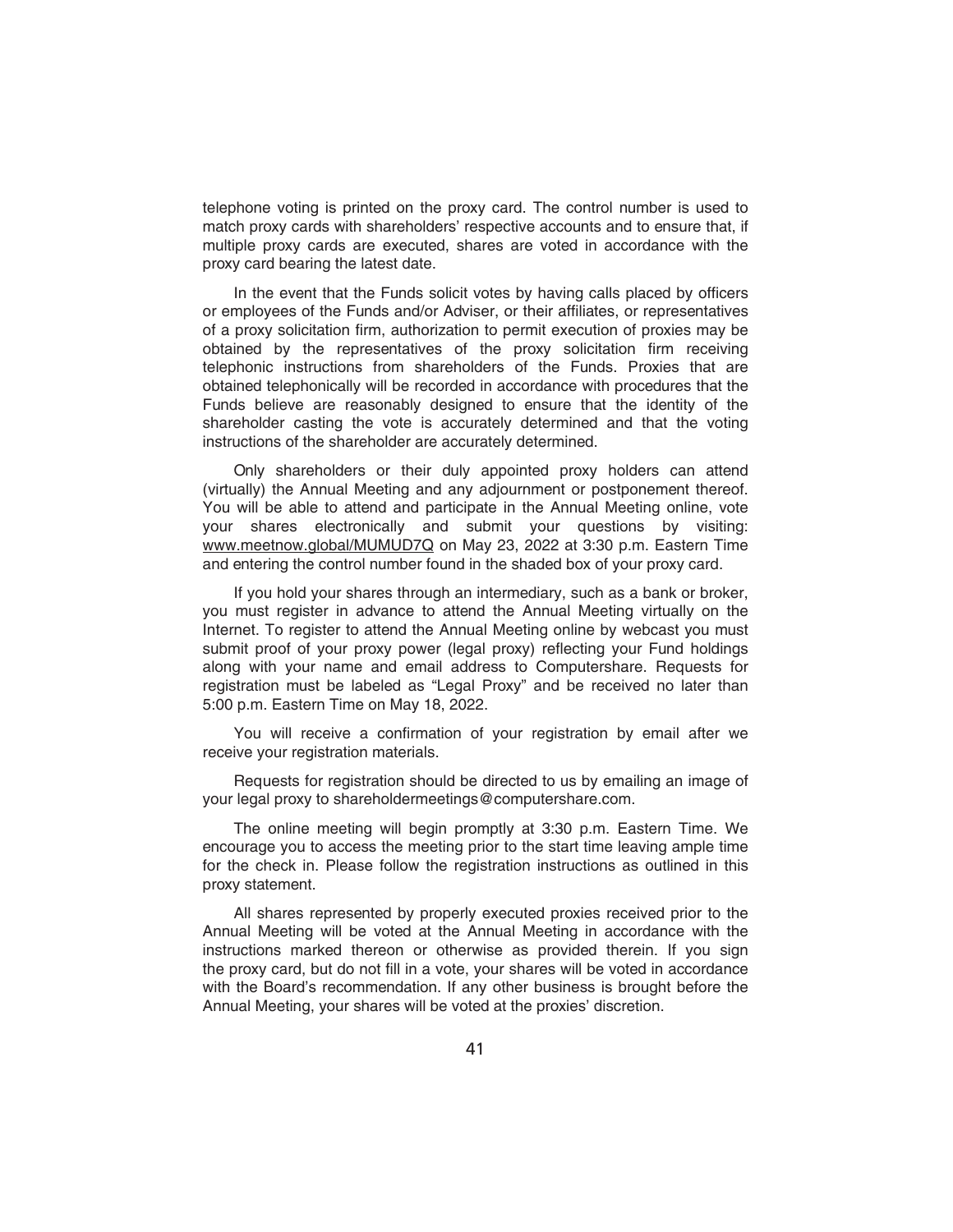telephone voting is printed on the proxy card. The control number is used to match proxy cards with shareholders' respective accounts and to ensure that, if multiple proxy cards are executed, shares are voted in accordance with the proxy card bearing the latest date.

In the event that the Funds solicit votes by having calls placed by officers or employees of the Funds and/or Adviser, or their affiliates, or representatives of a proxy solicitation firm, authorization to permit execution of proxies may be obtained by the representatives of the proxy solicitation firm receiving telephonic instructions from shareholders of the Funds. Proxies that are obtained telephonically will be recorded in accordance with procedures that the Funds believe are reasonably designed to ensure that the identity of the shareholder casting the vote is accurately determined and that the voting instructions of the shareholder are accurately determined.

Only shareholders or their duly appointed proxy holders can attend (virtually) the Annual Meeting and any adjournment or postponement thereof. You will be able to attend and participate in the Annual Meeting online, vote your shares electronically and submit your questions by visiting: www.meetnow.global/MUMUD7Q on May 23, 2022 at 3:30 p.m. Eastern Time and entering the control number found in the shaded box of your proxy card.

If you hold your shares through an intermediary, such as a bank or broker, you must register in advance to attend the Annual Meeting virtually on the Internet. To register to attend the Annual Meeting online by webcast you must submit proof of your proxy power (legal proxy) reflecting your Fund holdings along with your name and email address to Computershare. Requests for registration must be labeled as "Legal Proxy" and be received no later than 5:00 p.m. Eastern Time on May 18, 2022.

You will receive a confirmation of your registration by email after we receive your registration materials.

Requests for registration should be directed to us by emailing an image of your legal proxy to shareholdermeetings@computershare.com.

The online meeting will begin promptly at 3:30 p.m. Eastern Time. We encourage you to access the meeting prior to the start time leaving ample time for the check in. Please follow the registration instructions as outlined in this proxy statement.

All shares represented by properly executed proxies received prior to the Annual Meeting will be voted at the Annual Meeting in accordance with the instructions marked thereon or otherwise as provided therein. If you sign the proxy card, but do not fill in a vote, your shares will be voted in accordance with the Board's recommendation. If any other business is brought before the Annual Meeting, your shares will be voted at the proxies' discretion.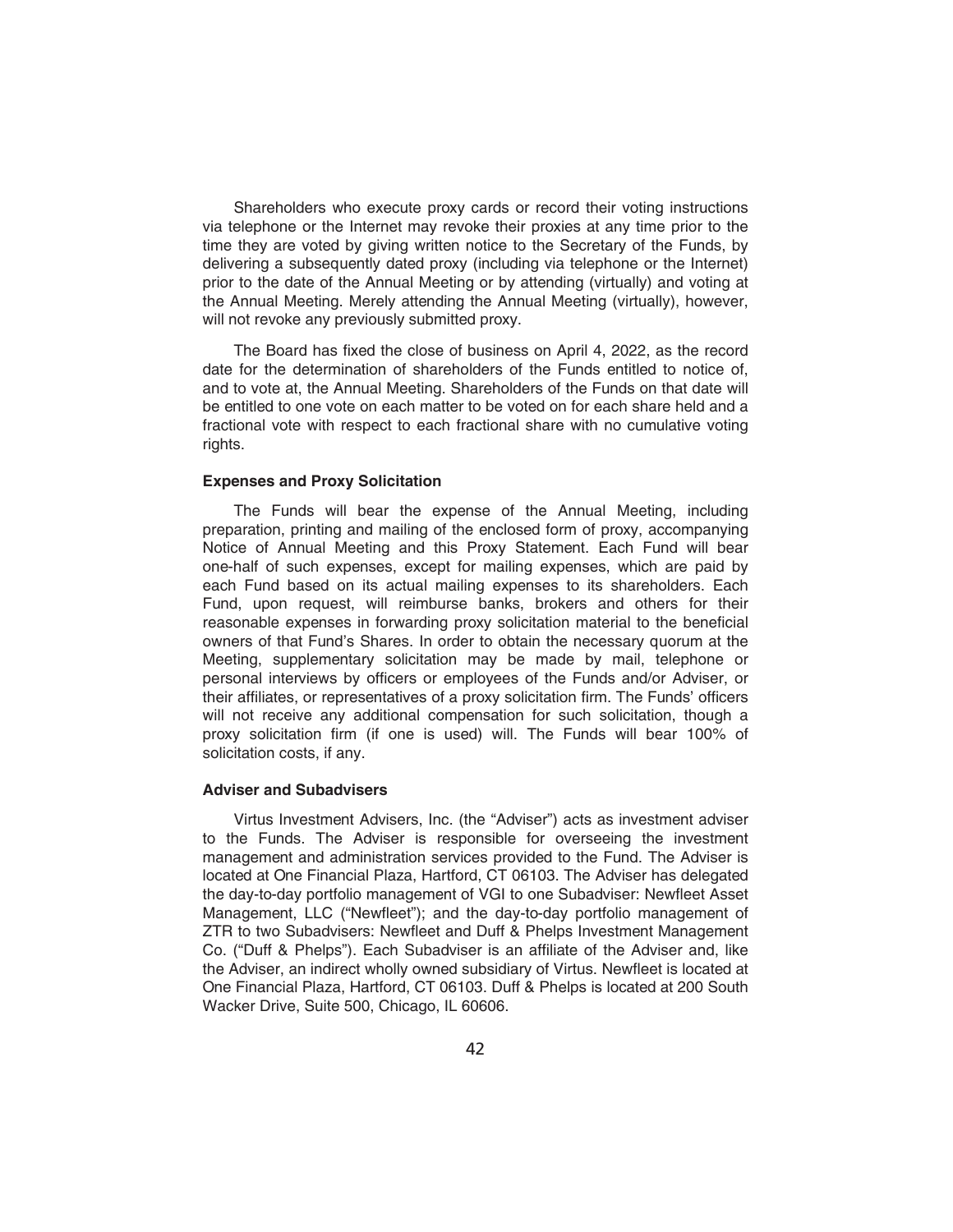Shareholders who execute proxy cards or record their voting instructions via telephone or the Internet may revoke their proxies at any time prior to the time they are voted by giving written notice to the Secretary of the Funds, by delivering a subsequently dated proxy (including via telephone or the Internet) prior to the date of the Annual Meeting or by attending (virtually) and voting at the Annual Meeting. Merely attending the Annual Meeting (virtually), however, will not revoke any previously submitted proxy.

The Board has fixed the close of business on April 4, 2022, as the record date for the determination of shareholders of the Funds entitled to notice of, and to vote at, the Annual Meeting. Shareholders of the Funds on that date will be entitled to one vote on each matter to be voted on for each share held and a fractional vote with respect to each fractional share with no cumulative voting rights.

**Expenses and Proxy Solicitation**

The Funds will bear the expense of the Annual Meeting, including preparation, printing and mailing of the enclosed form of proxy, accompanying Notice of Annual Meeting and this Proxy Statement. Each Fund will bear one-half of such expenses, except for mailing expenses, which are paid by each Fund based on its actual mailing expenses to its shareholders. Each Fund, upon request, will reimburse banks, brokers and others for their reasonable expenses in forwarding proxy solicitation material to the beneficial owners of that Fund's Shares. In order to obtain the necessary quorum at the Meeting, supplementary solicitation may be made by mail, telephone or personal interviews by officers or employees of the Funds and/or Adviser, or their affiliates, or representatives of a proxy solicitation firm. The Funds' officers will not receive any additional compensation for such solicitation, though a proxy solicitation firm (if one is used) will. The Funds will bear 100% of solicitation costs, if any.

**Adviser and Subadvisers**

Virtus Investment Advisers, Inc. (the "Adviser") acts as investment adviser to the Funds. The Adviser is responsible for overseeing the investment management and administration services provided to the Fund. The Adviser is located at One Financial Plaza, Hartford, CT 06103. The Adviser has delegated the day-to-day portfolio management of VGI to one Subadviser: Newfleet Asset Management, LLC ("Newfleet"); and the day-to-day portfolio management of ZTR to two Subadvisers: Newfleet and Duff & Phelps Investment Management Co. ("Duff & Phelps"). Each Subadviser is an affiliate of the Adviser and, like the Adviser, an indirect wholly owned subsidiary of Virtus. Newfleet is located at One Financial Plaza, Hartford, CT 06103. Duff & Phelps is located at 200 South Wacker Drive, Suite 500, Chicago, IL 60606.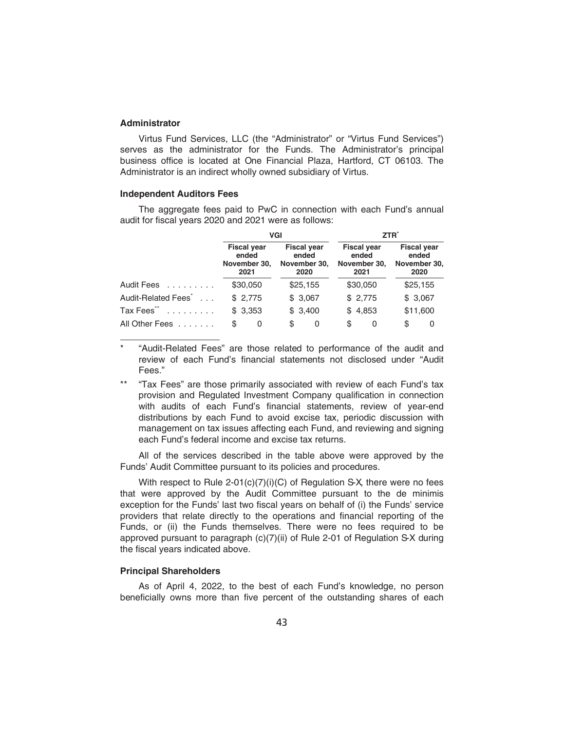### Administrator

Virtus Fund Services, LLC (the "Administrator" or "Virtus Fund Services") serves as the administrator for the Funds. The Administrator's principal business office is located at One Financial Plaza, Hartford, CT 06103. The Administrator is an indirect wholly owned subsidiary of Virtus.

### Independent Auditors Fees

The aggregate fees paid to PwC in connection with each Fund's annual audit for fiscal years 2020 and 2021 were as follows:

| | VGI | | ZTR* | |
|---|---|---|---|---|
| | Fiscal year ended November 30, 2021 | Fiscal year ended November 30, 2020 | Fiscal year ended November 30, 2021 | Fiscal year ended November 30, 2020 |
| Audit Fees | $30,050 | $25,155 | $30,050 | $25,155 |
| Audit-Related Fees* | $ 2,775 | $ 3,067 | $ 2,775 | $ 3,067 |
| Tax Fees** | $ 3,353 | $ 3,400 | $ 4,853 | $11,600 |
| All Other Fees | $ 0 | $ 0 | $ 0 | $ 0 |

\* "Audit-Related Fees" are those related to performance of the audit and review of each Fund's financial statements not disclosed under "Audit Fees."

\*\* "Tax Fees" are those primarily associated with review of each Fund's tax provision and Regulated Investment Company qualification in connection with audits of each Fund's financial statements, review of year-end distributions by each Fund to avoid excise tax, periodic discussion with management on tax issues affecting each Fund, and reviewing and signing each Fund's federal income and excise tax returns.

All of the services described in the table above were approved by the Funds' Audit Committee pursuant to its policies and procedures.

With respect to Rule 2-01(c)(7)(i)(C) of Regulation S-X, there were no fees that were approved by the Audit Committee pursuant to the de minimis exception for the Funds' last two fiscal years on behalf of (i) the Funds' service providers that relate directly to the operations and financial reporting of the Funds, or (ii) the Funds themselves. There were no fees required to be approved pursuant to paragraph (c)(7)(ii) of Rule 2-01 of Regulation S-X during the fiscal years indicated above.

### Principal Shareholders

As of April 4, 2022, to the best of each Fund's knowledge, no person beneficially owns more than five percent of the outstanding shares of each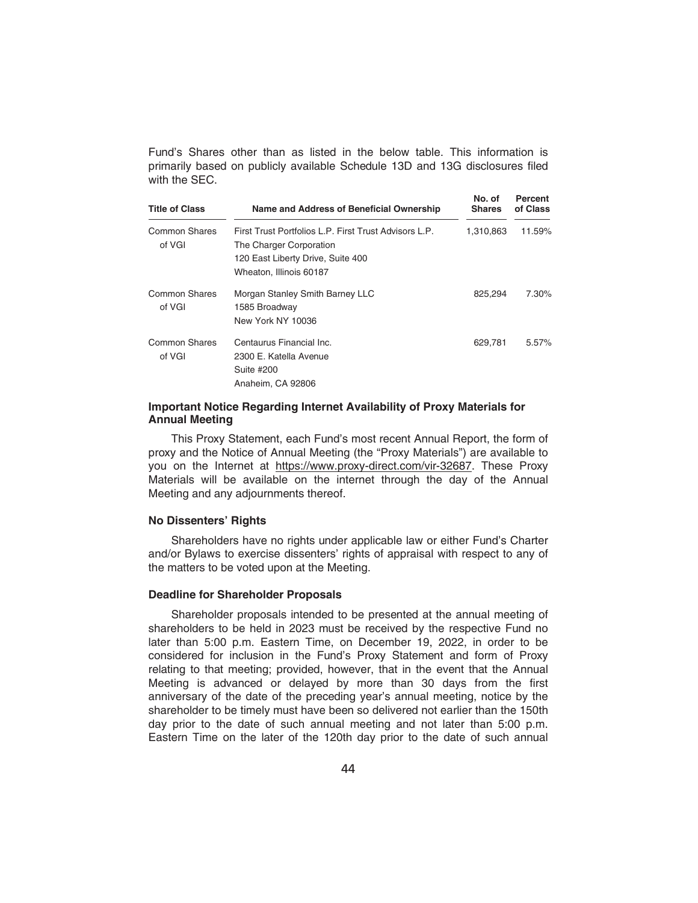Fund's Shares other than as listed in the below table. This information is primarily based on publicly available Schedule 13D and 13G disclosures filed with the SEC.

| Title of Class | Name and Address of Beneficial Ownership | No. of Shares | Percent of Class |
|---|---|---|---|
| Common Shares of VGI | First Trust Portfolios L.P. First Trust Advisors L.P. The Charger Corporation 120 East Liberty Drive, Suite 400 Wheaton, Illinois 60187 | 1,310,863 | 11.59% |
| Common Shares of VGI | Morgan Stanley Smith Barney LLC 1585 Broadway New York NY 10036 | 825,294 | 7.30% |
| Common Shares of VGI | Centaurus Financial Inc. 2300 E. Katella Avenue Suite #200 Anaheim, CA 92806 | 629,781 | 5.57% |

**Important Notice Regarding Internet Availability of Proxy Materials for Annual Meeting**

This Proxy Statement, each Fund's most recent Annual Report, the form of proxy and the Notice of Annual Meeting (the "Proxy Materials") are available to you on the Internet at https://www.proxy-direct.com/vir-32687. These Proxy Materials will be available on the internet through the day of the Annual Meeting and any adjournments thereof.

**No Dissenters' Rights**

Shareholders have no rights under applicable law or either Fund's Charter and/or Bylaws to exercise dissenters' rights of appraisal with respect to any of the matters to be voted upon at the Meeting.

**Deadline for Shareholder Proposals**

Shareholder proposals intended to be presented at the annual meeting of shareholders to be held in 2023 must be received by the respective Fund no later than 5:00 p.m. Eastern Time, on December 19, 2022, in order to be considered for inclusion in the Fund's Proxy Statement and form of Proxy relating to that meeting; provided, however, that in the event that the Annual Meeting is advanced or delayed by more than 30 days from the first anniversary of the date of the preceding year's annual meeting, notice by the shareholder to be timely must have been so delivered not earlier than the 150th day prior to the date of such annual meeting and not later than 5:00 p.m. Eastern Time on the later of the 120th day prior to the date of such annual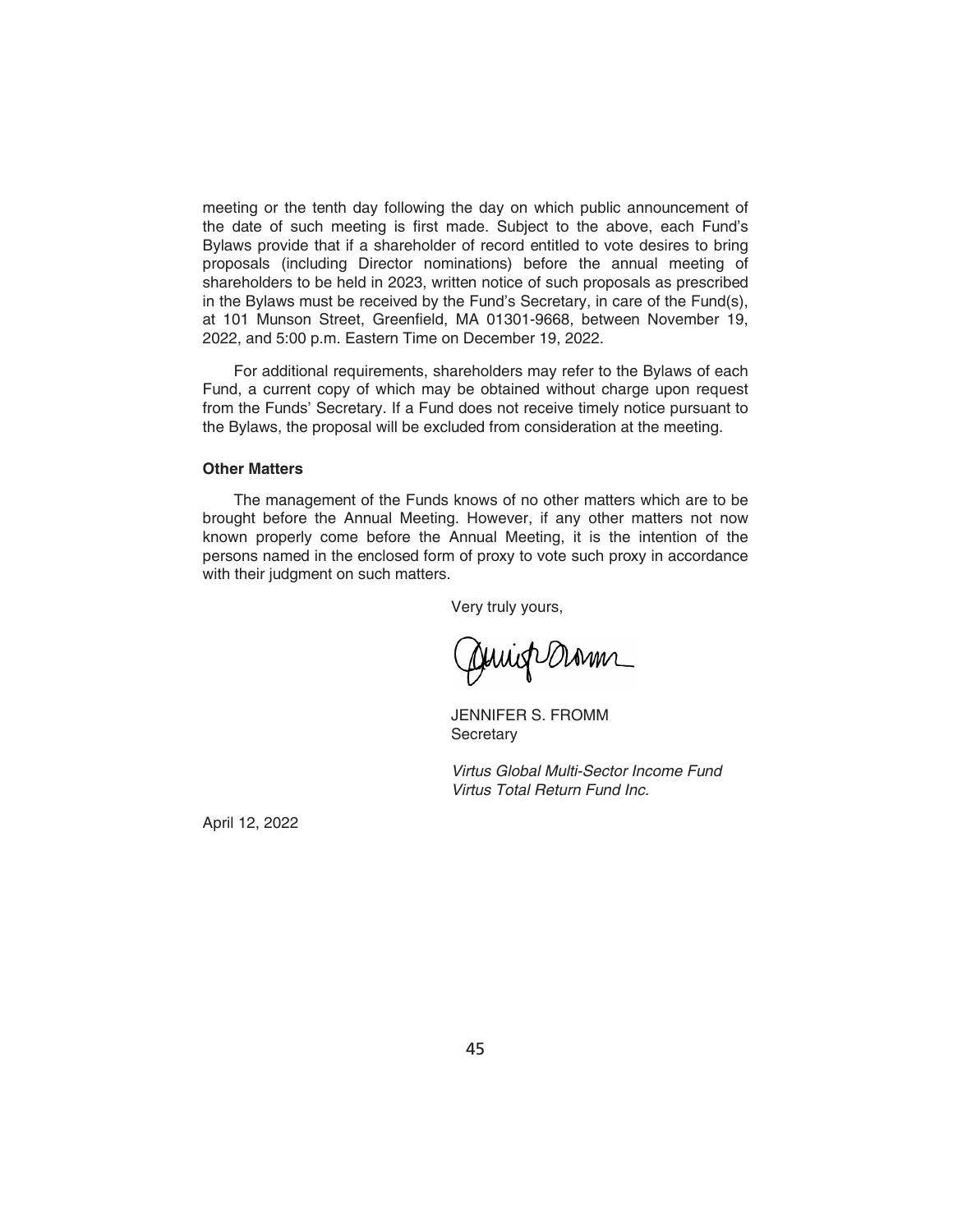meeting or the tenth day following the day on which public announcement of the date of such meeting is first made. Subject to the above, each Fund's Bylaws provide that if a shareholder of record entitled to vote desires to bring proposals (including Director nominations) before the annual meeting of shareholders to be held in 2023, written notice of such proposals as prescribed in the Bylaws must be received by the Fund's Secretary, in care of the Fund(s), at 101 Munson Street, Greenfield, MA 01301-9668, between November 19, 2022, and 5:00 p.m. Eastern Time on December 19, 2022.

For additional requirements, shareholders may refer to the Bylaws of each Fund, a current copy of which may be obtained without charge upon request from the Funds' Secretary. If a Fund does not receive timely notice pursuant to the Bylaws, the proposal will be excluded from consideration at the meeting.

**Other Matters**

The management of the Funds knows of no other matters which are to be brought before the Annual Meeting. However, if any other matters not now known properly come before the Annual Meeting, it is the intention of the persons named in the enclosed form of proxy to vote such proxy in accordance with their judgment on such matters.

Very truly yours,

JENNIFER S. FROMM
Secretary

*Virtus Global Multi-Sector Income Fund*
*Virtus Total Return Fund Inc.*

April 12, 2022